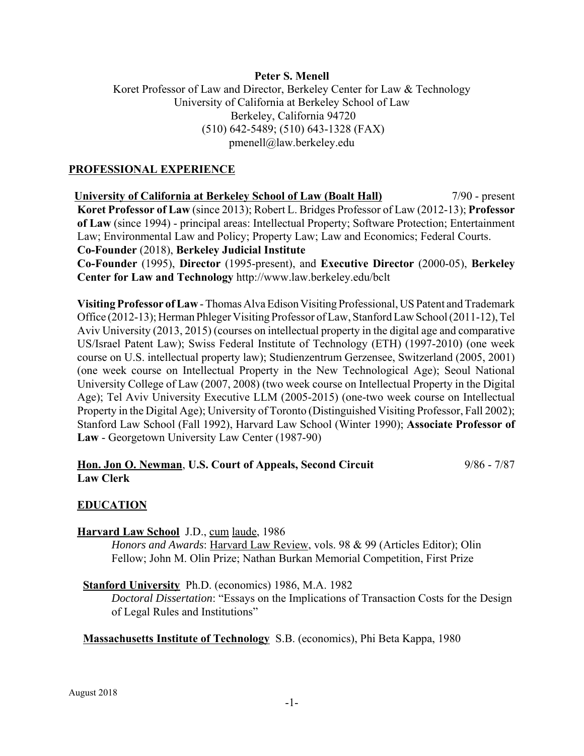**Peter S. Menell**

Koret Professor of Law and Director, Berkeley Center for Law & Technology
University of California at Berkeley School of Law
Berkeley, California 94720
(510) 642-5489; (510) 643-1328 (FAX)
pmenell@law.berkeley.edu

## PROFESSIONAL EXPERIENCE

**University of California at Berkeley School of Law (Boalt Hall)** 7/90 - present

**Koret Professor of Law** (since 2013); Robert L. Bridges Professor of Law (2012-13); **Professor of Law** (since 1994) - principal areas: Intellectual Property; Software Protection; Entertainment Law; Environmental Law and Policy; Property Law; Law and Economics; Federal Courts.
**Co-Founder** (2018), **Berkeley Judicial Institute**
**Co-Founder** (1995), **Director** (1995-present), and **Executive Director** (2000-05), **Berkeley Center for Law and Technology** http://www.law.berkeley.edu/bclt

**Visiting Professor of Law** - Thomas Alva Edison Visiting Professional, US Patent and Trademark Office (2012-13); Herman Phleger Visiting Professor of Law, Stanford Law School (2011-12), Tel Aviv University (2013, 2015) (courses on intellectual property in the digital age and comparative US/Israel Patent Law); Swiss Federal Institute of Technology (ETH) (1997-2010) (one week course on U.S. intellectual property law); Studienzentrum Gerzensee, Switzerland (2005, 2001) (one week course on Intellectual Property in the New Technological Age); Seoul National University College of Law (2007, 2008) (two week course on Intellectual Property in the Digital Age); Tel Aviv University Executive LLM (2005-2015) (one-two week course on Intellectual Property in the Digital Age); University of Toronto (Distinguished Visiting Professor, Fall 2002); Stanford Law School (Fall 1992), Harvard Law School (Winter 1990); **Associate Professor of Law** - Georgetown University Law Center (1987-90)

**Hon. Jon O. Newman, U.S. Court of Appeals, Second Circuit** 9/86 - 7/87
**Law Clerk**

## EDUCATION

**Harvard Law School** J.D., cum laude, 1986
*Honors and Awards*: Harvard Law Review, vols. 98 & 99 (Articles Editor); Olin Fellow; John M. Olin Prize; Nathan Burkan Memorial Competition, First Prize

**Stanford University** Ph.D. (economics) 1986, M.A. 1982
*Doctoral Dissertation*: "Essays on the Implications of Transaction Costs for the Design of Legal Rules and Institutions"

**Massachusetts Institute of Technology** S.B. (economics), Phi Beta Kappa, 1980

August 2018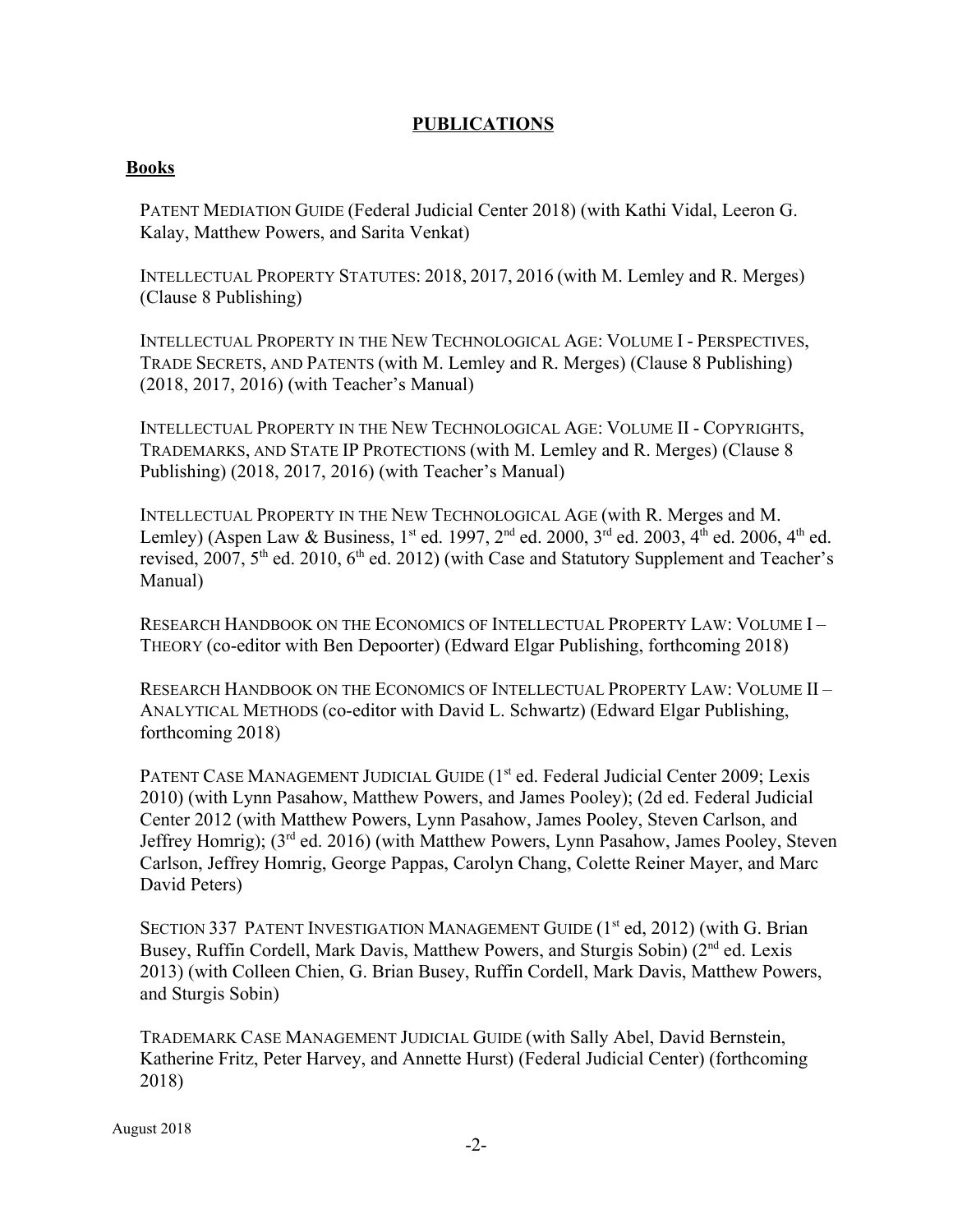## PUBLICATIONS

### Books

PATENT MEDIATION GUIDE (Federal Judicial Center 2018) (with Kathi Vidal, Leeron G. Kalay, Matthew Powers, and Sarita Venkat)

INTELLECTUAL PROPERTY STATUTES: 2018, 2017, 2016 (with M. Lemley and R. Merges) (Clause 8 Publishing)

INTELLECTUAL PROPERTY IN THE NEW TECHNOLOGICAL AGE: VOLUME I - PERSPECTIVES, TRADE SECRETS, AND PATENTS (with M. Lemley and R. Merges) (Clause 8 Publishing) (2018, 2017, 2016) (with Teacher's Manual)

INTELLECTUAL PROPERTY IN THE NEW TECHNOLOGICAL AGE: VOLUME II - COPYRIGHTS, TRADEMARKS, AND STATE IP PROTECTIONS (with M. Lemley and R. Merges) (Clause 8 Publishing) (2018, 2017, 2016) (with Teacher's Manual)

INTELLECTUAL PROPERTY IN THE NEW TECHNOLOGICAL AGE (with R. Merges and M. Lemley) (Aspen Law & Business, 1st ed. 1997, 2nd ed. 2000, 3rd ed. 2003, 4th ed. 2006, 4th ed. revised, 2007, 5th ed. 2010, 6th ed. 2012) (with Case and Statutory Supplement and Teacher's Manual)

RESEARCH HANDBOOK ON THE ECONOMICS OF INTELLECTUAL PROPERTY LAW: VOLUME I – THEORY (co-editor with Ben Depoorter) (Edward Elgar Publishing, forthcoming 2018)

RESEARCH HANDBOOK ON THE ECONOMICS OF INTELLECTUAL PROPERTY LAW: VOLUME II – ANALYTICAL METHODS (co-editor with David L. Schwartz) (Edward Elgar Publishing, forthcoming 2018)

PATENT CASE MANAGEMENT JUDICIAL GUIDE (1st ed. Federal Judicial Center 2009; Lexis 2010) (with Lynn Pasahow, Matthew Powers, and James Pooley); (2d ed. Federal Judicial Center 2012 (with Matthew Powers, Lynn Pasahow, James Pooley, Steven Carlson, and Jeffrey Homrig); (3rd ed. 2016) (with Matthew Powers, Lynn Pasahow, James Pooley, Steven Carlson, Jeffrey Homrig, George Pappas, Carolyn Chang, Colette Reiner Mayer, and Marc David Peters)

SECTION 337 PATENT INVESTIGATION MANAGEMENT GUIDE (1st ed, 2012) (with G. Brian Busey, Ruffin Cordell, Mark Davis, Matthew Powers, and Sturgis Sobin) (2nd ed. Lexis 2013) (with Colleen Chien, G. Brian Busey, Ruffin Cordell, Mark Davis, Matthew Powers, and Sturgis Sobin)

TRADEMARK CASE MANAGEMENT JUDICIAL GUIDE (with Sally Abel, David Bernstein, Katherine Fritz, Peter Harvey, and Annette Hurst) (Federal Judicial Center) (forthcoming 2018)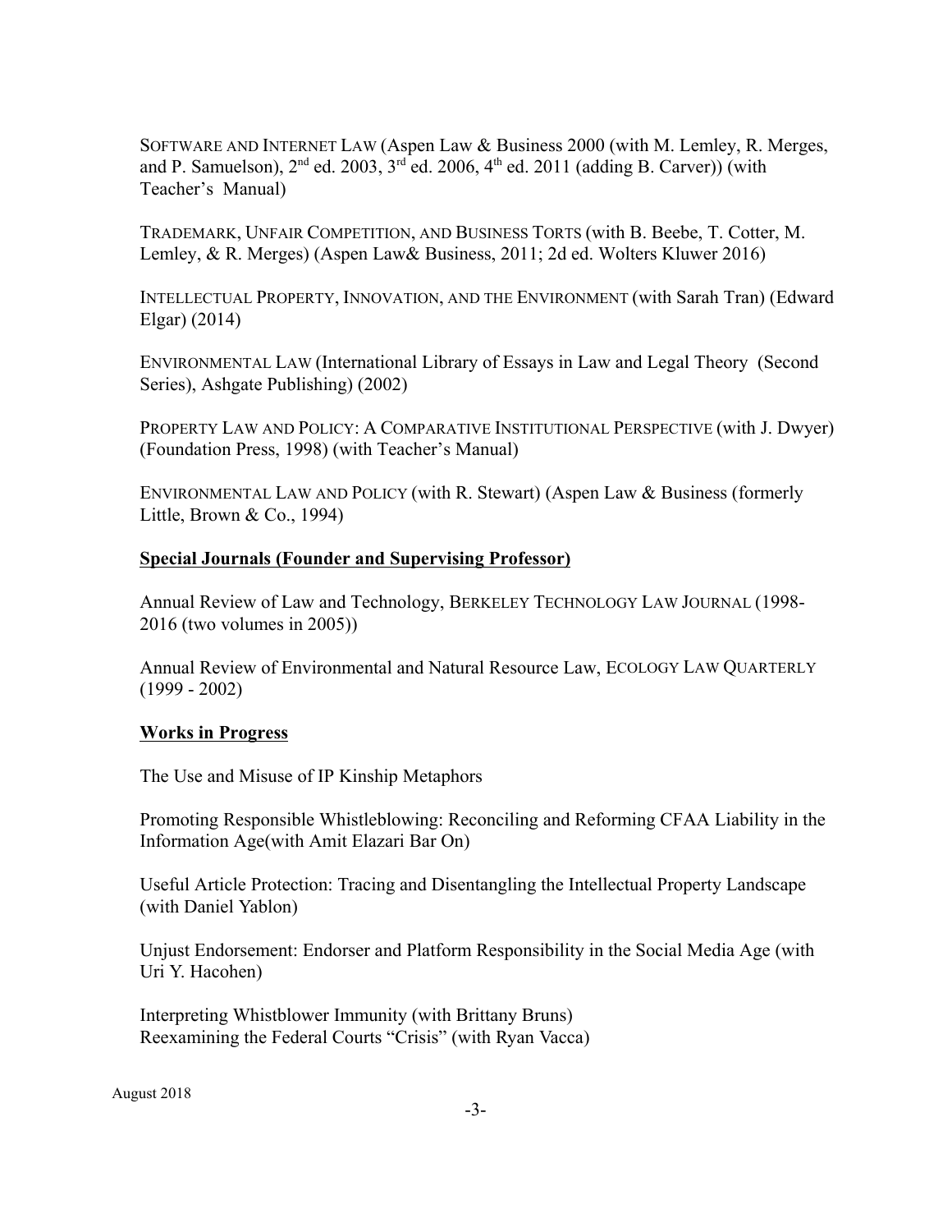SOFTWARE AND INTERNET LAW (Aspen Law & Business 2000 (with M. Lemley, R. Merges, and P. Samuelson), 2nd ed. 2003, 3rd ed. 2006, 4th ed. 2011 (adding B. Carver)) (with Teacher's Manual)

TRADEMARK, UNFAIR COMPETITION, AND BUSINESS TORTS (with B. Beebe, T. Cotter, M. Lemley, & R. Merges) (Aspen Law& Business, 2011; 2d ed. Wolters Kluwer 2016)

INTELLECTUAL PROPERTY, INNOVATION, AND THE ENVIRONMENT (with Sarah Tran) (Edward Elgar) (2014)

ENVIRONMENTAL LAW (International Library of Essays in Law and Legal Theory (Second Series), Ashgate Publishing) (2002)

PROPERTY LAW AND POLICY: A COMPARATIVE INSTITUTIONAL PERSPECTIVE (with J. Dwyer) (Foundation Press, 1998) (with Teacher's Manual)

ENVIRONMENTAL LAW AND POLICY (with R. Stewart) (Aspen Law & Business (formerly Little, Brown & Co., 1994)

**Special Journals (Founder and Supervising Professor)**

Annual Review of Law and Technology, BERKELEY TECHNOLOGY LAW JOURNAL (1998-2016 (two volumes in 2005))

Annual Review of Environmental and Natural Resource Law, ECOLOGY LAW QUARTERLY (1999 - 2002)

**Works in Progress**

The Use and Misuse of IP Kinship Metaphors

Promoting Responsible Whistleblowing: Reconciling and Reforming CFAA Liability in the Information Age(with Amit Elazari Bar On)

Useful Article Protection: Tracing and Disentangling the Intellectual Property Landscape (with Daniel Yablon)

Unjust Endorsement: Endorser and Platform Responsibility in the Social Media Age (with Uri Y. Hacohen)

Interpreting Whistblower Immunity (with Brittany Bruns)
Reexamining the Federal Courts "Crisis" (with Ryan Vacca)

August 2018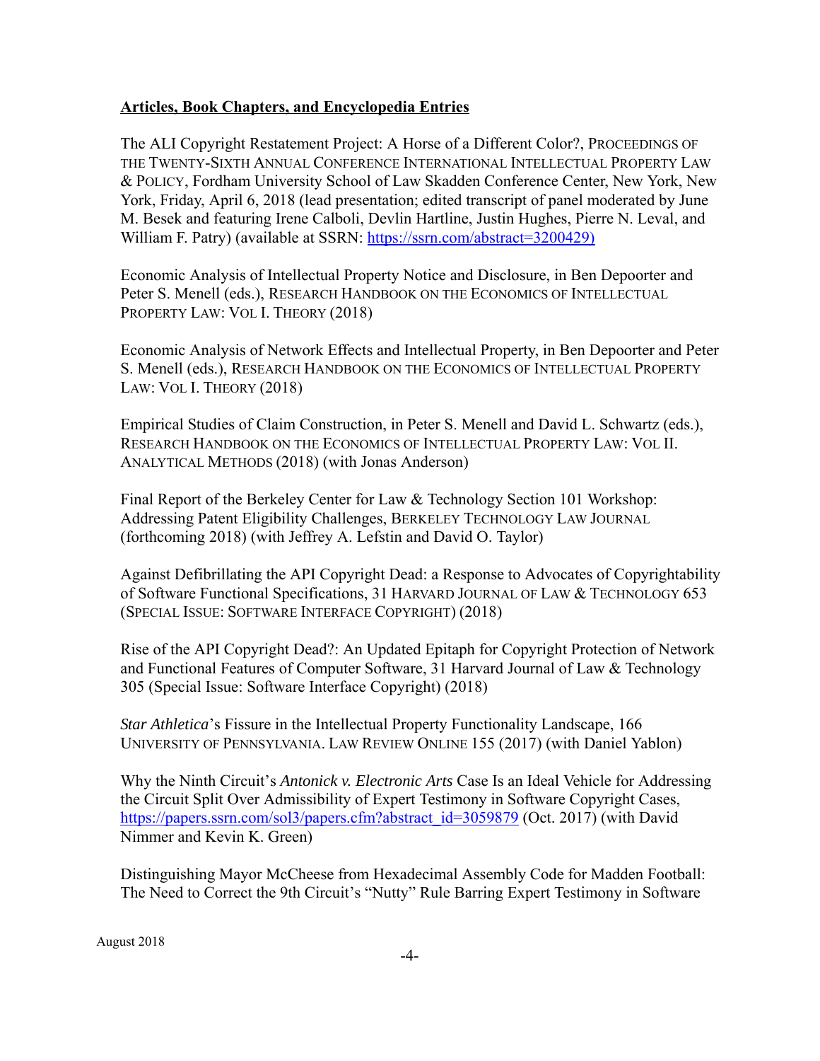**Articles, Book Chapters, and Encyclopedia Entries**

The ALI Copyright Restatement Project: A Horse of a Different Color?, PROCEEDINGS OF THE TWENTY-SIXTH ANNUAL CONFERENCE INTERNATIONAL INTELLECTUAL PROPERTY LAW & POLICY, Fordham University School of Law Skadden Conference Center, New York, New York, Friday, April 6, 2018 (lead presentation; edited transcript of panel moderated by June M. Besek and featuring Irene Calboli, Devlin Hartline, Justin Hughes, Pierre N. Leval, and William F. Patry) (available at SSRN: https://ssrn.com/abstract=3200429)

Economic Analysis of Intellectual Property Notice and Disclosure, in Ben Depoorter and Peter S. Menell (eds.), RESEARCH HANDBOOK ON THE ECONOMICS OF INTELLECTUAL PROPERTY LAW: VOL I. THEORY (2018)

Economic Analysis of Network Effects and Intellectual Property, in Ben Depoorter and Peter S. Menell (eds.), RESEARCH HANDBOOK ON THE ECONOMICS OF INTELLECTUAL PROPERTY LAW: VOL I. THEORY (2018)

Empirical Studies of Claim Construction, in Peter S. Menell and David L. Schwartz (eds.), RESEARCH HANDBOOK ON THE ECONOMICS OF INTELLECTUAL PROPERTY LAW: VOL II. ANALYTICAL METHODS (2018) (with Jonas Anderson)

Final Report of the Berkeley Center for Law & Technology Section 101 Workshop: Addressing Patent Eligibility Challenges, BERKELEY TECHNOLOGY LAW JOURNAL (forthcoming 2018) (with Jeffrey A. Lefstin and David O. Taylor)

Against Defibrillating the API Copyright Dead: a Response to Advocates of Copyrightability of Software Functional Specifications, 31 HARVARD JOURNAL OF LAW & TECHNOLOGY 653 (SPECIAL ISSUE: SOFTWARE INTERFACE COPYRIGHT) (2018)

Rise of the API Copyright Dead?: An Updated Epitaph for Copyright Protection of Network and Functional Features of Computer Software, 31 Harvard Journal of Law & Technology 305 (Special Issue: Software Interface Copyright) (2018)

*Star Athletica*'s Fissure in the Intellectual Property Functionality Landscape, 166 UNIVERSITY OF PENNSYLVANIA. LAW REVIEW ONLINE 155 (2017) (with Daniel Yablon)

Why the Ninth Circuit's *Antonick v. Electronic Arts* Case Is an Ideal Vehicle for Addressing the Circuit Split Over Admissibility of Expert Testimony in Software Copyright Cases, https://papers.ssrn.com/sol3/papers.cfm?abstract_id=3059879 (Oct. 2017) (with David Nimmer and Kevin K. Green)

Distinguishing Mayor McCheese from Hexadecimal Assembly Code for Madden Football: The Need to Correct the 9th Circuit's "Nutty" Rule Barring Expert Testimony in Software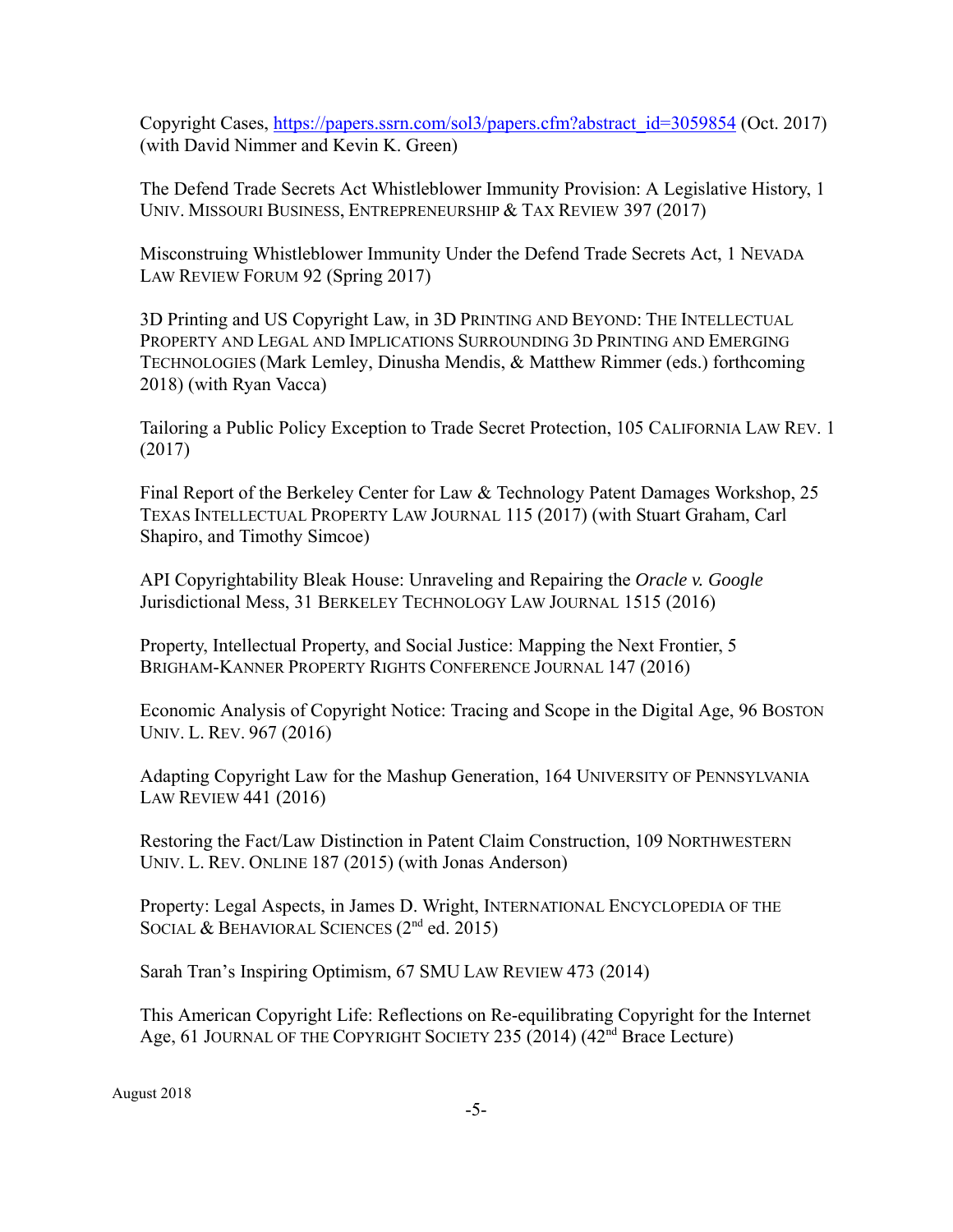Copyright Cases, https://papers.ssrn.com/sol3/papers.cfm?abstract_id=3059854 (Oct. 2017) (with David Nimmer and Kevin K. Green)

The Defend Trade Secrets Act Whistleblower Immunity Provision: A Legislative History, 1 UNIV. MISSOURI BUSINESS, ENTREPRENEURSHIP & TAX REVIEW 397 (2017)

Misconstruing Whistleblower Immunity Under the Defend Trade Secrets Act, 1 NEVADA LAW REVIEW FORUM 92 (Spring 2017)

3D Printing and US Copyright Law, in 3D PRINTING AND BEYOND: THE INTELLECTUAL PROPERTY AND LEGAL AND IMPLICATIONS SURROUNDING 3D PRINTING AND EMERGING TECHNOLOGIES (Mark Lemley, Dinusha Mendis, & Matthew Rimmer (eds.) forthcoming 2018) (with Ryan Vacca)

Tailoring a Public Policy Exception to Trade Secret Protection, 105 CALIFORNIA LAW REV. 1 (2017)

Final Report of the Berkeley Center for Law & Technology Patent Damages Workshop, 25 TEXAS INTELLECTUAL PROPERTY LAW JOURNAL 115 (2017) (with Stuart Graham, Carl Shapiro, and Timothy Simcoe)

API Copyrightability Bleak House: Unraveling and Repairing the *Oracle v. Google* Jurisdictional Mess, 31 BERKELEY TECHNOLOGY LAW JOURNAL 1515 (2016)

Property, Intellectual Property, and Social Justice: Mapping the Next Frontier, 5 BRIGHAM-KANNER PROPERTY RIGHTS CONFERENCE JOURNAL 147 (2016)

Economic Analysis of Copyright Notice: Tracing and Scope in the Digital Age, 96 BOSTON UNIV. L. REV. 967 (2016)

Adapting Copyright Law for the Mashup Generation, 164 UNIVERSITY OF PENNSYLVANIA LAW REVIEW 441 (2016)

Restoring the Fact/Law Distinction in Patent Claim Construction, 109 NORTHWESTERN UNIV. L. REV. ONLINE 187 (2015) (with Jonas Anderson)

Property: Legal Aspects, in James D. Wright, INTERNATIONAL ENCYCLOPEDIA OF THE SOCIAL & BEHAVIORAL SCIENCES (2nd ed. 2015)

Sarah Tran's Inspiring Optimism, 67 SMU LAW REVIEW 473 (2014)

This American Copyright Life: Reflections on Re-equilibrating Copyright for the Internet Age, 61 JOURNAL OF THE COPYRIGHT SOCIETY 235 (2014) (42nd Brace Lecture)

August 2018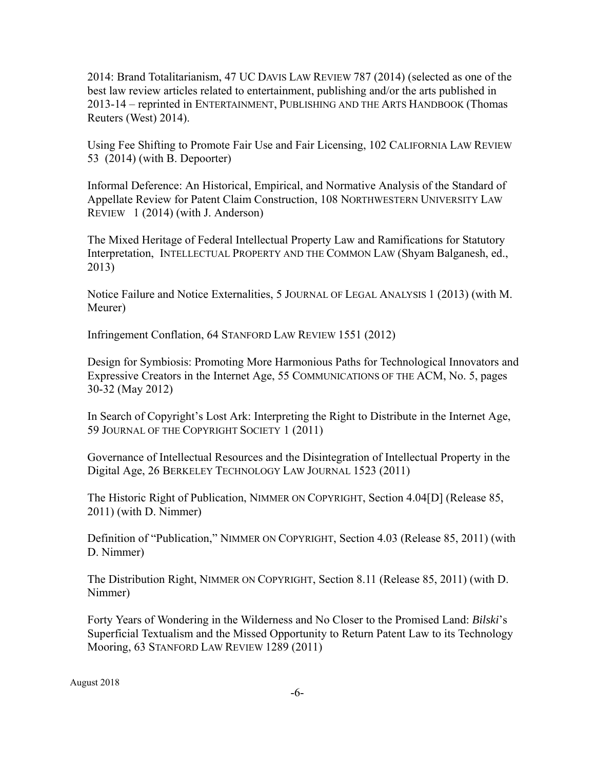2014: Brand Totalitarianism, 47 UC DAVIS LAW REVIEW 787 (2014) (selected as one of the best law review articles related to entertainment, publishing and/or the arts published in 2013-14 – reprinted in ENTERTAINMENT, PUBLISHING AND THE ARTS HANDBOOK (Thomas Reuters (West) 2014).

Using Fee Shifting to Promote Fair Use and Fair Licensing, 102 CALIFORNIA LAW REVIEW 53 (2014) (with B. Depoorter)

Informal Deference: An Historical, Empirical, and Normative Analysis of the Standard of Appellate Review for Patent Claim Construction, 108 NORTHWESTERN UNIVERSITY LAW REVIEW 1 (2014) (with J. Anderson)

The Mixed Heritage of Federal Intellectual Property Law and Ramifications for Statutory Interpretation, INTELLECTUAL PROPERTY AND THE COMMON LAW (Shyam Balganesh, ed., 2013)

Notice Failure and Notice Externalities, 5 JOURNAL OF LEGAL ANALYSIS 1 (2013) (with M. Meurer)

Infringement Conflation, 64 STANFORD LAW REVIEW 1551 (2012)

Design for Symbiosis: Promoting More Harmonious Paths for Technological Innovators and Expressive Creators in the Internet Age, 55 COMMUNICATIONS OF THE ACM, No. 5, pages 30-32 (May 2012)

In Search of Copyright's Lost Ark: Interpreting the Right to Distribute in the Internet Age, 59 JOURNAL OF THE COPYRIGHT SOCIETY 1 (2011)

Governance of Intellectual Resources and the Disintegration of Intellectual Property in the Digital Age, 26 BERKELEY TECHNOLOGY LAW JOURNAL 1523 (2011)

The Historic Right of Publication, NIMMER ON COPYRIGHT, Section 4.04[D] (Release 85, 2011) (with D. Nimmer)

Definition of "Publication," NIMMER ON COPYRIGHT, Section 4.03 (Release 85, 2011) (with D. Nimmer)

The Distribution Right, NIMMER ON COPYRIGHT, Section 8.11 (Release 85, 2011) (with D. Nimmer)

Forty Years of Wondering in the Wilderness and No Closer to the Promised Land: *Bilski*'s Superficial Textualism and the Missed Opportunity to Return Patent Law to its Technology Mooring, 63 STANFORD LAW REVIEW 1289 (2011)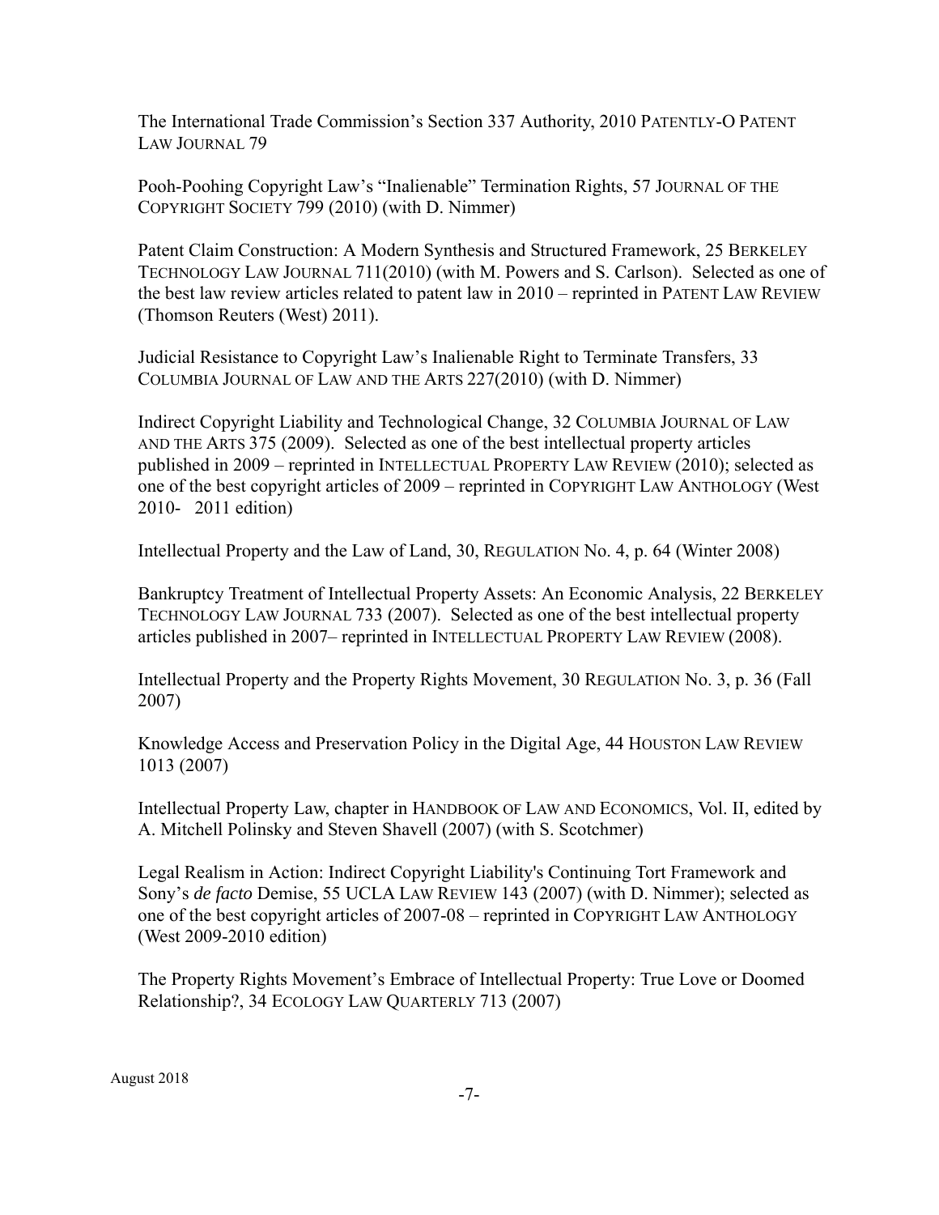The International Trade Commission's Section 337 Authority, 2010 PATENTLY-O PATENT LAW JOURNAL 79

Pooh-Poohing Copyright Law's "Inalienable" Termination Rights, 57 JOURNAL OF THE COPYRIGHT SOCIETY 799 (2010) (with D. Nimmer)

Patent Claim Construction: A Modern Synthesis and Structured Framework, 25 BERKELEY TECHNOLOGY LAW JOURNAL 711(2010) (with M. Powers and S. Carlson). Selected as one of the best law review articles related to patent law in 2010 – reprinted in PATENT LAW REVIEW (Thomson Reuters (West) 2011).

Judicial Resistance to Copyright Law's Inalienable Right to Terminate Transfers, 33 COLUMBIA JOURNAL OF LAW AND THE ARTS 227(2010) (with D. Nimmer)

Indirect Copyright Liability and Technological Change, 32 COLUMBIA JOURNAL OF LAW AND THE ARTS 375 (2009). Selected as one of the best intellectual property articles published in 2009 – reprinted in INTELLECTUAL PROPERTY LAW REVIEW (2010); selected as one of the best copyright articles of 2009 – reprinted in COPYRIGHT LAW ANTHOLOGY (West 2010- 2011 edition)

Intellectual Property and the Law of Land, 30, REGULATION No. 4, p. 64 (Winter 2008)

Bankruptcy Treatment of Intellectual Property Assets: An Economic Analysis, 22 BERKELEY TECHNOLOGY LAW JOURNAL 733 (2007). Selected as one of the best intellectual property articles published in 2007– reprinted in INTELLECTUAL PROPERTY LAW REVIEW (2008).

Intellectual Property and the Property Rights Movement, 30 REGULATION No. 3, p. 36 (Fall 2007)

Knowledge Access and Preservation Policy in the Digital Age, 44 HOUSTON LAW REVIEW 1013 (2007)

Intellectual Property Law, chapter in HANDBOOK OF LAW AND ECONOMICS, Vol. II, edited by A. Mitchell Polinsky and Steven Shavell (2007) (with S. Scotchmer)

Legal Realism in Action: Indirect Copyright Liability's Continuing Tort Framework and Sony's *de facto* Demise, 55 UCLA LAW REVIEW 143 (2007) (with D. Nimmer); selected as one of the best copyright articles of 2007-08 – reprinted in COPYRIGHT LAW ANTHOLOGY (West 2009-2010 edition)

The Property Rights Movement's Embrace of Intellectual Property: True Love or Doomed Relationship?, 34 ECOLOGY LAW QUARTERLY 713 (2007)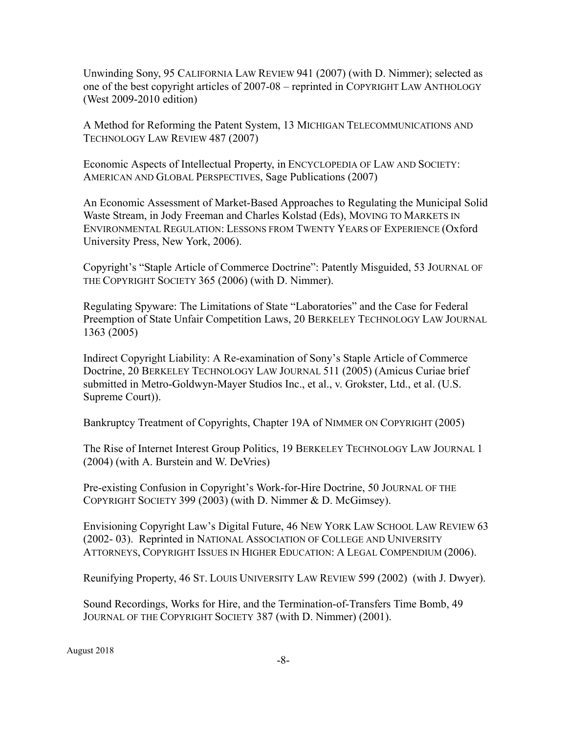Unwinding Sony, 95 CALIFORNIA LAW REVIEW 941 (2007) (with D. Nimmer); selected as one of the best copyright articles of 2007-08 – reprinted in COPYRIGHT LAW ANTHOLOGY (West 2009-2010 edition)

A Method for Reforming the Patent System, 13 MICHIGAN TELECOMMUNICATIONS AND TECHNOLOGY LAW REVIEW 487 (2007)

Economic Aspects of Intellectual Property, in ENCYCLOPEDIA OF LAW AND SOCIETY: AMERICAN AND GLOBAL PERSPECTIVES, Sage Publications (2007)

An Economic Assessment of Market-Based Approaches to Regulating the Municipal Solid Waste Stream, in Jody Freeman and Charles Kolstad (Eds), MOVING TO MARKETS IN ENVIRONMENTAL REGULATION: LESSONS FROM TWENTY YEARS OF EXPERIENCE (Oxford University Press, New York, 2006).

Copyright's "Staple Article of Commerce Doctrine": Patently Misguided, 53 JOURNAL OF THE COPYRIGHT SOCIETY 365 (2006) (with D. Nimmer).

Regulating Spyware: The Limitations of State "Laboratories" and the Case for Federal Preemption of State Unfair Competition Laws, 20 BERKELEY TECHNOLOGY LAW JOURNAL 1363 (2005)

Indirect Copyright Liability: A Re-examination of Sony's Staple Article of Commerce Doctrine, 20 BERKELEY TECHNOLOGY LAW JOURNAL 511 (2005) (Amicus Curiae brief submitted in Metro-Goldwyn-Mayer Studios Inc., et al., v. Grokster, Ltd., et al. (U.S. Supreme Court)).

Bankruptcy Treatment of Copyrights, Chapter 19A of NIMMER ON COPYRIGHT (2005)

The Rise of Internet Interest Group Politics, 19 BERKELEY TECHNOLOGY LAW JOURNAL 1 (2004) (with A. Burstein and W. DeVries)

Pre-existing Confusion in Copyright's Work-for-Hire Doctrine, 50 JOURNAL OF THE COPYRIGHT SOCIETY 399 (2003) (with D. Nimmer & D. McGimsey).

Envisioning Copyright Law's Digital Future, 46 NEW YORK LAW SCHOOL LAW REVIEW 63 (2002- 03). Reprinted in NATIONAL ASSOCIATION OF COLLEGE AND UNIVERSITY ATTORNEYS, COPYRIGHT ISSUES IN HIGHER EDUCATION: A LEGAL COMPENDIUM (2006).

Reunifying Property, 46 ST. LOUIS UNIVERSITY LAW REVIEW 599 (2002) (with J. Dwyer).

Sound Recordings, Works for Hire, and the Termination-of-Transfers Time Bomb, 49 JOURNAL OF THE COPYRIGHT SOCIETY 387 (with D. Nimmer) (2001).

August 2018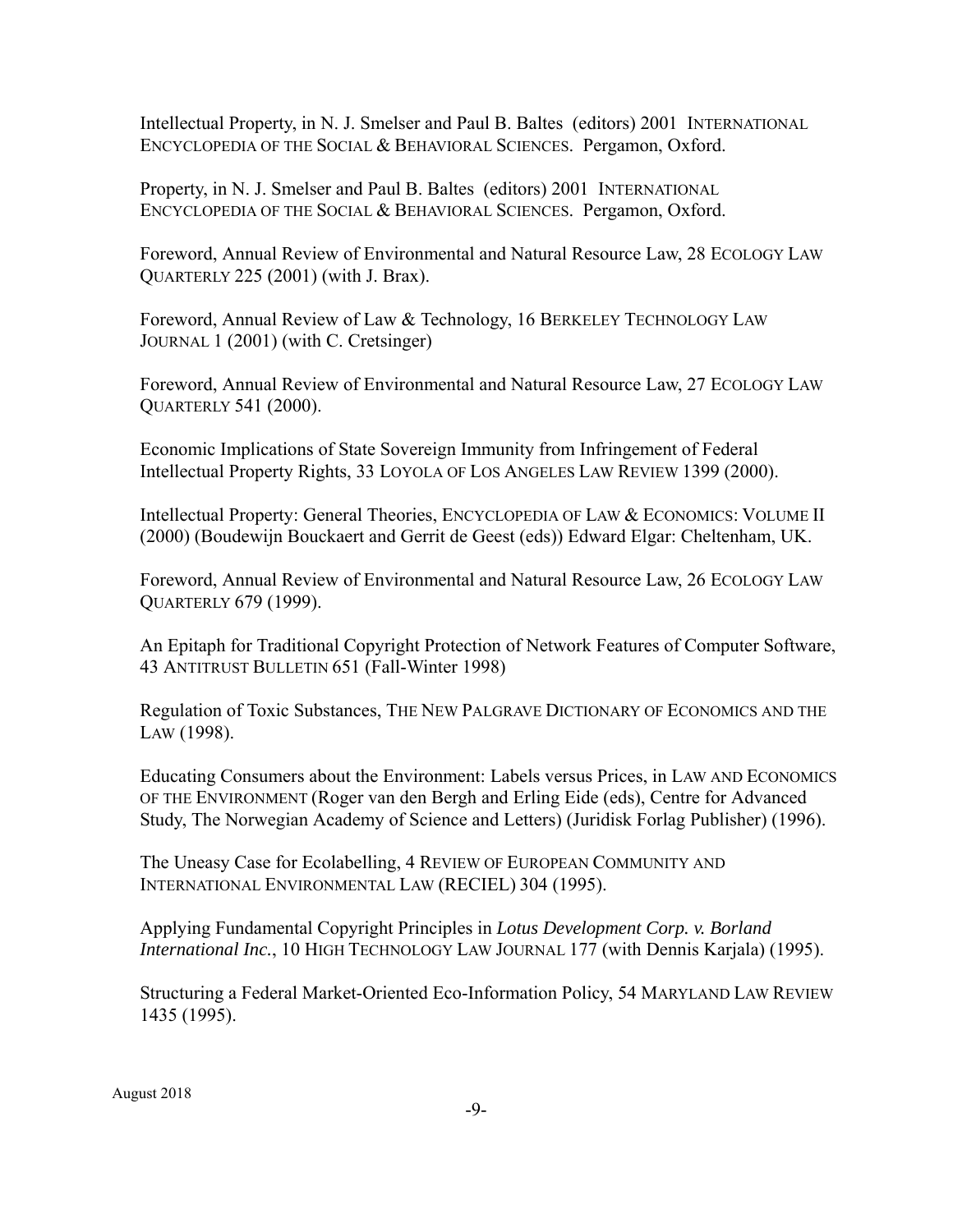Intellectual Property, in N. J. Smelser and Paul B. Baltes (editors) 2001 INTERNATIONAL ENCYCLOPEDIA OF THE SOCIAL & BEHAVIORAL SCIENCES. Pergamon, Oxford.

Property, in N. J. Smelser and Paul B. Baltes (editors) 2001 INTERNATIONAL ENCYCLOPEDIA OF THE SOCIAL & BEHAVIORAL SCIENCES. Pergamon, Oxford.

Foreword, Annual Review of Environmental and Natural Resource Law, 28 ECOLOGY LAW QUARTERLY 225 (2001) (with J. Brax).

Foreword, Annual Review of Law & Technology, 16 BERKELEY TECHNOLOGY LAW JOURNAL 1 (2001) (with C. Cretsinger)

Foreword, Annual Review of Environmental and Natural Resource Law, 27 ECOLOGY LAW QUARTERLY 541 (2000).

Economic Implications of State Sovereign Immunity from Infringement of Federal Intellectual Property Rights, 33 LOYOLA OF LOS ANGELES LAW REVIEW 1399 (2000).

Intellectual Property: General Theories, ENCYCLOPEDIA OF LAW & ECONOMICS: VOLUME II (2000) (Boudewijn Bouckaert and Gerrit de Geest (eds)) Edward Elgar: Cheltenham, UK.

Foreword, Annual Review of Environmental and Natural Resource Law, 26 ECOLOGY LAW QUARTERLY 679 (1999).

An Epitaph for Traditional Copyright Protection of Network Features of Computer Software, 43 ANTITRUST BULLETIN 651 (Fall-Winter 1998)

Regulation of Toxic Substances, THE NEW PALGRAVE DICTIONARY OF ECONOMICS AND THE LAW (1998).

Educating Consumers about the Environment: Labels versus Prices, in LAW AND ECONOMICS OF THE ENVIRONMENT (Roger van den Bergh and Erling Eide (eds), Centre for Advanced Study, The Norwegian Academy of Science and Letters) (Juridisk Forlag Publisher) (1996).

The Uneasy Case for Ecolabelling, 4 REVIEW OF EUROPEAN COMMUNITY AND INTERNATIONAL ENVIRONMENTAL LAW (RECIEL) 304 (1995).

Applying Fundamental Copyright Principles in *Lotus Development Corp. v. Borland International Inc.*, 10 HIGH TECHNOLOGY LAW JOURNAL 177 (with Dennis Karjala) (1995).

Structuring a Federal Market-Oriented Eco-Information Policy, 54 MARYLAND LAW REVIEW 1435 (1995).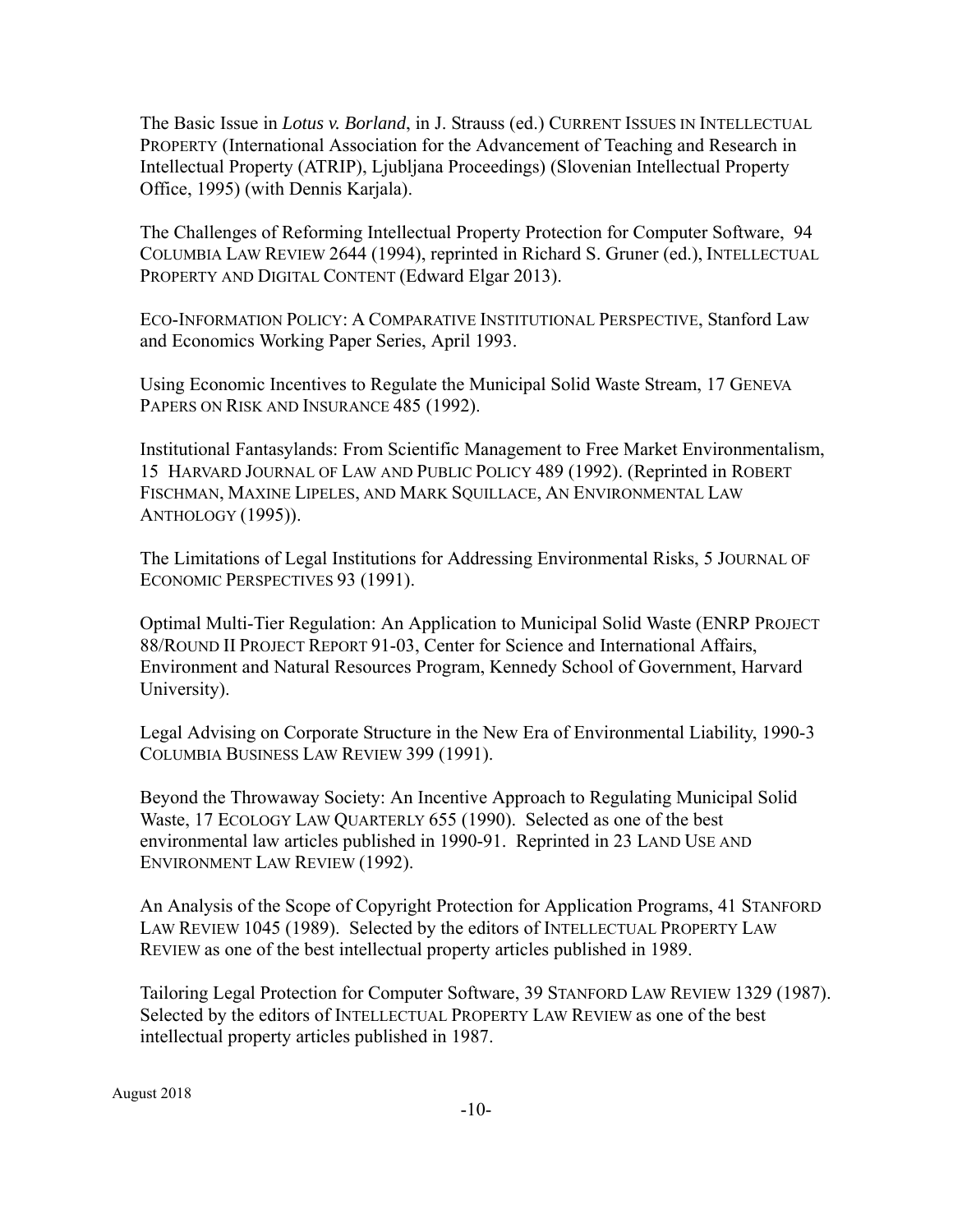The Basic Issue in *Lotus v. Borland*, in J. Strauss (ed.) CURRENT ISSUES IN INTELLECTUAL PROPERTY (International Association for the Advancement of Teaching and Research in Intellectual Property (ATRIP), Ljubljana Proceedings) (Slovenian Intellectual Property Office, 1995) (with Dennis Karjala).

The Challenges of Reforming Intellectual Property Protection for Computer Software, 94 COLUMBIA LAW REVIEW 2644 (1994), reprinted in Richard S. Gruner (ed.), INTELLECTUAL PROPERTY AND DIGITAL CONTENT (Edward Elgar 2013).

ECO-INFORMATION POLICY: A COMPARATIVE INSTITUTIONAL PERSPECTIVE, Stanford Law and Economics Working Paper Series, April 1993.

Using Economic Incentives to Regulate the Municipal Solid Waste Stream, 17 GENEVA PAPERS ON RISK AND INSURANCE 485 (1992).

Institutional Fantasylands: From Scientific Management to Free Market Environmentalism, 15 HARVARD JOURNAL OF LAW AND PUBLIC POLICY 489 (1992). (Reprinted in ROBERT FISCHMAN, MAXINE LIPELES, AND MARK SQUILLACE, AN ENVIRONMENTAL LAW ANTHOLOGY (1995)).

The Limitations of Legal Institutions for Addressing Environmental Risks, 5 JOURNAL OF ECONOMIC PERSPECTIVES 93 (1991).

Optimal Multi-Tier Regulation: An Application to Municipal Solid Waste (ENRP PROJECT 88/ROUND II PROJECT REPORT 91-03, Center for Science and International Affairs, Environment and Natural Resources Program, Kennedy School of Government, Harvard University).

Legal Advising on Corporate Structure in the New Era of Environmental Liability, 1990-3 COLUMBIA BUSINESS LAW REVIEW 399 (1991).

Beyond the Throwaway Society: An Incentive Approach to Regulating Municipal Solid Waste, 17 ECOLOGY LAW QUARTERLY 655 (1990). Selected as one of the best environmental law articles published in 1990-91. Reprinted in 23 LAND USE AND ENVIRONMENT LAW REVIEW (1992).

An Analysis of the Scope of Copyright Protection for Application Programs, 41 STANFORD LAW REVIEW 1045 (1989). Selected by the editors of INTELLECTUAL PROPERTY LAW REVIEW as one of the best intellectual property articles published in 1989.

Tailoring Legal Protection for Computer Software, 39 STANFORD LAW REVIEW 1329 (1987). Selected by the editors of INTELLECTUAL PROPERTY LAW REVIEW as one of the best intellectual property articles published in 1987.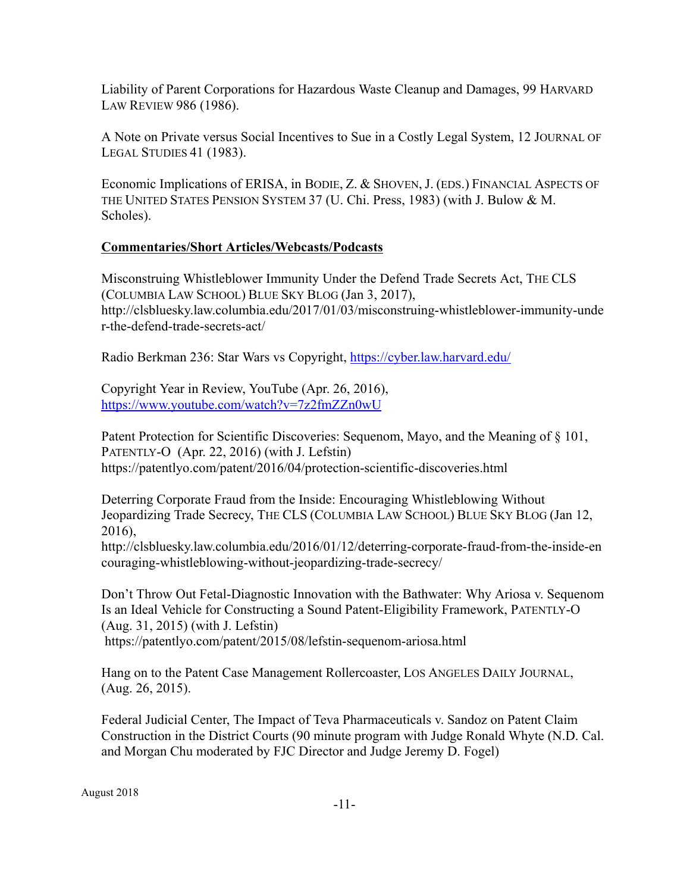Liability of Parent Corporations for Hazardous Waste Cleanup and Damages, 99 HARVARD LAW REVIEW 986 (1986).

A Note on Private versus Social Incentives to Sue in a Costly Legal System, 12 JOURNAL OF LEGAL STUDIES 41 (1983).

Economic Implications of ERISA, in BODIE, Z. & SHOVEN, J. (EDS.) FINANCIAL ASPECTS OF THE UNITED STATES PENSION SYSTEM 37 (U. Chi. Press, 1983) (with J. Bulow & M. Scholes).

**Commentaries/Short Articles/Webcasts/Podcasts**

Misconstruing Whistleblower Immunity Under the Defend Trade Secrets Act, THE CLS (COLUMBIA LAW SCHOOL) BLUE SKY BLOG (Jan 3, 2017), http://clsbluesky.law.columbia.edu/2017/01/03/misconstruing-whistleblower-immunity-under-the-defend-trade-secrets-act/

Radio Berkman 236: Star Wars vs Copyright, https://cyber.law.harvard.edu/

Copyright Year in Review, YouTube (Apr. 26, 2016), https://www.youtube.com/watch?v=7z2fmZZn0wU

Patent Protection for Scientific Discoveries: Sequenom, Mayo, and the Meaning of § 101, PATENTLY-O (Apr. 22, 2016) (with J. Lefstin) https://patentlyo.com/patent/2016/04/protection-scientific-discoveries.html

Deterring Corporate Fraud from the Inside: Encouraging Whistleblowing Without Jeopardizing Trade Secrecy, THE CLS (COLUMBIA LAW SCHOOL) BLUE SKY BLOG (Jan 12, 2016), http://clsbluesky.law.columbia.edu/2016/01/12/deterring-corporate-fraud-from-the-inside-encouraging-whistleblowing-without-jeopardizing-trade-secrecy/

Don't Throw Out Fetal-Diagnostic Innovation with the Bathwater: Why Ariosa v. Sequenom Is an Ideal Vehicle for Constructing a Sound Patent-Eligibility Framework, PATENTLY-O (Aug. 31, 2015) (with J. Lefstin) https://patentlyo.com/patent/2015/08/lefstin-sequenom-ariosa.html

Hang on to the Patent Case Management Rollercoaster, LOS ANGELES DAILY JOURNAL, (Aug. 26, 2015).

Federal Judicial Center, The Impact of Teva Pharmaceuticals v. Sandoz on Patent Claim Construction in the District Courts (90 minute program with Judge Ronald Whyte (N.D. Cal. and Morgan Chu moderated by FJC Director and Judge Jeremy D. Fogel)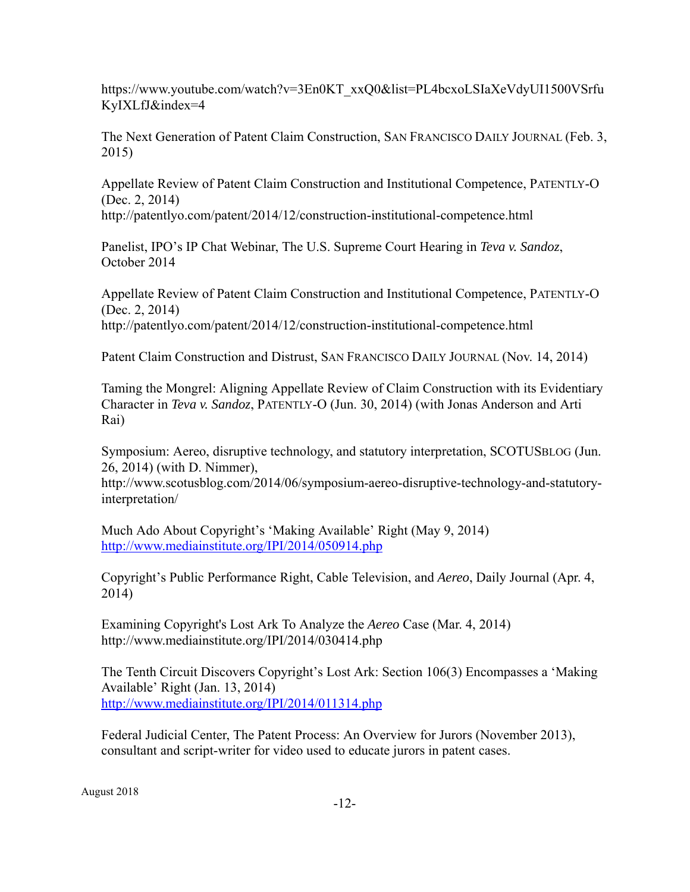https://www.youtube.com/watch?v=3En0KT_xxQ0&list=PL4bcxoLSIaXeVdyUI1500VSrfuKyIXLfJ&index=4

The Next Generation of Patent Claim Construction, SAN FRANCISCO DAILY JOURNAL (Feb. 3, 2015)

Appellate Review of Patent Claim Construction and Institutional Competence, PATENTLY-O (Dec. 2, 2014)
http://patentlyo.com/patent/2014/12/construction-institutional-competence.html

Panelist, IPO's IP Chat Webinar, The U.S. Supreme Court Hearing in *Teva v. Sandoz*, October 2014

Appellate Review of Patent Claim Construction and Institutional Competence, PATENTLY-O (Dec. 2, 2014)
http://patentlyo.com/patent/2014/12/construction-institutional-competence.html

Patent Claim Construction and Distrust, SAN FRANCISCO DAILY JOURNAL (Nov. 14, 2014)

Taming the Mongrel: Aligning Appellate Review of Claim Construction with its Evidentiary Character in *Teva v. Sandoz*, PATENTLY-O (Jun. 30, 2014) (with Jonas Anderson and Arti Rai)

Symposium: Aereo, disruptive technology, and statutory interpretation, SCOTUSBLOG (Jun. 26, 2014) (with D. Nimmer),
http://www.scotusblog.com/2014/06/symposium-aereo-disruptive-technology-and-statutory-interpretation/

Much Ado About Copyright's 'Making Available' Right (May 9, 2014)
http://www.mediainstitute.org/IPI/2014/050914.php

Copyright's Public Performance Right, Cable Television, and *Aereo*, Daily Journal (Apr. 4, 2014)

Examining Copyright's Lost Ark To Analyze the *Aereo* Case (Mar. 4, 2014)
http://www.mediainstitute.org/IPI/2014/030414.php

The Tenth Circuit Discovers Copyright's Lost Ark: Section 106(3) Encompasses a 'Making Available' Right (Jan. 13, 2014)
http://www.mediainstitute.org/IPI/2014/011314.php

Federal Judicial Center, The Patent Process: An Overview for Jurors (November 2013), consultant and script-writer for video used to educate jurors in patent cases.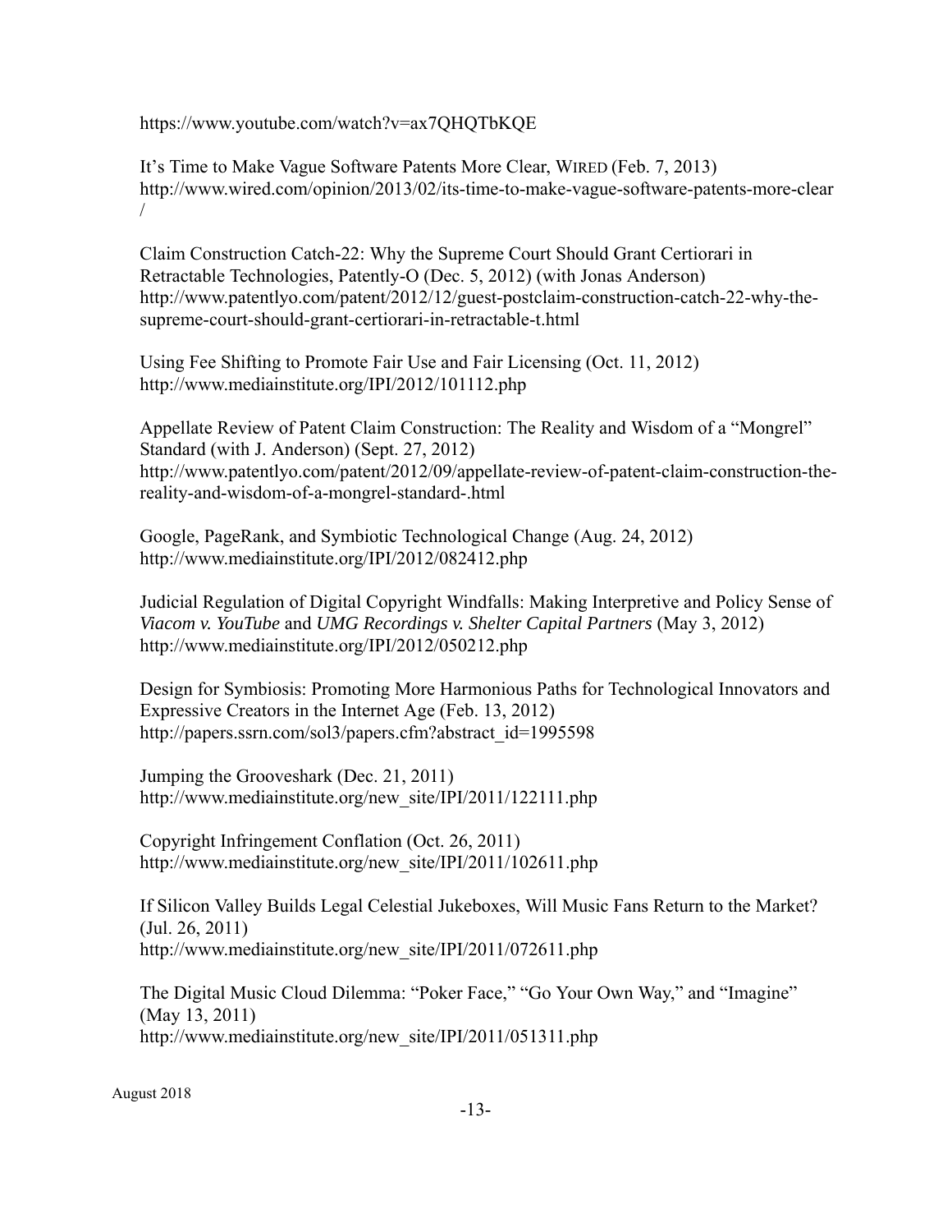https://www.youtube.com/watch?v=ax7QHQTbKQE

It's Time to Make Vague Software Patents More Clear, WIRED (Feb. 7, 2013)
http://www.wired.com/opinion/2013/02/its-time-to-make-vague-software-patents-more-clear/

Claim Construction Catch-22: Why the Supreme Court Should Grant Certiorari in Retractable Technologies, Patently-O (Dec. 5, 2012) (with Jonas Anderson)
http://www.patentlyo.com/patent/2012/12/guest-postclaim-construction-catch-22-why-the-supreme-court-should-grant-certiorari-in-retractable-t.html

Using Fee Shifting to Promote Fair Use and Fair Licensing (Oct. 11, 2012)
http://www.mediainstitute.org/IPI/2012/101112.php

Appellate Review of Patent Claim Construction: The Reality and Wisdom of a "Mongrel" Standard (with J. Anderson) (Sept. 27, 2012)
http://www.patentlyo.com/patent/2012/09/appellate-review-of-patent-claim-construction-the-reality-and-wisdom-of-a-mongrel-standard-.html

Google, PageRank, and Symbiotic Technological Change (Aug. 24, 2012)
http://www.mediainstitute.org/IPI/2012/082412.php

Judicial Regulation of Digital Copyright Windfalls: Making Interpretive and Policy Sense of *Viacom v. YouTube* and *UMG Recordings v. Shelter Capital Partners* (May 3, 2012)
http://www.mediainstitute.org/IPI/2012/050212.php

Design for Symbiosis: Promoting More Harmonious Paths for Technological Innovators and Expressive Creators in the Internet Age (Feb. 13, 2012)
http://papers.ssrn.com/sol3/papers.cfm?abstract_id=1995598

Jumping the Grooveshark (Dec. 21, 2011)
http://www.mediainstitute.org/new_site/IPI/2011/122111.php

Copyright Infringement Conflation (Oct. 26, 2011)
http://www.mediainstitute.org/new_site/IPI/2011/102611.php

If Silicon Valley Builds Legal Celestial Jukeboxes, Will Music Fans Return to the Market? (Jul. 26, 2011)
http://www.mediainstitute.org/new_site/IPI/2011/072611.php

The Digital Music Cloud Dilemma: "Poker Face," "Go Your Own Way," and "Imagine" (May 13, 2011)
http://www.mediainstitute.org/new_site/IPI/2011/051311.php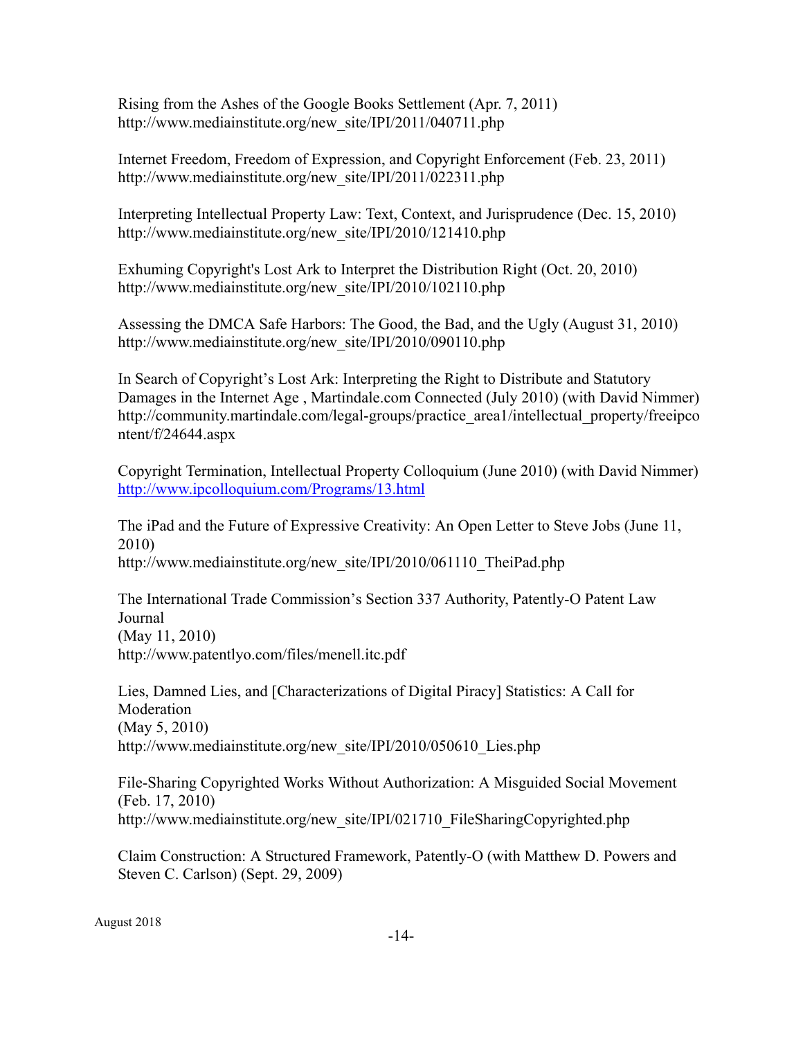Rising from the Ashes of the Google Books Settlement (Apr. 7, 2011)
http://www.mediainstitute.org/new_site/IPI/2011/040711.php

Internet Freedom, Freedom of Expression, and Copyright Enforcement (Feb. 23, 2011)
http://www.mediainstitute.org/new_site/IPI/2011/022311.php

Interpreting Intellectual Property Law: Text, Context, and Jurisprudence (Dec. 15, 2010)
http://www.mediainstitute.org/new_site/IPI/2010/121410.php

Exhuming Copyright's Lost Ark to Interpret the Distribution Right (Oct. 20, 2010)
http://www.mediainstitute.org/new_site/IPI/2010/102110.php

Assessing the DMCA Safe Harbors: The Good, the Bad, and the Ugly (August 31, 2010)
http://www.mediainstitute.org/new_site/IPI/2010/090110.php

In Search of Copyright's Lost Ark: Interpreting the Right to Distribute and Statutory Damages in the Internet Age , Martindale.com Connected (July 2010) (with David Nimmer)
http://community.martindale.com/legal-groups/practice_area1/intellectual_property/freeipcontent/f/24644.aspx

Copyright Termination, Intellectual Property Colloquium (June 2010) (with David Nimmer)
http://www.ipcolloquium.com/Programs/13.html

The iPad and the Future of Expressive Creativity: An Open Letter to Steve Jobs (June 11, 2010)
http://www.mediainstitute.org/new_site/IPI/2010/061110_TheiPad.php

The International Trade Commission's Section 337 Authority, Patently-O Patent Law Journal
(May 11, 2010)
http://www.patentlyo.com/files/menell.itc.pdf

Lies, Damned Lies, and [Characterizations of Digital Piracy] Statistics: A Call for Moderation
(May 5, 2010)
http://www.mediainstitute.org/new_site/IPI/2010/050610_Lies.php

File-Sharing Copyrighted Works Without Authorization: A Misguided Social Movement
(Feb. 17, 2010)
http://www.mediainstitute.org/new_site/IPI/021710_FileSharingCopyrighted.php

Claim Construction: A Structured Framework, Patently-O (with Matthew D. Powers and Steven C. Carlson) (Sept. 29, 2009)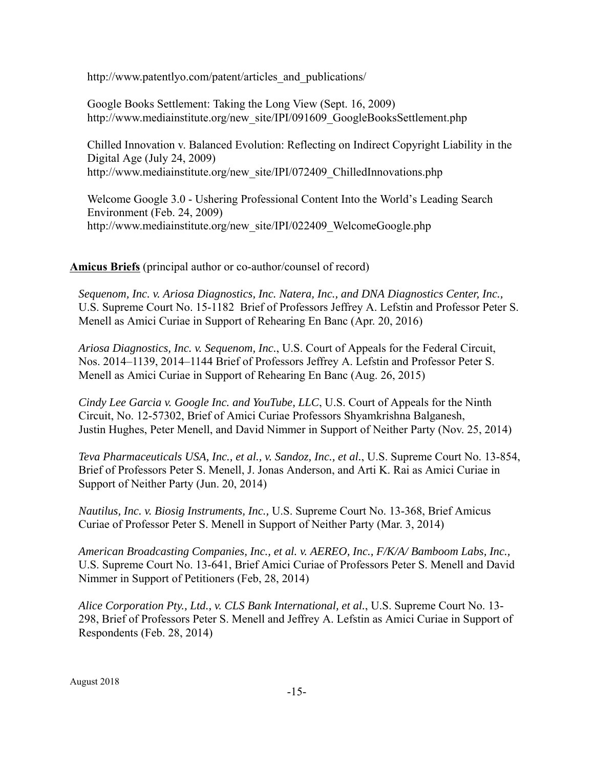http://www.patentlyo.com/patent/articles_and_publications/

Google Books Settlement: Taking the Long View (Sept. 16, 2009)
http://www.mediainstitute.org/new_site/IPI/091609_GoogleBooksSettlement.php

Chilled Innovation v. Balanced Evolution: Reflecting on Indirect Copyright Liability in the Digital Age (July 24, 2009)
http://www.mediainstitute.org/new_site/IPI/072409_ChilledInnovations.php

Welcome Google 3.0 - Ushering Professional Content Into the World's Leading Search Environment (Feb. 24, 2009)
http://www.mediainstitute.org/new_site/IPI/022409_WelcomeGoogle.php

**Amicus Briefs** (principal author or co-author/counsel of record)

*Sequenom, Inc. v. Ariosa Diagnostics, Inc. Natera, Inc., and DNA Diagnostics Center, Inc.,* U.S. Supreme Court No. 15-1182 Brief of Professors Jeffrey A. Lefstin and Professor Peter S. Menell as Amici Curiae in Support of Rehearing En Banc (Apr. 20, 2016)

*Ariosa Diagnostics, Inc. v. Sequenom, Inc.*, U.S. Court of Appeals for the Federal Circuit, Nos. 2014–1139, 2014–1144 Brief of Professors Jeffrey A. Lefstin and Professor Peter S. Menell as Amici Curiae in Support of Rehearing En Banc (Aug. 26, 2015)

*Cindy Lee Garcia v. Google Inc. and YouTube, LLC*, U.S. Court of Appeals for the Ninth Circuit, No. 12-57302, Brief of Amici Curiae Professors Shyamkrishna Balganesh, Justin Hughes, Peter Menell, and David Nimmer in Support of Neither Party (Nov. 25, 2014)

*Teva Pharmaceuticals USA, Inc., et al., v. Sandoz, Inc., et al.*, U.S. Supreme Court No. 13-854, Brief of Professors Peter S. Menell, J. Jonas Anderson, and Arti K. Rai as Amici Curiae in Support of Neither Party (Jun. 20, 2014)

*Nautilus, Inc. v. Biosig Instruments, Inc.,* U.S. Supreme Court No. 13-368, Brief Amicus Curiae of Professor Peter S. Menell in Support of Neither Party (Mar. 3, 2014)

*American Broadcasting Companies, Inc., et al. v. AEREO, Inc., F/K/A/ Bamboom Labs, Inc.,* U.S. Supreme Court No. 13-641, Brief Amici Curiae of Professors Peter S. Menell and David Nimmer in Support of Petitioners (Feb, 28, 2014)

*Alice Corporation Pty., Ltd., v. CLS Bank International, et al.*, U.S. Supreme Court No. 13-298, Brief of Professors Peter S. Menell and Jeffrey A. Lefstin as Amici Curiae in Support of Respondents (Feb. 28, 2014)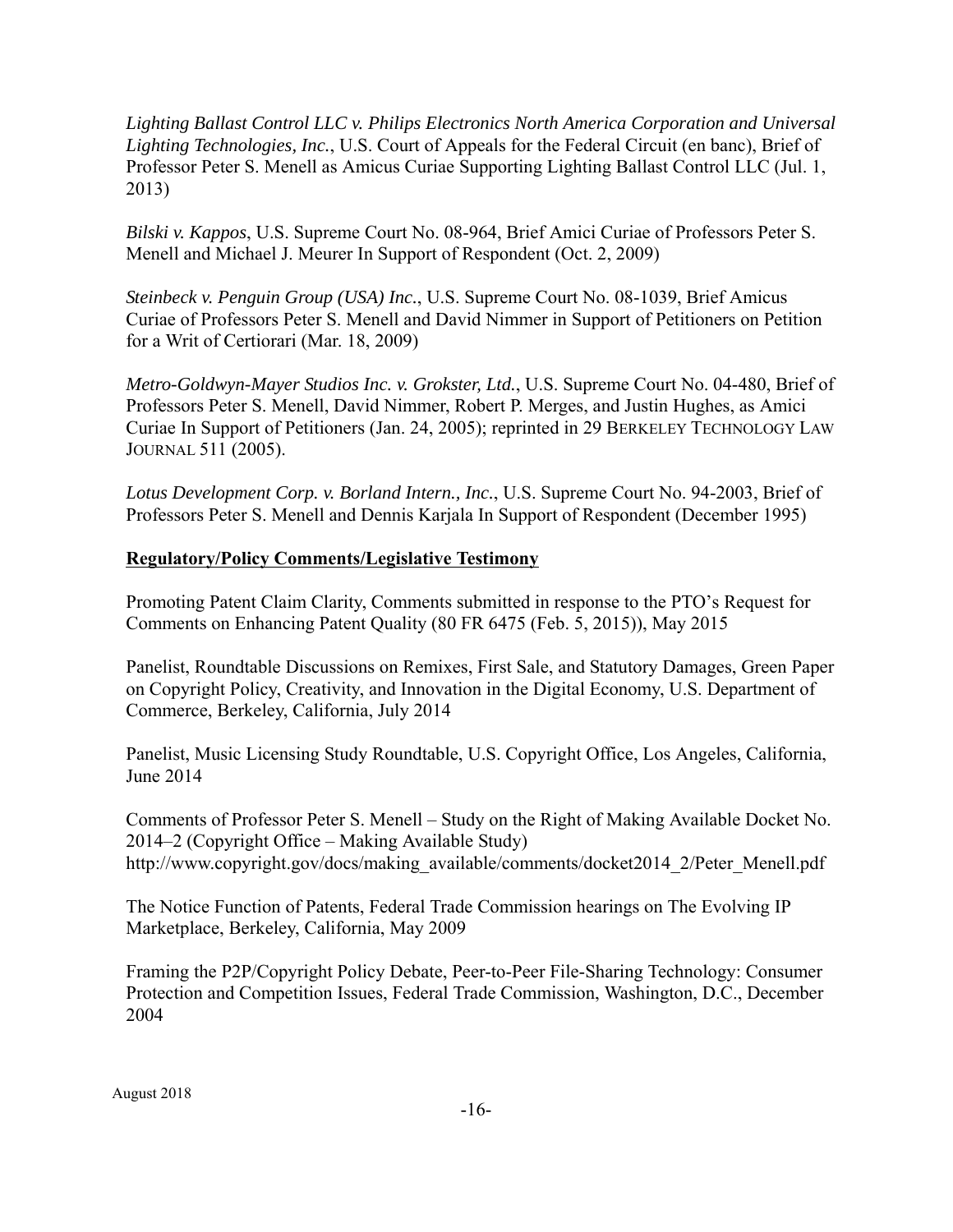*Lighting Ballast Control LLC v. Philips Electronics North America Corporation and Universal Lighting Technologies, Inc.*, U.S. Court of Appeals for the Federal Circuit (en banc), Brief of Professor Peter S. Menell as Amicus Curiae Supporting Lighting Ballast Control LLC (Jul. 1, 2013)

*Bilski v. Kappos*, U.S. Supreme Court No. 08-964, Brief Amici Curiae of Professors Peter S. Menell and Michael J. Meurer In Support of Respondent (Oct. 2, 2009)

*Steinbeck v. Penguin Group (USA) Inc.*, U.S. Supreme Court No. 08-1039, Brief Amicus Curiae of Professors Peter S. Menell and David Nimmer in Support of Petitioners on Petition for a Writ of Certiorari (Mar. 18, 2009)

*Metro-Goldwyn-Mayer Studios Inc. v. Grokster, Ltd.*, U.S. Supreme Court No. 04-480, Brief of Professors Peter S. Menell, David Nimmer, Robert P. Merges, and Justin Hughes, as Amici Curiae In Support of Petitioners (Jan. 24, 2005); reprinted in 29 BERKELEY TECHNOLOGY LAW JOURNAL 511 (2005).

*Lotus Development Corp. v. Borland Intern., Inc.*, U.S. Supreme Court No. 94-2003, Brief of Professors Peter S. Menell and Dennis Karjala In Support of Respondent (December 1995)

**Regulatory/Policy Comments/Legislative Testimony**

Promoting Patent Claim Clarity, Comments submitted in response to the PTO's Request for Comments on Enhancing Patent Quality (80 FR 6475 (Feb. 5, 2015)), May 2015

Panelist, Roundtable Discussions on Remixes, First Sale, and Statutory Damages, Green Paper on Copyright Policy, Creativity, and Innovation in the Digital Economy, U.S. Department of Commerce, Berkeley, California, July 2014

Panelist, Music Licensing Study Roundtable, U.S. Copyright Office, Los Angeles, California, June 2014

Comments of Professor Peter S. Menell – Study on the Right of Making Available Docket No. 2014–2 (Copyright Office – Making Available Study) http://www.copyright.gov/docs/making_available/comments/docket2014_2/Peter_Menell.pdf

The Notice Function of Patents, Federal Trade Commission hearings on The Evolving IP Marketplace, Berkeley, California, May 2009

Framing the P2P/Copyright Policy Debate, Peer-to-Peer File-Sharing Technology: Consumer Protection and Competition Issues, Federal Trade Commission, Washington, D.C., December 2004

August 2018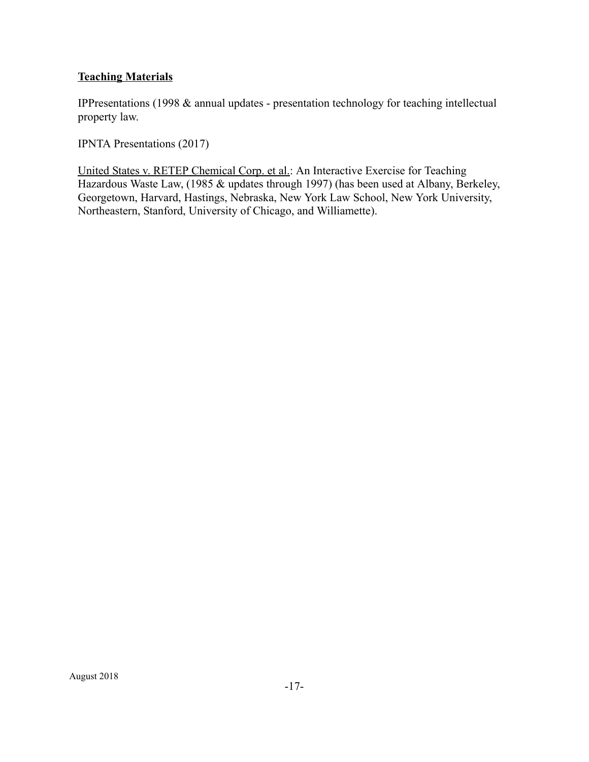**Teaching Materials**

IPPresentations (1998 & annual updates - presentation technology for teaching intellectual property law.

IPNTA Presentations (2017)

United States v. RETEP Chemical Corp. et al.: An Interactive Exercise for Teaching Hazardous Waste Law, (1985 & updates through 1997) (has been used at Albany, Berkeley, Georgetown, Harvard, Hastings, Nebraska, New York Law School, New York University, Northeastern, Stanford, University of Chicago, and Williamette).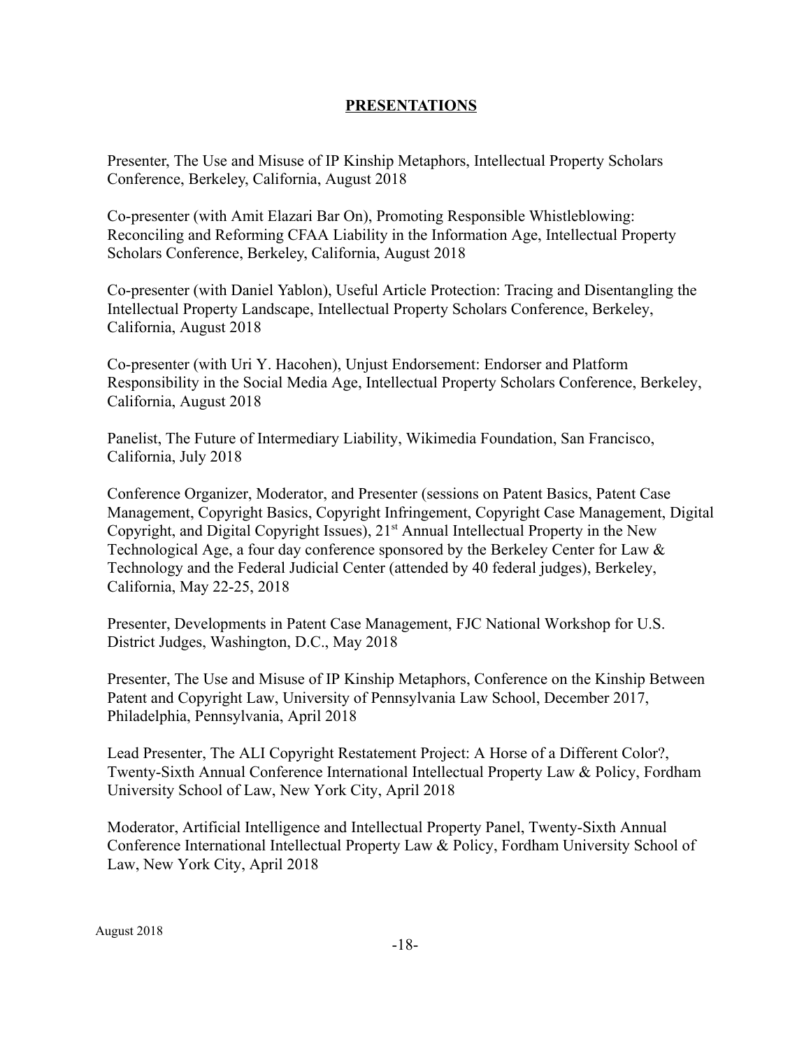## PRESENTATIONS

Presenter, The Use and Misuse of IP Kinship Metaphors, Intellectual Property Scholars Conference, Berkeley, California, August 2018

Co-presenter (with Amit Elazari Bar On), Promoting Responsible Whistleblowing: Reconciling and Reforming CFAA Liability in the Information Age, Intellectual Property Scholars Conference, Berkeley, California, August 2018

Co-presenter (with Daniel Yablon), Useful Article Protection: Tracing and Disentangling the Intellectual Property Landscape, Intellectual Property Scholars Conference, Berkeley, California, August 2018

Co-presenter (with Uri Y. Hacohen), Unjust Endorsement: Endorser and Platform Responsibility in the Social Media Age, Intellectual Property Scholars Conference, Berkeley, California, August 2018

Panelist, The Future of Intermediary Liability, Wikimedia Foundation, San Francisco, California, July 2018

Conference Organizer, Moderator, and Presenter (sessions on Patent Basics, Patent Case Management, Copyright Basics, Copyright Infringement, Copyright Case Management, Digital Copyright, and Digital Copyright Issues), 21st Annual Intellectual Property in the New Technological Age, a four day conference sponsored by the Berkeley Center for Law & Technology and the Federal Judicial Center (attended by 40 federal judges), Berkeley, California, May 22-25, 2018

Presenter, Developments in Patent Case Management, FJC National Workshop for U.S. District Judges, Washington, D.C., May 2018

Presenter, The Use and Misuse of IP Kinship Metaphors, Conference on the Kinship Between Patent and Copyright Law, University of Pennsylvania Law School, December 2017, Philadelphia, Pennsylvania, April 2018

Lead Presenter, The ALI Copyright Restatement Project: A Horse of a Different Color?, Twenty-Sixth Annual Conference International Intellectual Property Law & Policy, Fordham University School of Law, New York City, April 2018

Moderator, Artificial Intelligence and Intellectual Property Panel, Twenty-Sixth Annual Conference International Intellectual Property Law & Policy, Fordham University School of Law, New York City, April 2018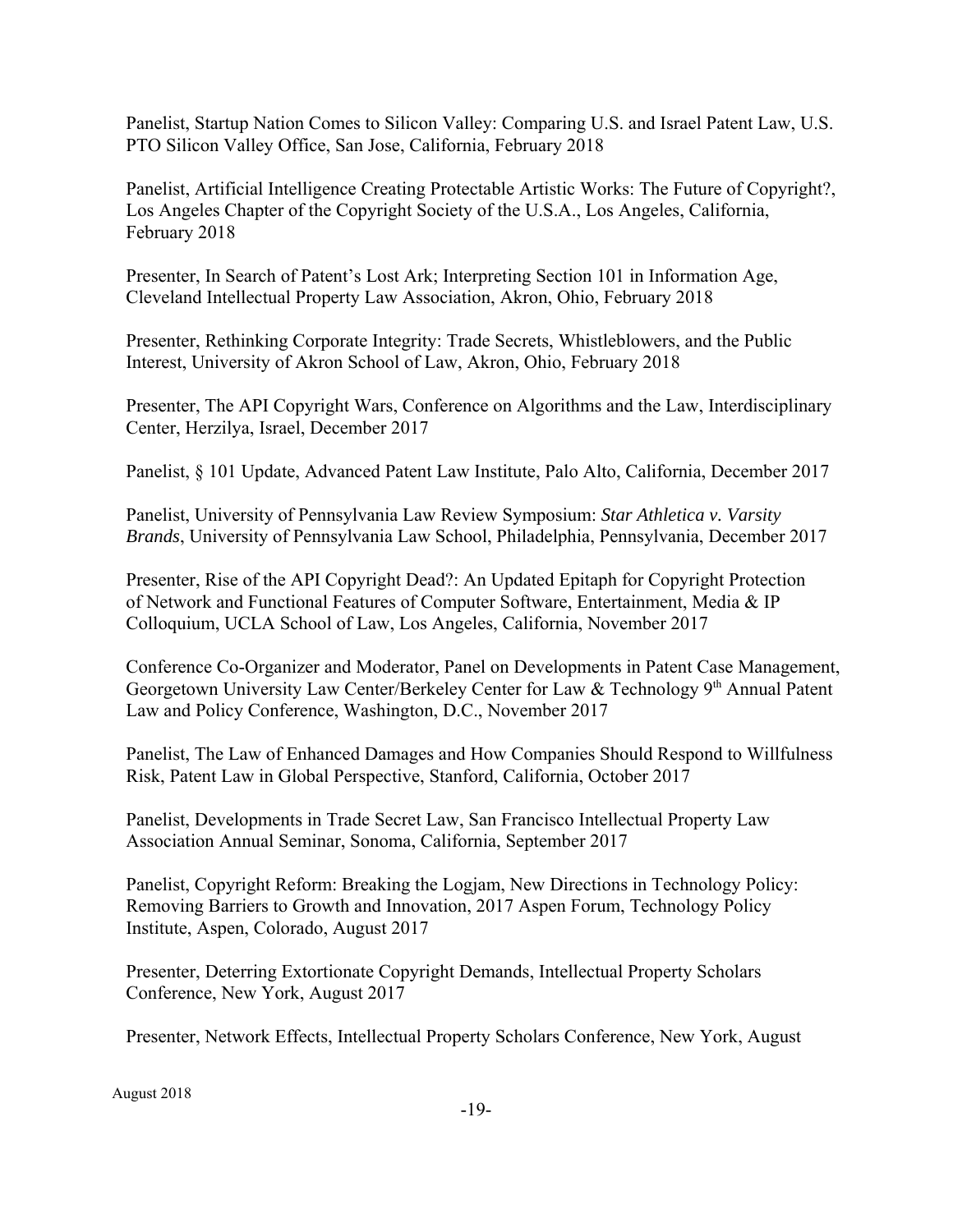Panelist, Startup Nation Comes to Silicon Valley: Comparing U.S. and Israel Patent Law, U.S. PTO Silicon Valley Office, San Jose, California, February 2018

Panelist, Artificial Intelligence Creating Protectable Artistic Works: The Future of Copyright?, Los Angeles Chapter of the Copyright Society of the U.S.A., Los Angeles, California, February 2018

Presenter, In Search of Patent's Lost Ark; Interpreting Section 101 in Information Age, Cleveland Intellectual Property Law Association, Akron, Ohio, February 2018

Presenter, Rethinking Corporate Integrity: Trade Secrets, Whistleblowers, and the Public Interest, University of Akron School of Law, Akron, Ohio, February 2018

Presenter, The API Copyright Wars, Conference on Algorithms and the Law, Interdisciplinary Center, Herzilya, Israel, December 2017

Panelist, § 101 Update, Advanced Patent Law Institute, Palo Alto, California, December 2017

Panelist, University of Pennsylvania Law Review Symposium: *Star Athletica v. Varsity Brands*, University of Pennsylvania Law School, Philadelphia, Pennsylvania, December 2017

Presenter, Rise of the API Copyright Dead?: An Updated Epitaph for Copyright Protection of Network and Functional Features of Computer Software, Entertainment, Media & IP Colloquium, UCLA School of Law, Los Angeles, California, November 2017

Conference Co-Organizer and Moderator, Panel on Developments in Patent Case Management, Georgetown University Law Center/Berkeley Center for Law & Technology 9th Annual Patent Law and Policy Conference, Washington, D.C., November 2017

Panelist, The Law of Enhanced Damages and How Companies Should Respond to Willfulness Risk, Patent Law in Global Perspective, Stanford, California, October 2017

Panelist, Developments in Trade Secret Law, San Francisco Intellectual Property Law Association Annual Seminar, Sonoma, California, September 2017

Panelist, Copyright Reform: Breaking the Logjam, New Directions in Technology Policy: Removing Barriers to Growth and Innovation, 2017 Aspen Forum, Technology Policy Institute, Aspen, Colorado, August 2017

Presenter, Deterring Extortionate Copyright Demands, Intellectual Property Scholars Conference, New York, August 2017

Presenter, Network Effects, Intellectual Property Scholars Conference, New York, August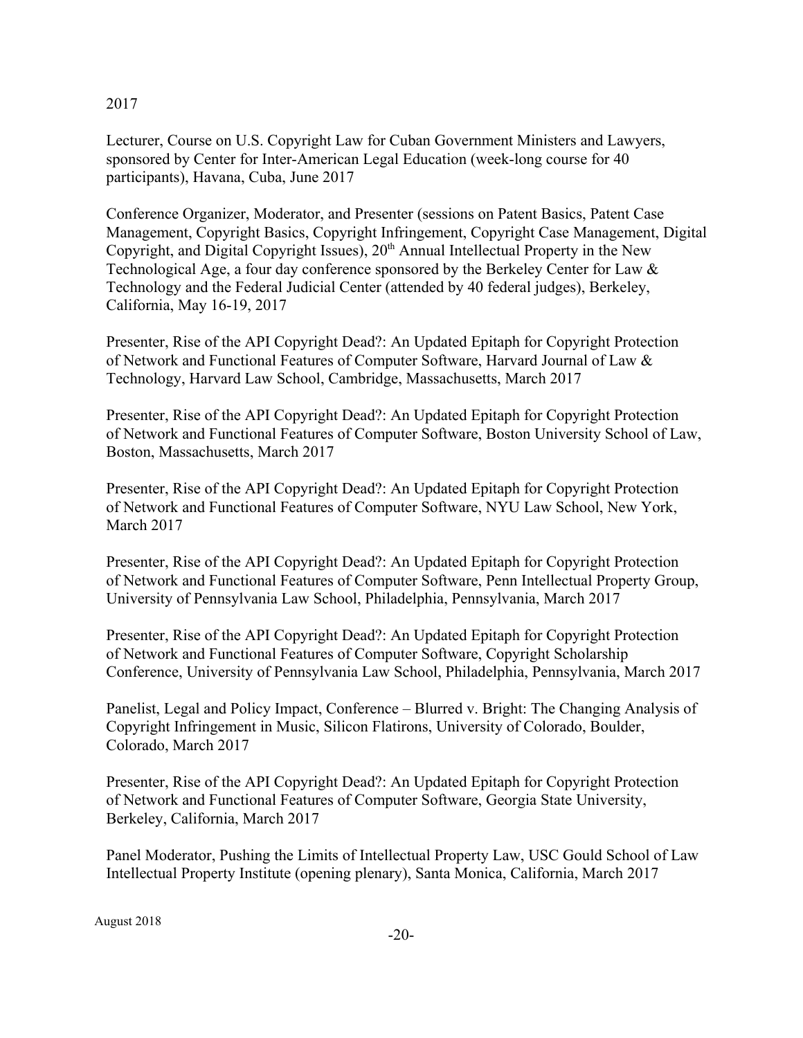2017

Lecturer, Course on U.S. Copyright Law for Cuban Government Ministers and Lawyers, sponsored by Center for Inter-American Legal Education (week-long course for 40 participants), Havana, Cuba, June 2017

Conference Organizer, Moderator, and Presenter (sessions on Patent Basics, Patent Case Management, Copyright Basics, Copyright Infringement, Copyright Case Management, Digital Copyright, and Digital Copyright Issues), 20th Annual Intellectual Property in the New Technological Age, a four day conference sponsored by the Berkeley Center for Law & Technology and the Federal Judicial Center (attended by 40 federal judges), Berkeley, California, May 16-19, 2017

Presenter, Rise of the API Copyright Dead?: An Updated Epitaph for Copyright Protection of Network and Functional Features of Computer Software, Harvard Journal of Law & Technology, Harvard Law School, Cambridge, Massachusetts, March 2017

Presenter, Rise of the API Copyright Dead?: An Updated Epitaph for Copyright Protection of Network and Functional Features of Computer Software, Boston University School of Law, Boston, Massachusetts, March 2017

Presenter, Rise of the API Copyright Dead?: An Updated Epitaph for Copyright Protection of Network and Functional Features of Computer Software, NYU Law School, New York, March 2017

Presenter, Rise of the API Copyright Dead?: An Updated Epitaph for Copyright Protection of Network and Functional Features of Computer Software, Penn Intellectual Property Group, University of Pennsylvania Law School, Philadelphia, Pennsylvania, March 2017

Presenter, Rise of the API Copyright Dead?: An Updated Epitaph for Copyright Protection of Network and Functional Features of Computer Software, Copyright Scholarship Conference, University of Pennsylvania Law School, Philadelphia, Pennsylvania, March 2017

Panelist, Legal and Policy Impact, Conference – Blurred v. Bright: The Changing Analysis of Copyright Infringement in Music, Silicon Flatirons, University of Colorado, Boulder, Colorado, March 2017

Presenter, Rise of the API Copyright Dead?: An Updated Epitaph for Copyright Protection of Network and Functional Features of Computer Software, Georgia State University, Berkeley, California, March 2017

Panel Moderator, Pushing the Limits of Intellectual Property Law, USC Gould School of Law Intellectual Property Institute (opening plenary), Santa Monica, California, March 2017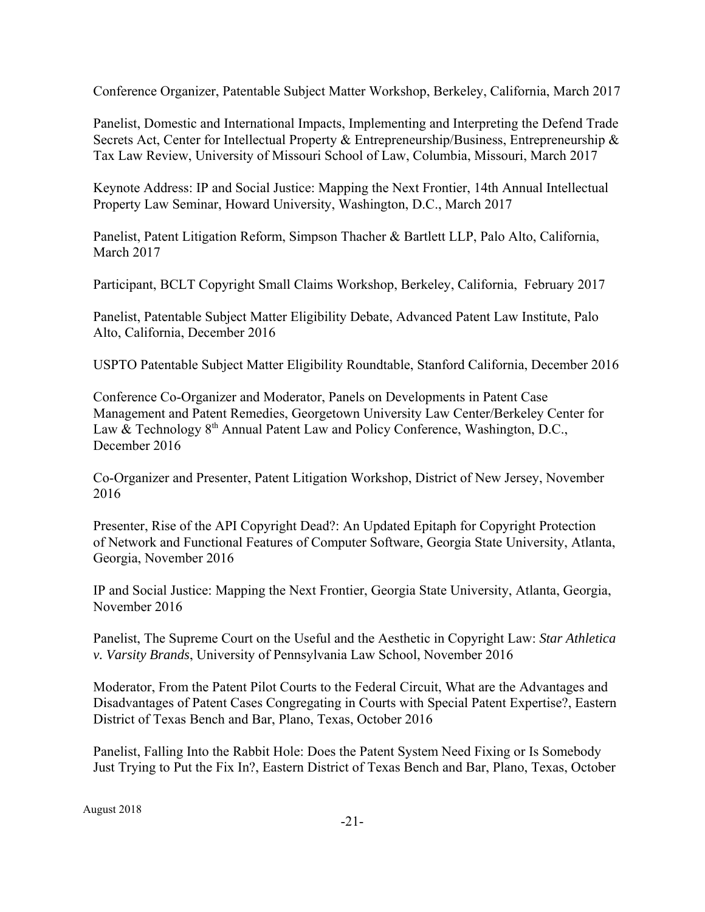Conference Organizer, Patentable Subject Matter Workshop, Berkeley, California, March 2017

Panelist, Domestic and International Impacts, Implementing and Interpreting the Defend Trade Secrets Act, Center for Intellectual Property & Entrepreneurship/Business, Entrepreneurship & Tax Law Review, University of Missouri School of Law, Columbia, Missouri, March 2017

Keynote Address: IP and Social Justice: Mapping the Next Frontier, 14th Annual Intellectual Property Law Seminar, Howard University, Washington, D.C., March 2017

Panelist, Patent Litigation Reform, Simpson Thacher & Bartlett LLP, Palo Alto, California, March 2017

Participant, BCLT Copyright Small Claims Workshop, Berkeley, California, February 2017

Panelist, Patentable Subject Matter Eligibility Debate, Advanced Patent Law Institute, Palo Alto, California, December 2016

USPTO Patentable Subject Matter Eligibility Roundtable, Stanford California, December 2016

Conference Co-Organizer and Moderator, Panels on Developments in Patent Case Management and Patent Remedies, Georgetown University Law Center/Berkeley Center for Law & Technology 8th Annual Patent Law and Policy Conference, Washington, D.C., December 2016

Co-Organizer and Presenter, Patent Litigation Workshop, District of New Jersey, November 2016

Presenter, Rise of the API Copyright Dead?: An Updated Epitaph for Copyright Protection of Network and Functional Features of Computer Software, Georgia State University, Atlanta, Georgia, November 2016

IP and Social Justice: Mapping the Next Frontier, Georgia State University, Atlanta, Georgia, November 2016

Panelist, The Supreme Court on the Useful and the Aesthetic in Copyright Law: *Star Athletica v. Varsity Brands*, University of Pennsylvania Law School, November 2016

Moderator, From the Patent Pilot Courts to the Federal Circuit, What are the Advantages and Disadvantages of Patent Cases Congregating in Courts with Special Patent Expertise?, Eastern District of Texas Bench and Bar, Plano, Texas, October 2016

Panelist, Falling Into the Rabbit Hole: Does the Patent System Need Fixing or Is Somebody Just Trying to Put the Fix In?, Eastern District of Texas Bench and Bar, Plano, Texas, October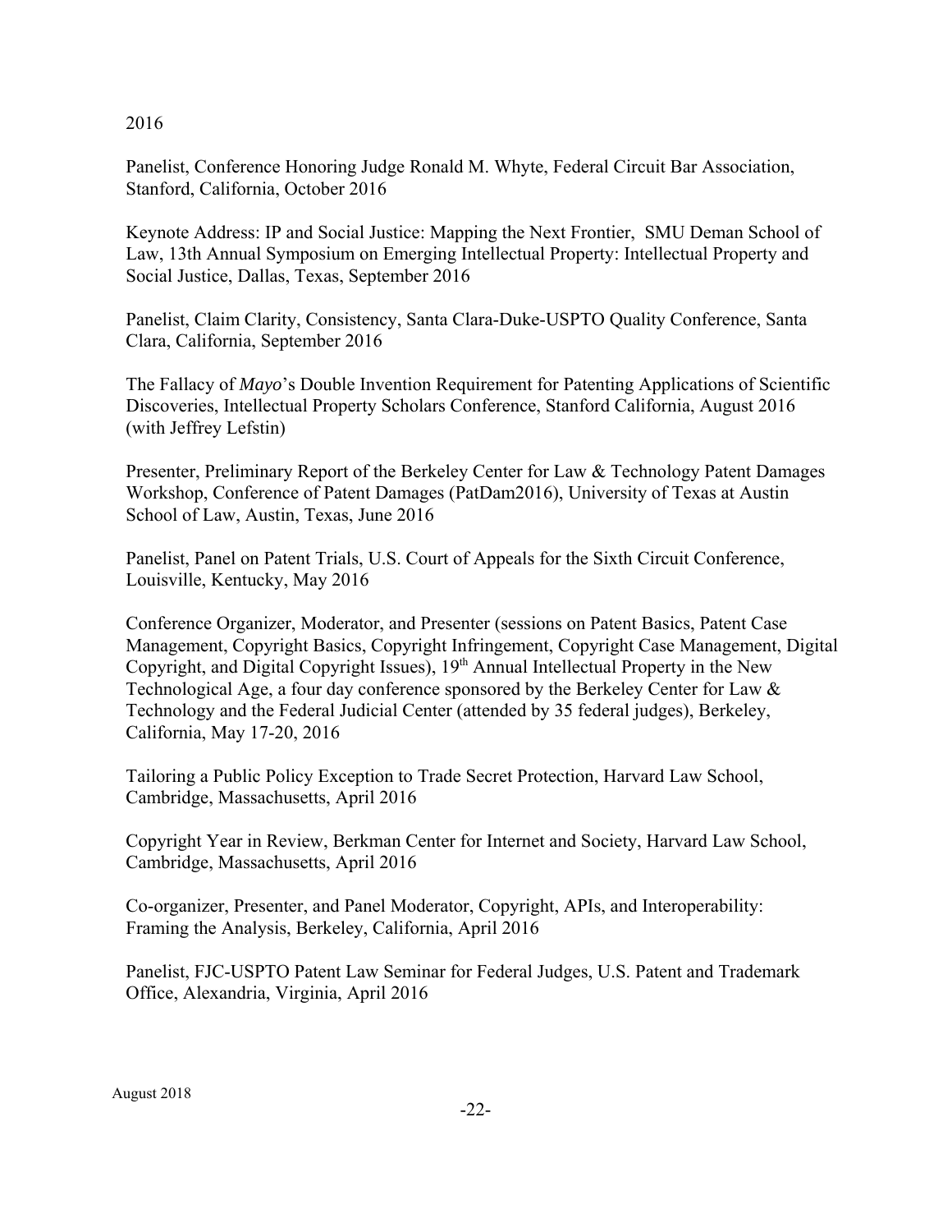2016

Panelist, Conference Honoring Judge Ronald M. Whyte, Federal Circuit Bar Association, Stanford, California, October 2016

Keynote Address: IP and Social Justice: Mapping the Next Frontier, SMU Deman School of Law, 13th Annual Symposium on Emerging Intellectual Property: Intellectual Property and Social Justice, Dallas, Texas, September 2016

Panelist, Claim Clarity, Consistency, Santa Clara-Duke-USPTO Quality Conference, Santa Clara, California, September 2016

The Fallacy of *Mayo*'s Double Invention Requirement for Patenting Applications of Scientific Discoveries, Intellectual Property Scholars Conference, Stanford California, August 2016 (with Jeffrey Lefstin)

Presenter, Preliminary Report of the Berkeley Center for Law & Technology Patent Damages Workshop, Conference of Patent Damages (PatDam2016), University of Texas at Austin School of Law, Austin, Texas, June 2016

Panelist, Panel on Patent Trials, U.S. Court of Appeals for the Sixth Circuit Conference, Louisville, Kentucky, May 2016

Conference Organizer, Moderator, and Presenter (sessions on Patent Basics, Patent Case Management, Copyright Basics, Copyright Infringement, Copyright Case Management, Digital Copyright, and Digital Copyright Issues), 19th Annual Intellectual Property in the New Technological Age, a four day conference sponsored by the Berkeley Center for Law & Technology and the Federal Judicial Center (attended by 35 federal judges), Berkeley, California, May 17-20, 2016

Tailoring a Public Policy Exception to Trade Secret Protection, Harvard Law School, Cambridge, Massachusetts, April 2016

Copyright Year in Review, Berkman Center for Internet and Society, Harvard Law School, Cambridge, Massachusetts, April 2016

Co-organizer, Presenter, and Panel Moderator, Copyright, APIs, and Interoperability: Framing the Analysis, Berkeley, California, April 2016

Panelist, FJC-USPTO Patent Law Seminar for Federal Judges, U.S. Patent and Trademark Office, Alexandria, Virginia, April 2016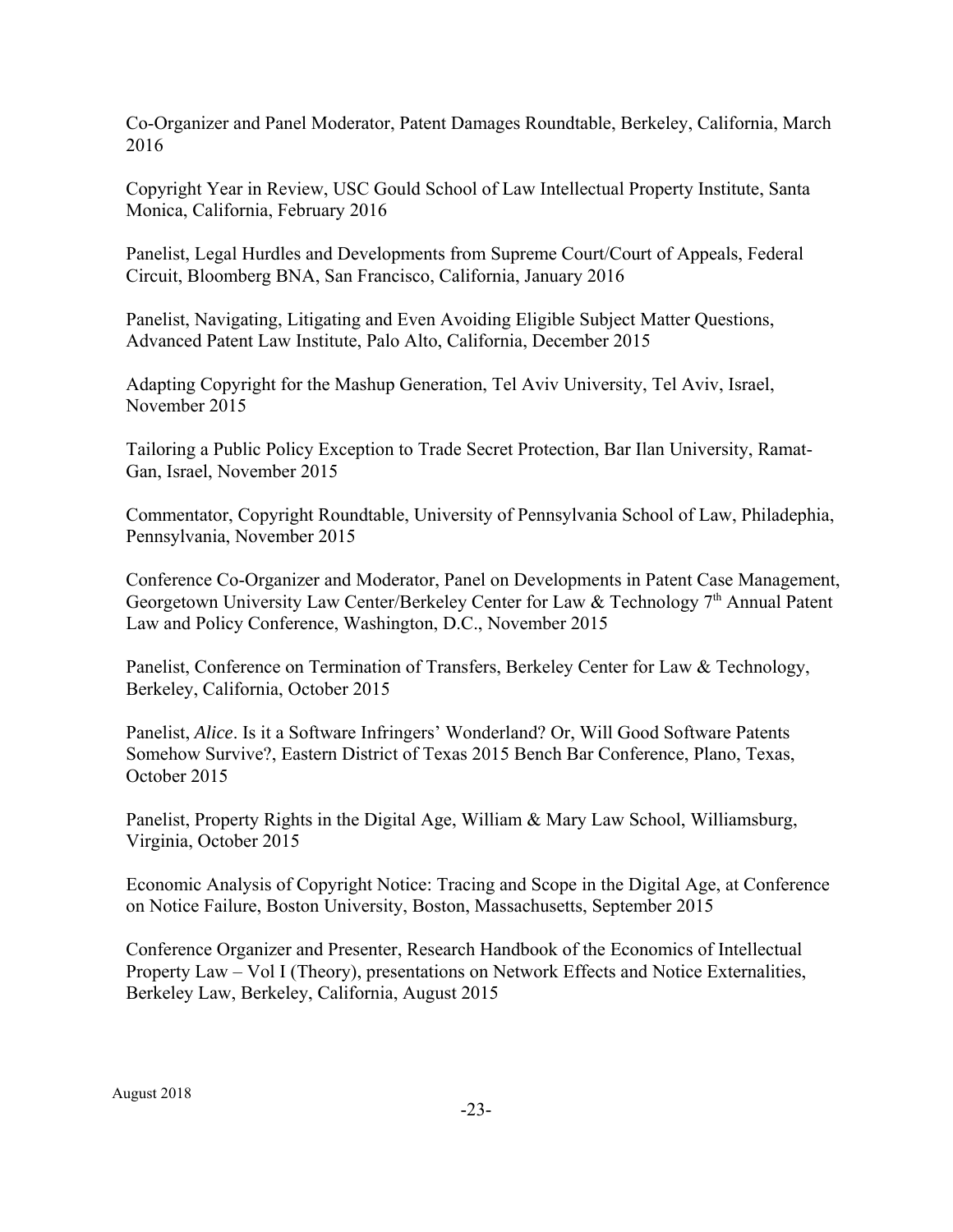Co-Organizer and Panel Moderator, Patent Damages Roundtable, Berkeley, California, March 2016

Copyright Year in Review, USC Gould School of Law Intellectual Property Institute, Santa Monica, California, February 2016

Panelist, Legal Hurdles and Developments from Supreme Court/Court of Appeals, Federal Circuit, Bloomberg BNA, San Francisco, California, January 2016

Panelist, Navigating, Litigating and Even Avoiding Eligible Subject Matter Questions, Advanced Patent Law Institute, Palo Alto, California, December 2015

Adapting Copyright for the Mashup Generation, Tel Aviv University, Tel Aviv, Israel, November 2015

Tailoring a Public Policy Exception to Trade Secret Protection, Bar Ilan University, Ramat-Gan, Israel, November 2015

Commentator, Copyright Roundtable, University of Pennsylvania School of Law, Philadephia, Pennsylvania, November 2015

Conference Co-Organizer and Moderator, Panel on Developments in Patent Case Management, Georgetown University Law Center/Berkeley Center for Law & Technology 7th Annual Patent Law and Policy Conference, Washington, D.C., November 2015

Panelist, Conference on Termination of Transfers, Berkeley Center for Law & Technology, Berkeley, California, October 2015

Panelist, *Alice*. Is it a Software Infringers' Wonderland? Or, Will Good Software Patents Somehow Survive?, Eastern District of Texas 2015 Bench Bar Conference, Plano, Texas, October 2015

Panelist, Property Rights in the Digital Age, William & Mary Law School, Williamsburg, Virginia, October 2015

Economic Analysis of Copyright Notice: Tracing and Scope in the Digital Age, at Conference on Notice Failure, Boston University, Boston, Massachusetts, September 2015

Conference Organizer and Presenter, Research Handbook of the Economics of Intellectual Property Law – Vol I (Theory), presentations on Network Effects and Notice Externalities, Berkeley Law, Berkeley, California, August 2015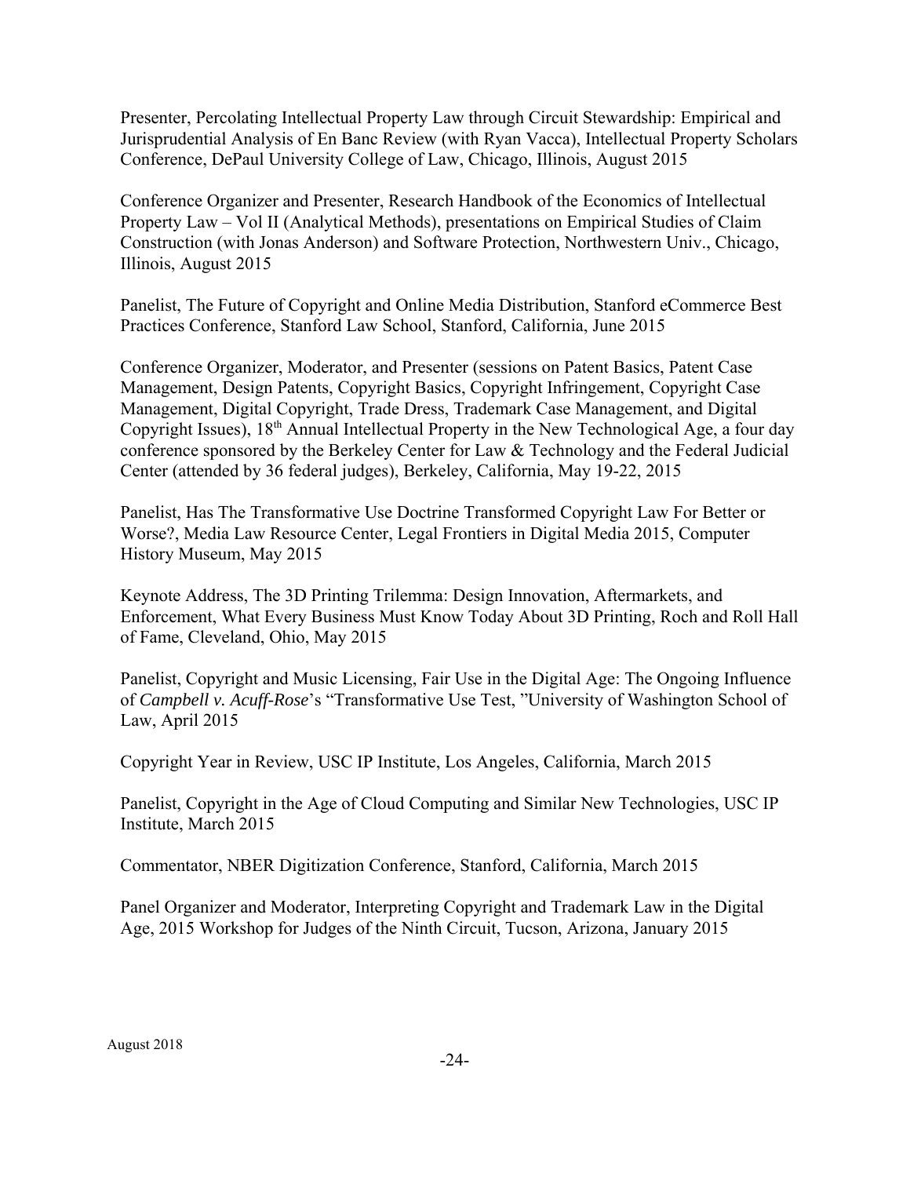Presenter, Percolating Intellectual Property Law through Circuit Stewardship: Empirical and Jurisprudential Analysis of En Banc Review (with Ryan Vacca), Intellectual Property Scholars Conference, DePaul University College of Law, Chicago, Illinois, August 2015

Conference Organizer and Presenter, Research Handbook of the Economics of Intellectual Property Law – Vol II (Analytical Methods), presentations on Empirical Studies of Claim Construction (with Jonas Anderson) and Software Protection, Northwestern Univ., Chicago, Illinois, August 2015

Panelist, The Future of Copyright and Online Media Distribution, Stanford eCommerce Best Practices Conference, Stanford Law School, Stanford, California, June 2015

Conference Organizer, Moderator, and Presenter (sessions on Patent Basics, Patent Case Management, Design Patents, Copyright Basics, Copyright Infringement, Copyright Case Management, Digital Copyright, Trade Dress, Trademark Case Management, and Digital Copyright Issues), 18th Annual Intellectual Property in the New Technological Age, a four day conference sponsored by the Berkeley Center for Law & Technology and the Federal Judicial Center (attended by 36 federal judges), Berkeley, California, May 19-22, 2015

Panelist, Has The Transformative Use Doctrine Transformed Copyright Law For Better or Worse?, Media Law Resource Center, Legal Frontiers in Digital Media 2015, Computer History Museum, May 2015

Keynote Address, The 3D Printing Trilemma: Design Innovation, Aftermarkets, and Enforcement, What Every Business Must Know Today About 3D Printing, Roch and Roll Hall of Fame, Cleveland, Ohio, May 2015

Panelist, Copyright and Music Licensing, Fair Use in the Digital Age: The Ongoing Influence of *Campbell v. Acuff-Rose*'s "Transformative Use Test, "University of Washington School of Law, April 2015

Copyright Year in Review, USC IP Institute, Los Angeles, California, March 2015

Panelist, Copyright in the Age of Cloud Computing and Similar New Technologies, USC IP Institute, March 2015

Commentator, NBER Digitization Conference, Stanford, California, March 2015

Panel Organizer and Moderator, Interpreting Copyright and Trademark Law in the Digital Age, 2015 Workshop for Judges of the Ninth Circuit, Tucson, Arizona, January 2015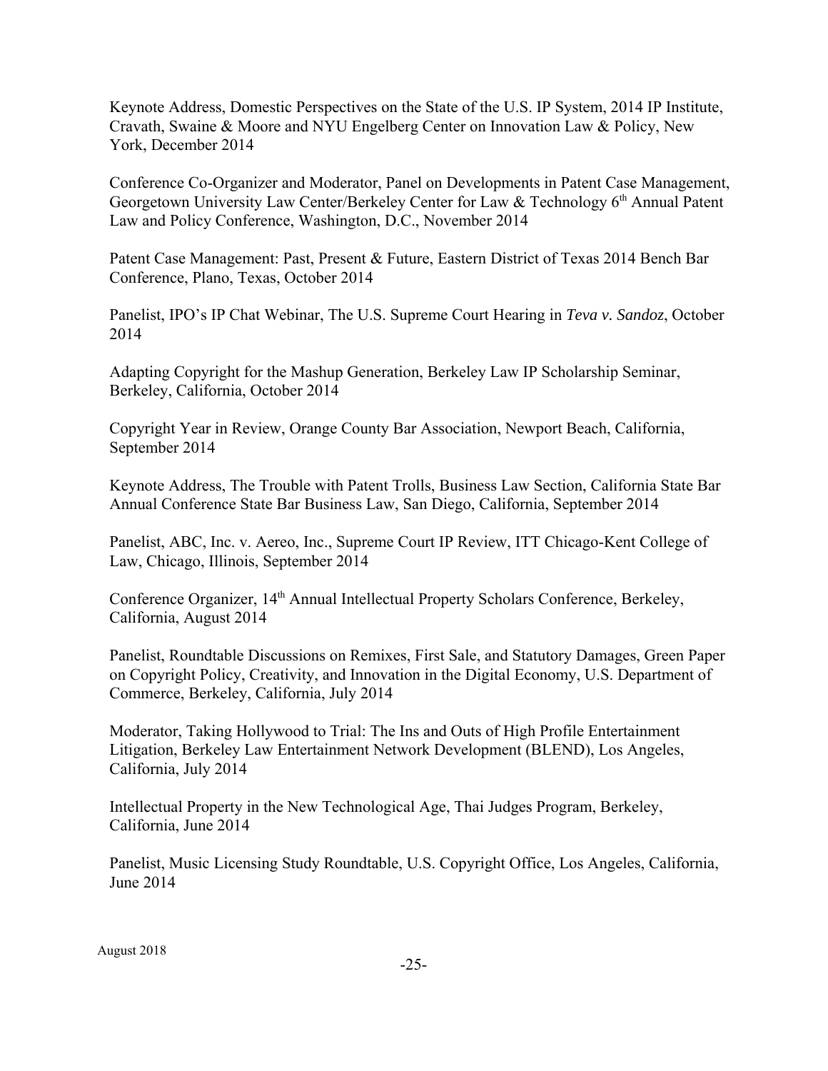Keynote Address, Domestic Perspectives on the State of the U.S. IP System, 2014 IP Institute, Cravath, Swaine & Moore and NYU Engelberg Center on Innovation Law & Policy, New York, December 2014

Conference Co-Organizer and Moderator, Panel on Developments in Patent Case Management, Georgetown University Law Center/Berkeley Center for Law & Technology 6th Annual Patent Law and Policy Conference, Washington, D.C., November 2014

Patent Case Management: Past, Present & Future, Eastern District of Texas 2014 Bench Bar Conference, Plano, Texas, October 2014

Panelist, IPO's IP Chat Webinar, The U.S. Supreme Court Hearing in *Teva v. Sandoz*, October 2014

Adapting Copyright for the Mashup Generation, Berkeley Law IP Scholarship Seminar, Berkeley, California, October 2014

Copyright Year in Review, Orange County Bar Association, Newport Beach, California, September 2014

Keynote Address, The Trouble with Patent Trolls, Business Law Section, California State Bar Annual Conference State Bar Business Law, San Diego, California, September 2014

Panelist, ABC, Inc. v. Aereo, Inc., Supreme Court IP Review, ITT Chicago-Kent College of Law, Chicago, Illinois, September 2014

Conference Organizer, 14th Annual Intellectual Property Scholars Conference, Berkeley, California, August 2014

Panelist, Roundtable Discussions on Remixes, First Sale, and Statutory Damages, Green Paper on Copyright Policy, Creativity, and Innovation in the Digital Economy, U.S. Department of Commerce, Berkeley, California, July 2014

Moderator, Taking Hollywood to Trial: The Ins and Outs of High Profile Entertainment Litigation, Berkeley Law Entertainment Network Development (BLEND), Los Angeles, California, July 2014

Intellectual Property in the New Technological Age, Thai Judges Program, Berkeley, California, June 2014

Panelist, Music Licensing Study Roundtable, U.S. Copyright Office, Los Angeles, California, June 2014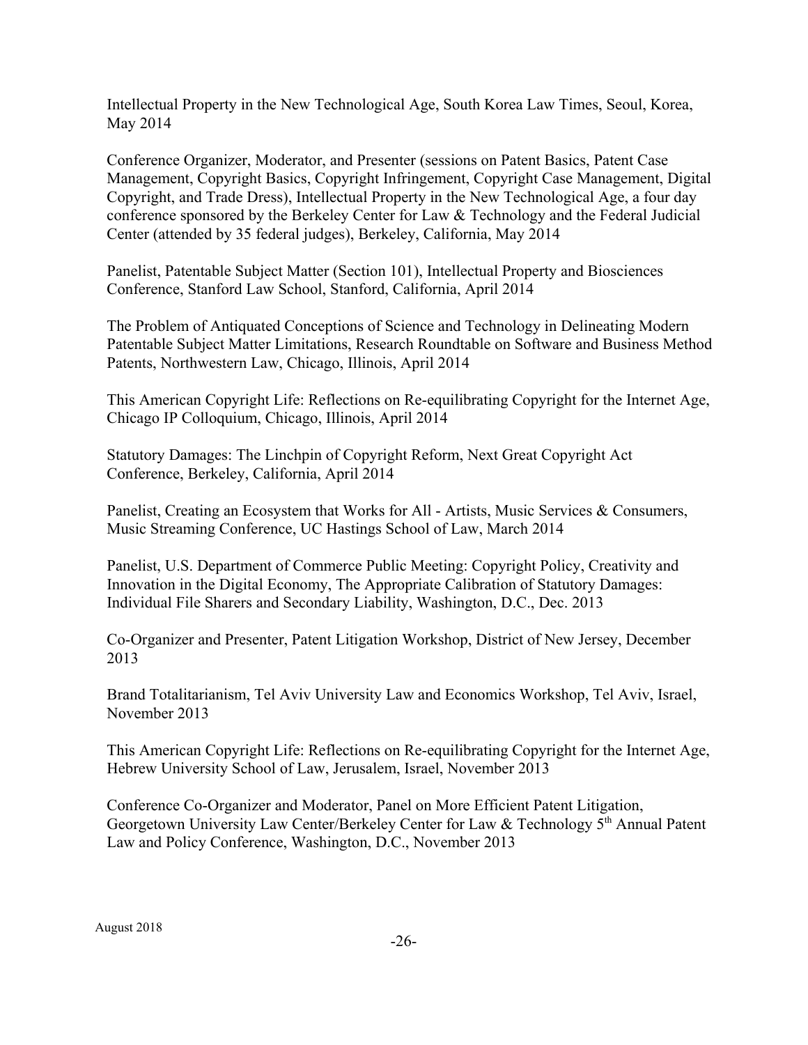Intellectual Property in the New Technological Age, South Korea Law Times, Seoul, Korea, May 2014

Conference Organizer, Moderator, and Presenter (sessions on Patent Basics, Patent Case Management, Copyright Basics, Copyright Infringement, Copyright Case Management, Digital Copyright, and Trade Dress), Intellectual Property in the New Technological Age, a four day conference sponsored by the Berkeley Center for Law & Technology and the Federal Judicial Center (attended by 35 federal judges), Berkeley, California, May 2014

Panelist, Patentable Subject Matter (Section 101), Intellectual Property and Biosciences Conference, Stanford Law School, Stanford, California, April 2014

The Problem of Antiquated Conceptions of Science and Technology in Delineating Modern Patentable Subject Matter Limitations, Research Roundtable on Software and Business Method Patents, Northwestern Law, Chicago, Illinois, April 2014

This American Copyright Life: Reflections on Re-equilibrating Copyright for the Internet Age, Chicago IP Colloquium, Chicago, Illinois, April 2014

Statutory Damages: The Linchpin of Copyright Reform, Next Great Copyright Act Conference, Berkeley, California, April 2014

Panelist, Creating an Ecosystem that Works for All - Artists, Music Services & Consumers, Music Streaming Conference, UC Hastings School of Law, March 2014

Panelist, U.S. Department of Commerce Public Meeting: Copyright Policy, Creativity and Innovation in the Digital Economy, The Appropriate Calibration of Statutory Damages: Individual File Sharers and Secondary Liability, Washington, D.C., Dec. 2013

Co-Organizer and Presenter, Patent Litigation Workshop, District of New Jersey, December 2013

Brand Totalitarianism, Tel Aviv University Law and Economics Workshop, Tel Aviv, Israel, November 2013

This American Copyright Life: Reflections on Re-equilibrating Copyright for the Internet Age, Hebrew University School of Law, Jerusalem, Israel, November 2013

Conference Co-Organizer and Moderator, Panel on More Efficient Patent Litigation, Georgetown University Law Center/Berkeley Center for Law & Technology 5th Annual Patent Law and Policy Conference, Washington, D.C., November 2013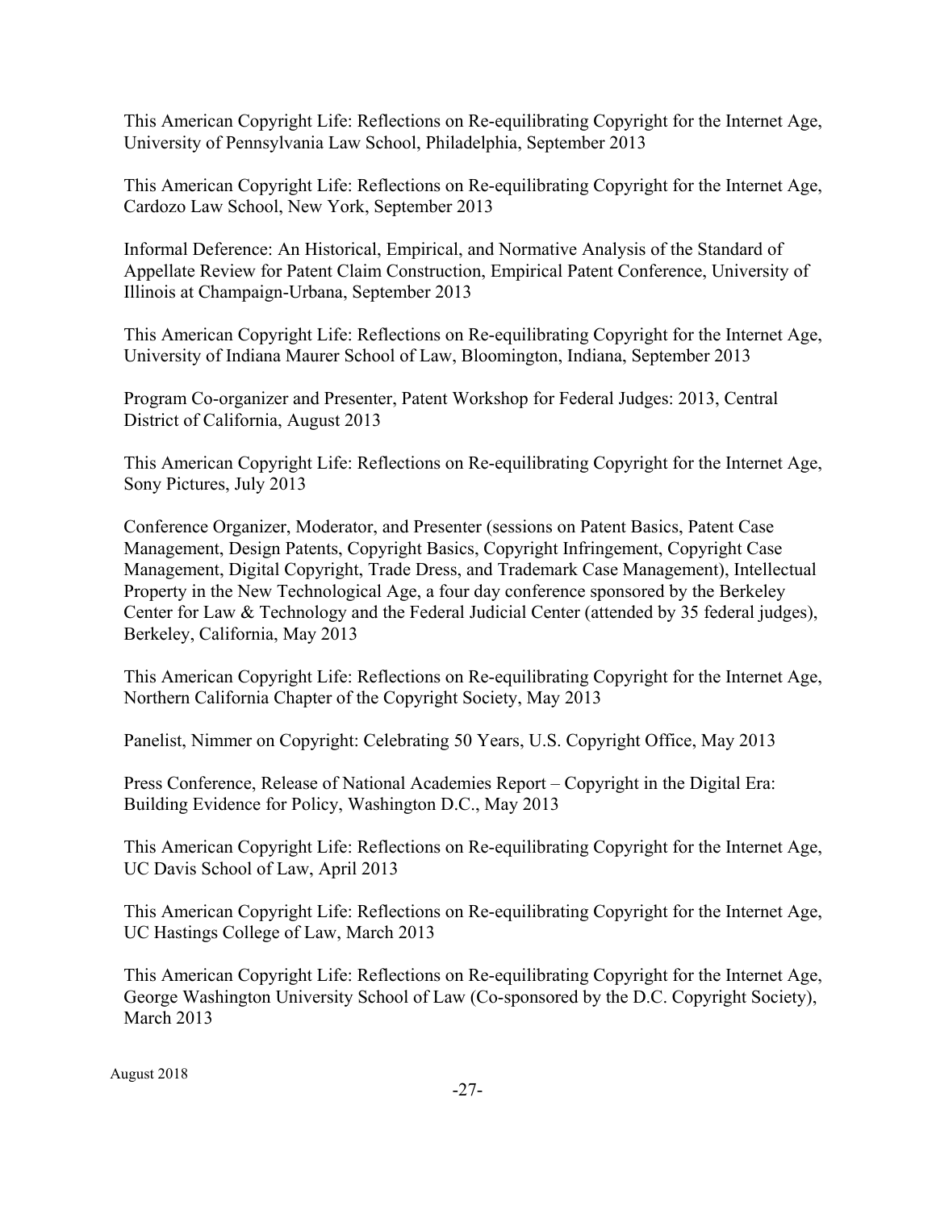This American Copyright Life: Reflections on Re-equilibrating Copyright for the Internet Age, University of Pennsylvania Law School, Philadelphia, September 2013

This American Copyright Life: Reflections on Re-equilibrating Copyright for the Internet Age, Cardozo Law School, New York, September 2013

Informal Deference: An Historical, Empirical, and Normative Analysis of the Standard of Appellate Review for Patent Claim Construction, Empirical Patent Conference, University of Illinois at Champaign-Urbana, September 2013

This American Copyright Life: Reflections on Re-equilibrating Copyright for the Internet Age, University of Indiana Maurer School of Law, Bloomington, Indiana, September 2013

Program Co-organizer and Presenter, Patent Workshop for Federal Judges: 2013, Central District of California, August 2013

This American Copyright Life: Reflections on Re-equilibrating Copyright for the Internet Age, Sony Pictures, July 2013

Conference Organizer, Moderator, and Presenter (sessions on Patent Basics, Patent Case Management, Design Patents, Copyright Basics, Copyright Infringement, Copyright Case Management, Digital Copyright, Trade Dress, and Trademark Case Management), Intellectual Property in the New Technological Age, a four day conference sponsored by the Berkeley Center for Law & Technology and the Federal Judicial Center (attended by 35 federal judges), Berkeley, California, May 2013

This American Copyright Life: Reflections on Re-equilibrating Copyright for the Internet Age, Northern California Chapter of the Copyright Society, May 2013

Panelist, Nimmer on Copyright: Celebrating 50 Years, U.S. Copyright Office, May 2013

Press Conference, Release of National Academies Report – Copyright in the Digital Era: Building Evidence for Policy, Washington D.C., May 2013

This American Copyright Life: Reflections on Re-equilibrating Copyright for the Internet Age, UC Davis School of Law, April 2013

This American Copyright Life: Reflections on Re-equilibrating Copyright for the Internet Age, UC Hastings College of Law, March 2013

This American Copyright Life: Reflections on Re-equilibrating Copyright for the Internet Age, George Washington University School of Law (Co-sponsored by the D.C. Copyright Society), March 2013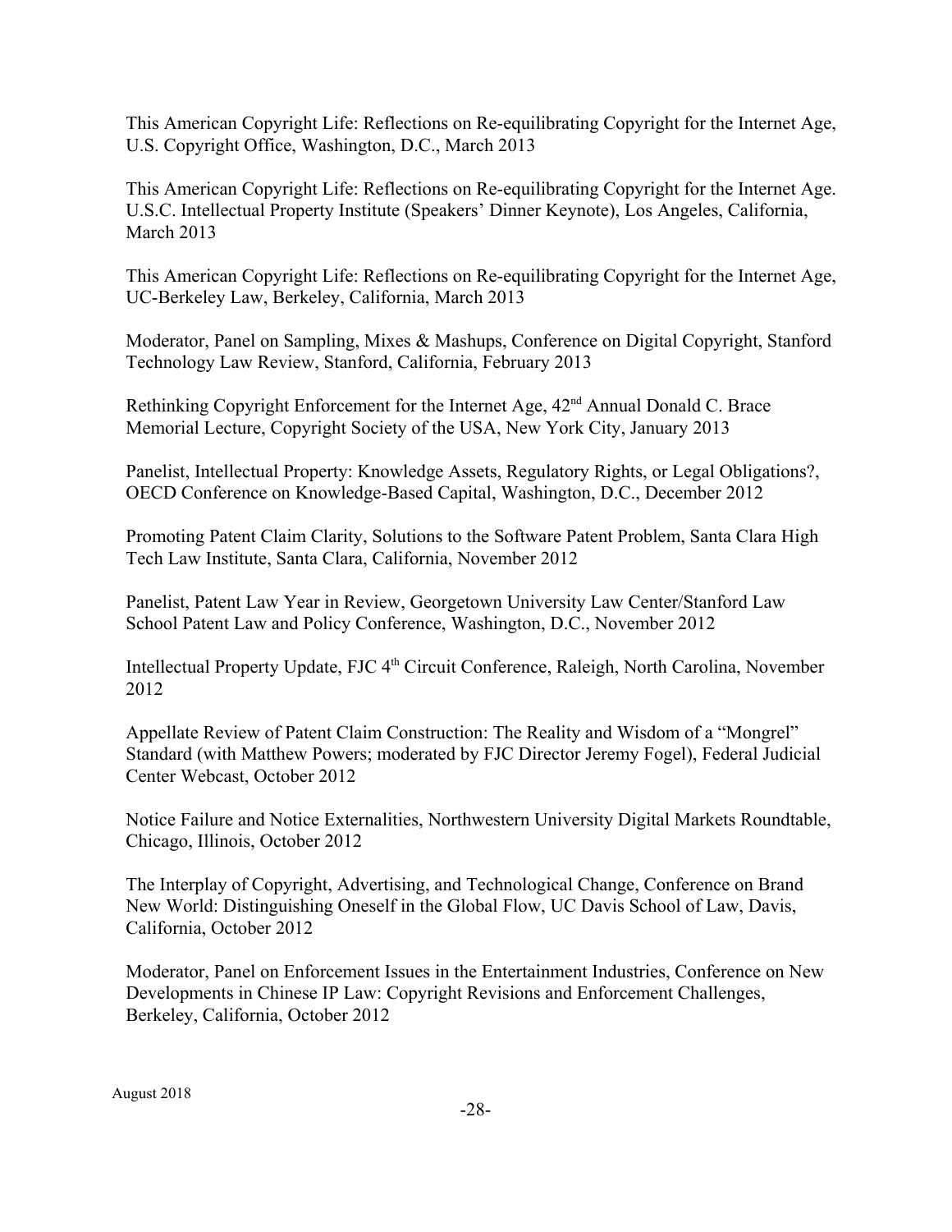This American Copyright Life: Reflections on Re-equilibrating Copyright for the Internet Age, U.S. Copyright Office, Washington, D.C., March 2013

This American Copyright Life: Reflections on Re-equilibrating Copyright for the Internet Age. U.S.C. Intellectual Property Institute (Speakers' Dinner Keynote), Los Angeles, California, March 2013

This American Copyright Life: Reflections on Re-equilibrating Copyright for the Internet Age, UC-Berkeley Law, Berkeley, California, March 2013

Moderator, Panel on Sampling, Mixes & Mashups, Conference on Digital Copyright, Stanford Technology Law Review, Stanford, California, February 2013

Rethinking Copyright Enforcement for the Internet Age, 42nd Annual Donald C. Brace Memorial Lecture, Copyright Society of the USA, New York City, January 2013

Panelist, Intellectual Property: Knowledge Assets, Regulatory Rights, or Legal Obligations?, OECD Conference on Knowledge-Based Capital, Washington, D.C., December 2012

Promoting Patent Claim Clarity, Solutions to the Software Patent Problem, Santa Clara High Tech Law Institute, Santa Clara, California, November 2012

Panelist, Patent Law Year in Review, Georgetown University Law Center/Stanford Law School Patent Law and Policy Conference, Washington, D.C., November 2012

Intellectual Property Update, FJC 4th Circuit Conference, Raleigh, North Carolina, November 2012

Appellate Review of Patent Claim Construction: The Reality and Wisdom of a "Mongrel" Standard (with Matthew Powers; moderated by FJC Director Jeremy Fogel), Federal Judicial Center Webcast, October 2012

Notice Failure and Notice Externalities, Northwestern University Digital Markets Roundtable, Chicago, Illinois, October 2012

The Interplay of Copyright, Advertising, and Technological Change, Conference on Brand New World: Distinguishing Oneself in the Global Flow, UC Davis School of Law, Davis, California, October 2012

Moderator, Panel on Enforcement Issues in the Entertainment Industries, Conference on New Developments in Chinese IP Law: Copyright Revisions and Enforcement Challenges, Berkeley, California, October 2012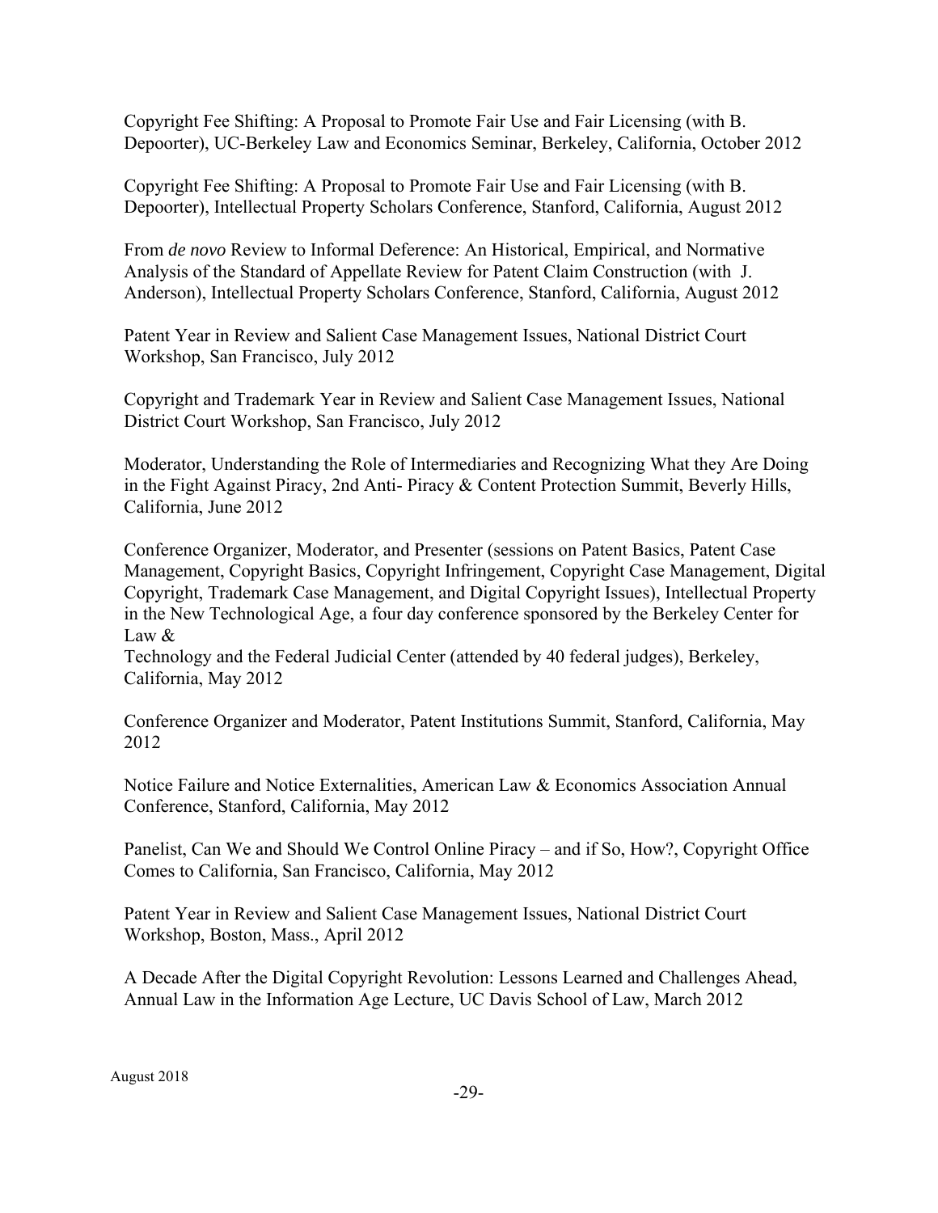Copyright Fee Shifting: A Proposal to Promote Fair Use and Fair Licensing (with B. Depoorter), UC-Berkeley Law and Economics Seminar, Berkeley, California, October 2012

Copyright Fee Shifting: A Proposal to Promote Fair Use and Fair Licensing (with B. Depoorter), Intellectual Property Scholars Conference, Stanford, California, August 2012

From *de novo* Review to Informal Deference: An Historical, Empirical, and Normative Analysis of the Standard of Appellate Review for Patent Claim Construction (with J. Anderson), Intellectual Property Scholars Conference, Stanford, California, August 2012

Patent Year in Review and Salient Case Management Issues, National District Court Workshop, San Francisco, July 2012

Copyright and Trademark Year in Review and Salient Case Management Issues, National District Court Workshop, San Francisco, July 2012

Moderator, Understanding the Role of Intermediaries and Recognizing What they Are Doing in the Fight Against Piracy, 2nd Anti- Piracy & Content Protection Summit, Beverly Hills, California, June 2012

Conference Organizer, Moderator, and Presenter (sessions on Patent Basics, Patent Case Management, Copyright Basics, Copyright Infringement, Copyright Case Management, Digital Copyright, Trademark Case Management, and Digital Copyright Issues), Intellectual Property in the New Technological Age, a four day conference sponsored by the Berkeley Center for Law &
Technology and the Federal Judicial Center (attended by 40 federal judges), Berkeley, California, May 2012

Conference Organizer and Moderator, Patent Institutions Summit, Stanford, California, May 2012

Notice Failure and Notice Externalities, American Law & Economics Association Annual Conference, Stanford, California, May 2012

Panelist, Can We and Should We Control Online Piracy – and if So, How?, Copyright Office Comes to California, San Francisco, California, May 2012

Patent Year in Review and Salient Case Management Issues, National District Court Workshop, Boston, Mass., April 2012

A Decade After the Digital Copyright Revolution: Lessons Learned and Challenges Ahead, Annual Law in the Information Age Lecture, UC Davis School of Law, March 2012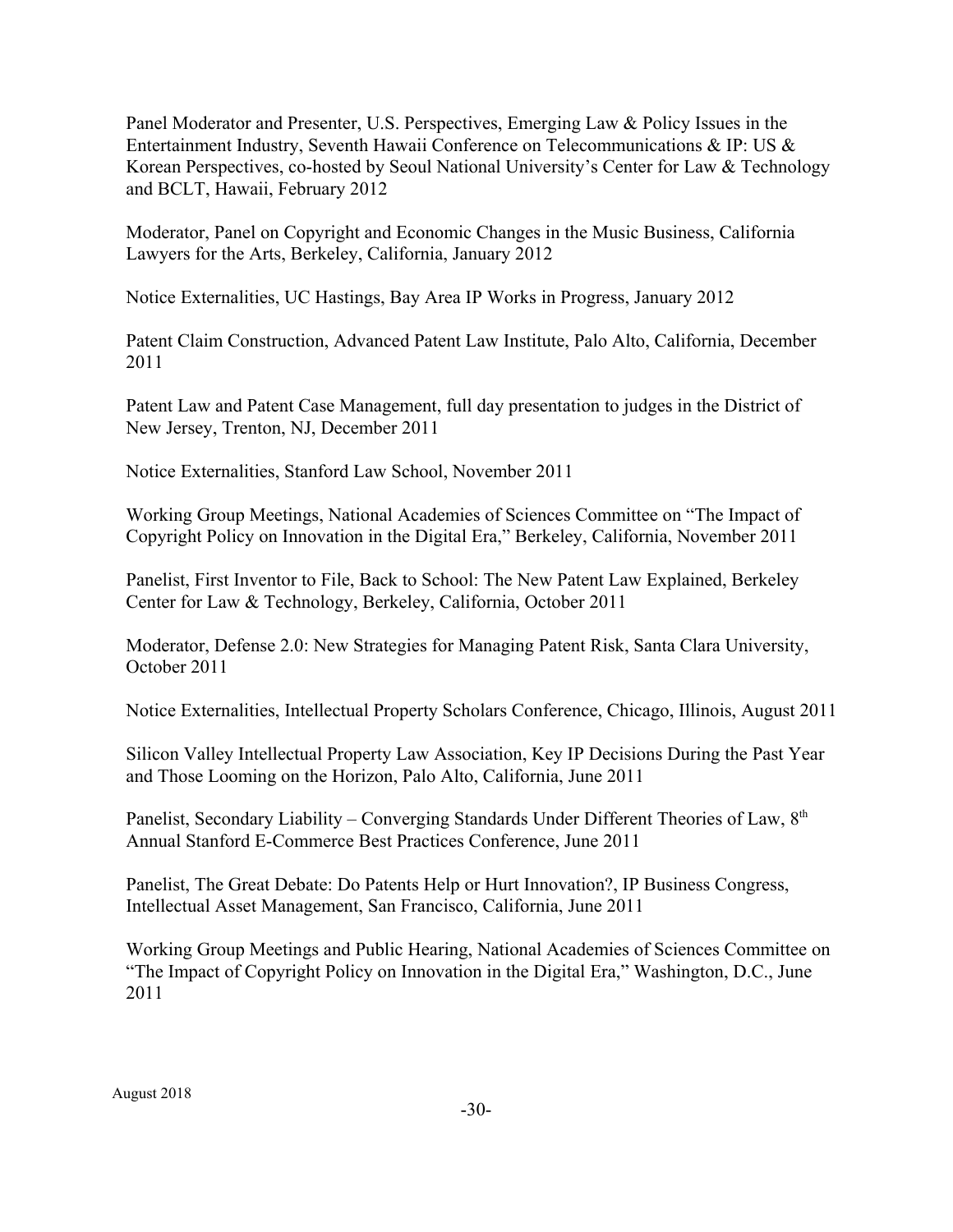Panel Moderator and Presenter, U.S. Perspectives, Emerging Law & Policy Issues in the Entertainment Industry, Seventh Hawaii Conference on Telecommunications & IP: US & Korean Perspectives, co-hosted by Seoul National University's Center for Law & Technology and BCLT, Hawaii, February 2012

Moderator, Panel on Copyright and Economic Changes in the Music Business, California Lawyers for the Arts, Berkeley, California, January 2012

Notice Externalities, UC Hastings, Bay Area IP Works in Progress, January 2012

Patent Claim Construction, Advanced Patent Law Institute, Palo Alto, California, December 2011

Patent Law and Patent Case Management, full day presentation to judges in the District of New Jersey, Trenton, NJ, December 2011

Notice Externalities, Stanford Law School, November 2011

Working Group Meetings, National Academies of Sciences Committee on "The Impact of Copyright Policy on Innovation in the Digital Era," Berkeley, California, November 2011

Panelist, First Inventor to File, Back to School: The New Patent Law Explained, Berkeley Center for Law & Technology, Berkeley, California, October 2011

Moderator, Defense 2.0: New Strategies for Managing Patent Risk, Santa Clara University, October 2011

Notice Externalities, Intellectual Property Scholars Conference, Chicago, Illinois, August 2011

Silicon Valley Intellectual Property Law Association, Key IP Decisions During the Past Year and Those Looming on the Horizon, Palo Alto, California, June 2011

Panelist, Secondary Liability – Converging Standards Under Different Theories of Law, 8th Annual Stanford E-Commerce Best Practices Conference, June 2011

Panelist, The Great Debate: Do Patents Help or Hurt Innovation?, IP Business Congress, Intellectual Asset Management, San Francisco, California, June 2011

Working Group Meetings and Public Hearing, National Academies of Sciences Committee on "The Impact of Copyright Policy on Innovation in the Digital Era," Washington, D.C., June 2011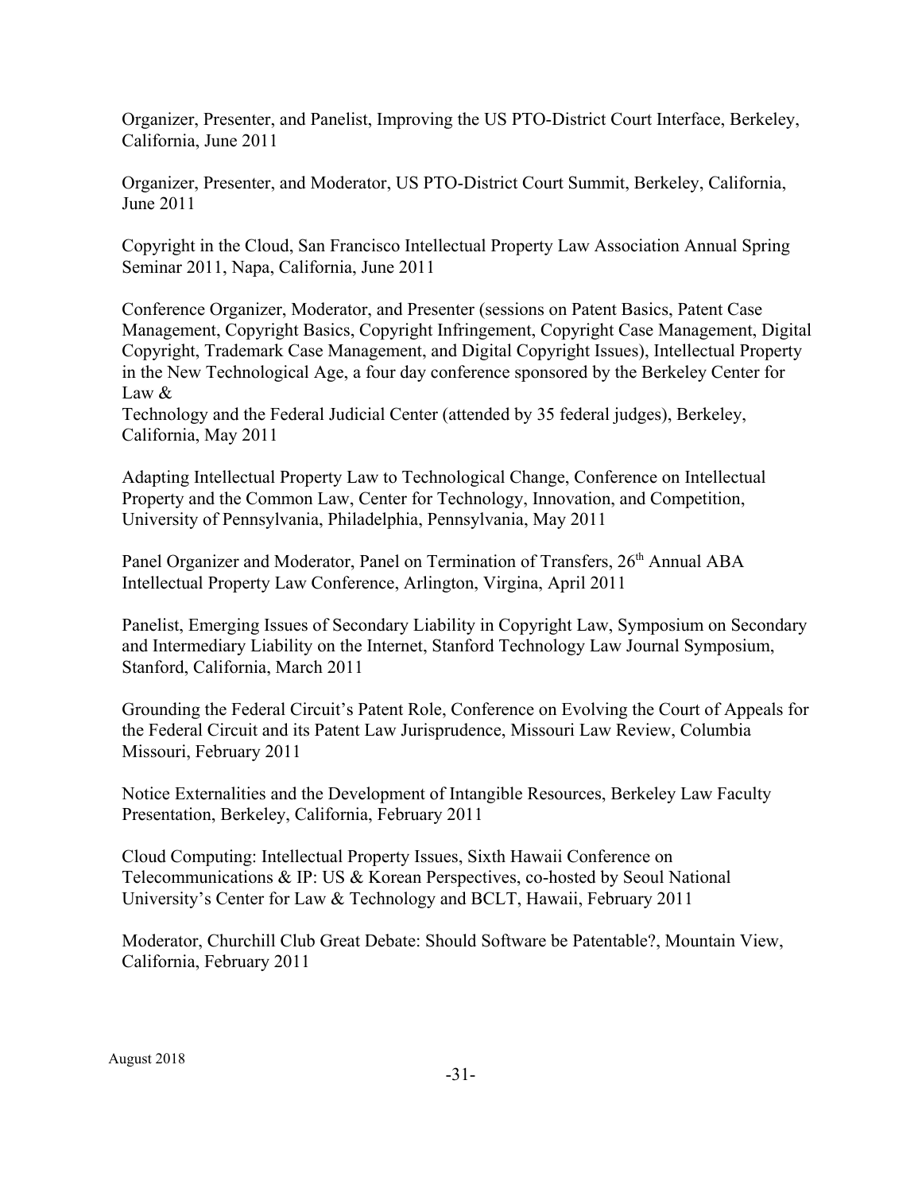Organizer, Presenter, and Panelist, Improving the US PTO-District Court Interface, Berkeley, California, June 2011

Organizer, Presenter, and Moderator, US PTO-District Court Summit, Berkeley, California, June 2011

Copyright in the Cloud, San Francisco Intellectual Property Law Association Annual Spring Seminar 2011, Napa, California, June 2011

Conference Organizer, Moderator, and Presenter (sessions on Patent Basics, Patent Case Management, Copyright Basics, Copyright Infringement, Copyright Case Management, Digital Copyright, Trademark Case Management, and Digital Copyright Issues), Intellectual Property in the New Technological Age, a four day conference sponsored by the Berkeley Center for Law &
Technology and the Federal Judicial Center (attended by 35 federal judges), Berkeley, California, May 2011

Adapting Intellectual Property Law to Technological Change, Conference on Intellectual Property and the Common Law, Center for Technology, Innovation, and Competition, University of Pennsylvania, Philadelphia, Pennsylvania, May 2011

Panel Organizer and Moderator, Panel on Termination of Transfers, 26th Annual ABA Intellectual Property Law Conference, Arlington, Virgina, April 2011

Panelist, Emerging Issues of Secondary Liability in Copyright Law, Symposium on Secondary and Intermediary Liability on the Internet, Stanford Technology Law Journal Symposium, Stanford, California, March 2011

Grounding the Federal Circuit's Patent Role, Conference on Evolving the Court of Appeals for the Federal Circuit and its Patent Law Jurisprudence, Missouri Law Review, Columbia Missouri, February 2011

Notice Externalities and the Development of Intangible Resources, Berkeley Law Faculty Presentation, Berkeley, California, February 2011

Cloud Computing: Intellectual Property Issues, Sixth Hawaii Conference on Telecommunications & IP: US & Korean Perspectives, co-hosted by Seoul National University's Center for Law & Technology and BCLT, Hawaii, February 2011

Moderator, Churchill Club Great Debate: Should Software be Patentable?, Mountain View, California, February 2011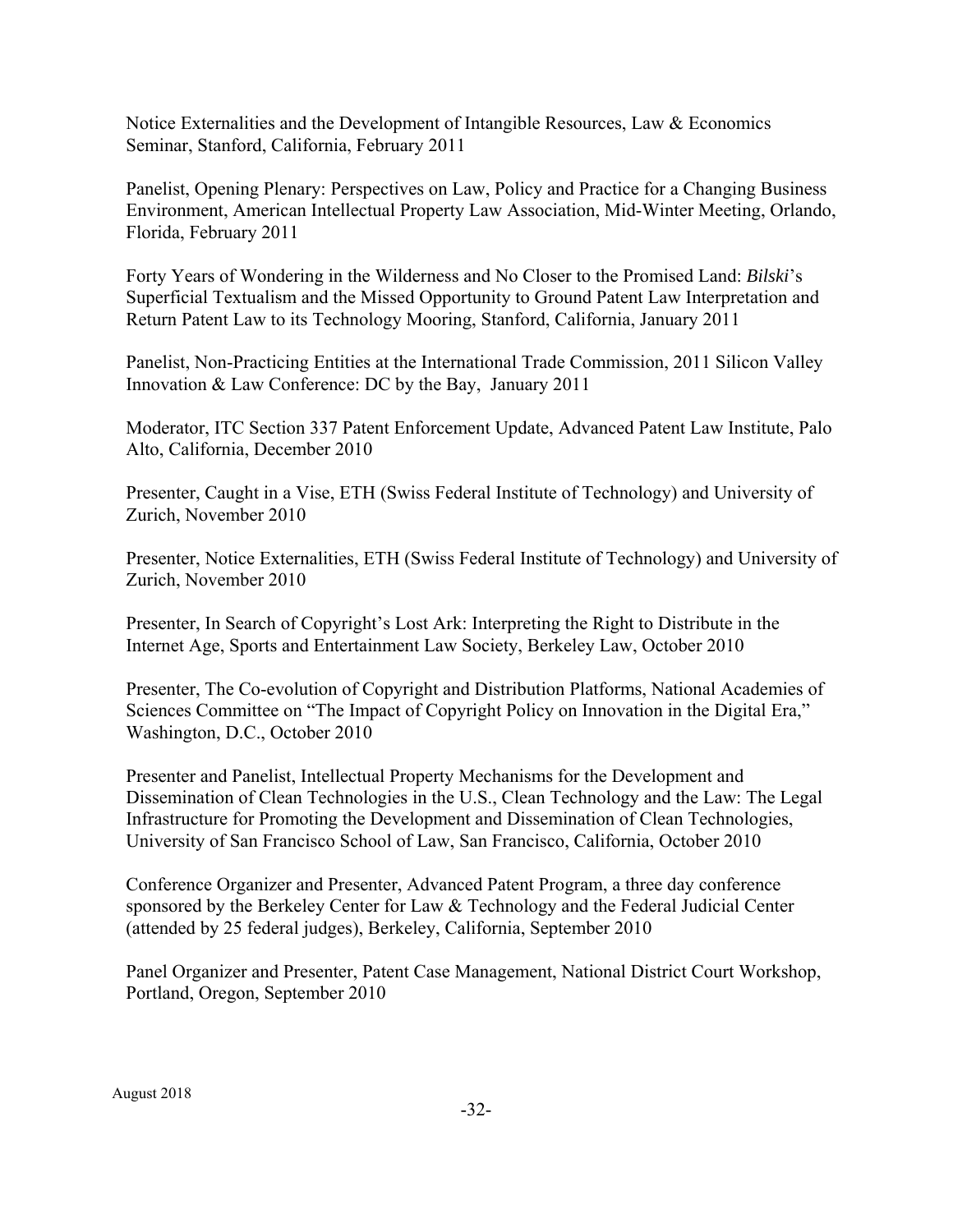Notice Externalities and the Development of Intangible Resources, Law & Economics Seminar, Stanford, California, February 2011

Panelist, Opening Plenary: Perspectives on Law, Policy and Practice for a Changing Business Environment, American Intellectual Property Law Association, Mid-Winter Meeting, Orlando, Florida, February 2011

Forty Years of Wondering in the Wilderness and No Closer to the Promised Land: *Bilski*'s Superficial Textualism and the Missed Opportunity to Ground Patent Law Interpretation and Return Patent Law to its Technology Mooring, Stanford, California, January 2011

Panelist, Non-Practicing Entities at the International Trade Commission, 2011 Silicon Valley Innovation & Law Conference: DC by the Bay, January 2011

Moderator, ITC Section 337 Patent Enforcement Update, Advanced Patent Law Institute, Palo Alto, California, December 2010

Presenter, Caught in a Vise, ETH (Swiss Federal Institute of Technology) and University of Zurich, November 2010

Presenter, Notice Externalities, ETH (Swiss Federal Institute of Technology) and University of Zurich, November 2010

Presenter, In Search of Copyright's Lost Ark: Interpreting the Right to Distribute in the Internet Age, Sports and Entertainment Law Society, Berkeley Law, October 2010

Presenter, The Co-evolution of Copyright and Distribution Platforms, National Academies of Sciences Committee on "The Impact of Copyright Policy on Innovation in the Digital Era," Washington, D.C., October 2010

Presenter and Panelist, Intellectual Property Mechanisms for the Development and Dissemination of Clean Technologies in the U.S., Clean Technology and the Law: The Legal Infrastructure for Promoting the Development and Dissemination of Clean Technologies, University of San Francisco School of Law, San Francisco, California, October 2010

Conference Organizer and Presenter, Advanced Patent Program, a three day conference sponsored by the Berkeley Center for Law & Technology and the Federal Judicial Center (attended by 25 federal judges), Berkeley, California, September 2010

Panel Organizer and Presenter, Patent Case Management, National District Court Workshop, Portland, Oregon, September 2010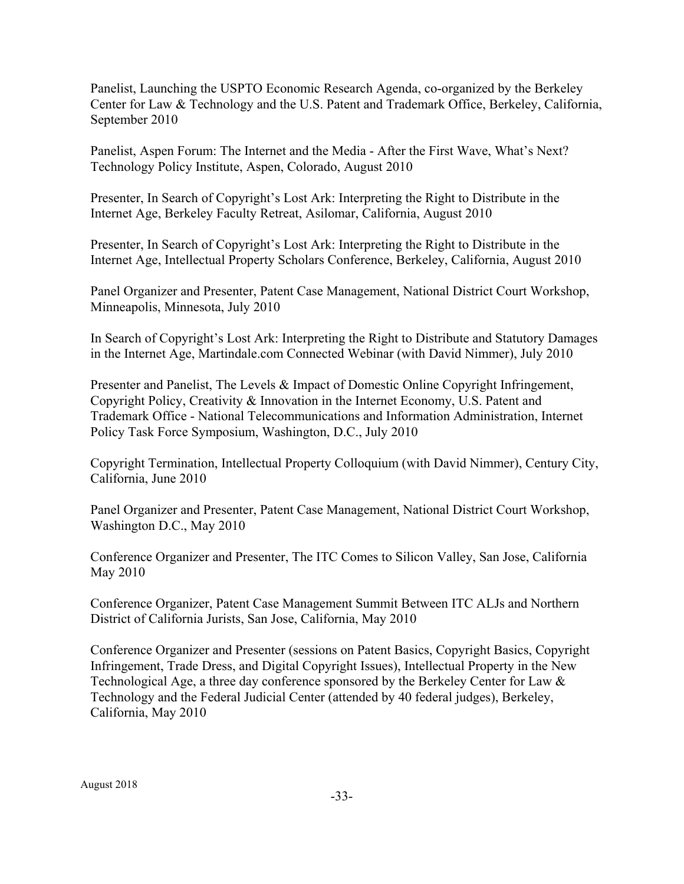Panelist, Launching the USPTO Economic Research Agenda, co-organized by the Berkeley Center for Law & Technology and the U.S. Patent and Trademark Office, Berkeley, California, September 2010

Panelist, Aspen Forum: The Internet and the Media - After the First Wave, What's Next? Technology Policy Institute, Aspen, Colorado, August 2010

Presenter, In Search of Copyright's Lost Ark: Interpreting the Right to Distribute in the Internet Age, Berkeley Faculty Retreat, Asilomar, California, August 2010

Presenter, In Search of Copyright's Lost Ark: Interpreting the Right to Distribute in the Internet Age, Intellectual Property Scholars Conference, Berkeley, California, August 2010

Panel Organizer and Presenter, Patent Case Management, National District Court Workshop, Minneapolis, Minnesota, July 2010

In Search of Copyright's Lost Ark: Interpreting the Right to Distribute and Statutory Damages in the Internet Age, Martindale.com Connected Webinar (with David Nimmer), July 2010

Presenter and Panelist, The Levels & Impact of Domestic Online Copyright Infringement, Copyright Policy, Creativity & Innovation in the Internet Economy, U.S. Patent and Trademark Office - National Telecommunications and Information Administration, Internet Policy Task Force Symposium, Washington, D.C., July 2010

Copyright Termination, Intellectual Property Colloquium (with David Nimmer), Century City, California, June 2010

Panel Organizer and Presenter, Patent Case Management, National District Court Workshop, Washington D.C., May 2010

Conference Organizer and Presenter, The ITC Comes to Silicon Valley, San Jose, California May 2010

Conference Organizer, Patent Case Management Summit Between ITC ALJs and Northern District of California Jurists, San Jose, California, May 2010

Conference Organizer and Presenter (sessions on Patent Basics, Copyright Basics, Copyright Infringement, Trade Dress, and Digital Copyright Issues), Intellectual Property in the New Technological Age, a three day conference sponsored by the Berkeley Center for Law & Technology and the Federal Judicial Center (attended by 40 federal judges), Berkeley, California, May 2010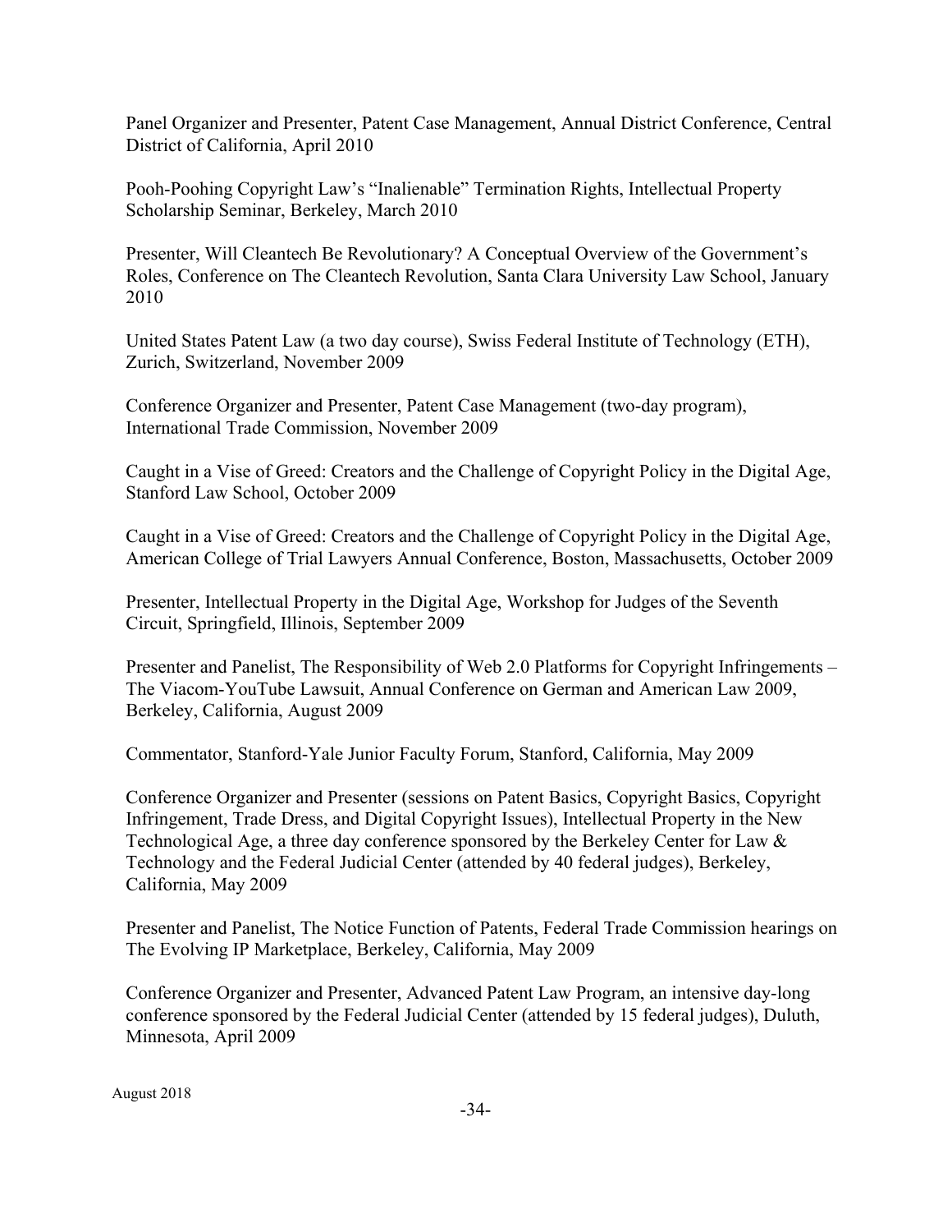Panel Organizer and Presenter, Patent Case Management, Annual District Conference, Central District of California, April 2010

Pooh-Poohing Copyright Law's "Inalienable" Termination Rights, Intellectual Property Scholarship Seminar, Berkeley, March 2010

Presenter, Will Cleantech Be Revolutionary? A Conceptual Overview of the Government's Roles, Conference on The Cleantech Revolution, Santa Clara University Law School, January 2010

United States Patent Law (a two day course), Swiss Federal Institute of Technology (ETH), Zurich, Switzerland, November 2009

Conference Organizer and Presenter, Patent Case Management (two-day program), International Trade Commission, November 2009

Caught in a Vise of Greed: Creators and the Challenge of Copyright Policy in the Digital Age, Stanford Law School, October 2009

Caught in a Vise of Greed: Creators and the Challenge of Copyright Policy in the Digital Age, American College of Trial Lawyers Annual Conference, Boston, Massachusetts, October 2009

Presenter, Intellectual Property in the Digital Age, Workshop for Judges of the Seventh Circuit, Springfield, Illinois, September 2009

Presenter and Panelist, The Responsibility of Web 2.0 Platforms for Copyright Infringements – The Viacom-YouTube Lawsuit, Annual Conference on German and American Law 2009, Berkeley, California, August 2009

Commentator, Stanford-Yale Junior Faculty Forum, Stanford, California, May 2009

Conference Organizer and Presenter (sessions on Patent Basics, Copyright Basics, Copyright Infringement, Trade Dress, and Digital Copyright Issues), Intellectual Property in the New Technological Age, a three day conference sponsored by the Berkeley Center for Law & Technology and the Federal Judicial Center (attended by 40 federal judges), Berkeley, California, May 2009

Presenter and Panelist, The Notice Function of Patents, Federal Trade Commission hearings on The Evolving IP Marketplace, Berkeley, California, May 2009

Conference Organizer and Presenter, Advanced Patent Law Program, an intensive day-long conference sponsored by the Federal Judicial Center (attended by 15 federal judges), Duluth, Minnesota, April 2009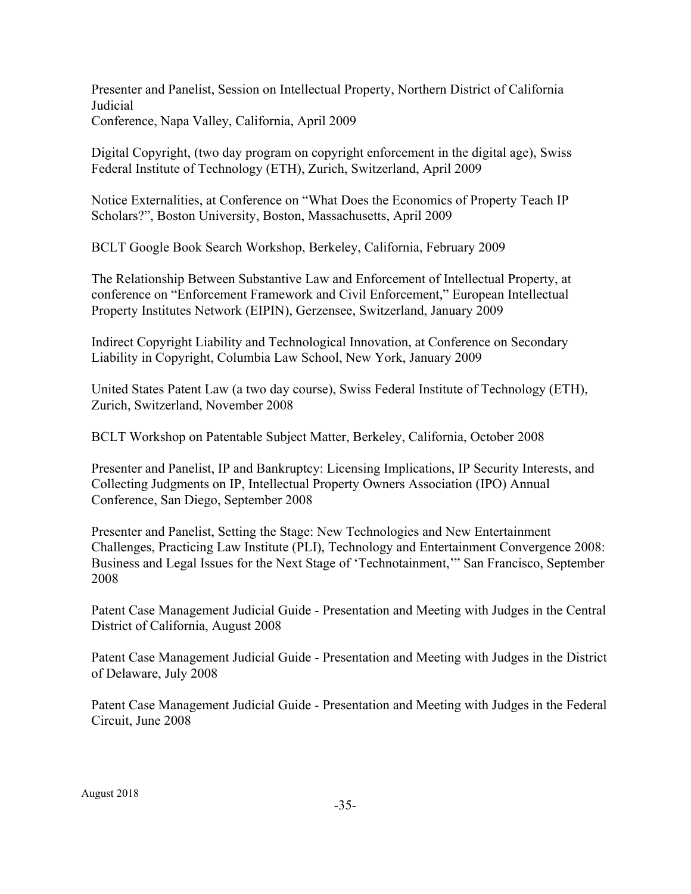Presenter and Panelist, Session on Intellectual Property, Northern District of California Judicial
Conference, Napa Valley, California, April 2009

Digital Copyright, (two day program on copyright enforcement in the digital age), Swiss Federal Institute of Technology (ETH), Zurich, Switzerland, April 2009

Notice Externalities, at Conference on "What Does the Economics of Property Teach IP Scholars?", Boston University, Boston, Massachusetts, April 2009

BCLT Google Book Search Workshop, Berkeley, California, February 2009

The Relationship Between Substantive Law and Enforcement of Intellectual Property, at conference on "Enforcement Framework and Civil Enforcement," European Intellectual Property Institutes Network (EIPIN), Gerzensee, Switzerland, January 2009

Indirect Copyright Liability and Technological Innovation, at Conference on Secondary Liability in Copyright, Columbia Law School, New York, January 2009

United States Patent Law (a two day course), Swiss Federal Institute of Technology (ETH), Zurich, Switzerland, November 2008

BCLT Workshop on Patentable Subject Matter, Berkeley, California, October 2008

Presenter and Panelist, IP and Bankruptcy: Licensing Implications, IP Security Interests, and Collecting Judgments on IP, Intellectual Property Owners Association (IPO) Annual Conference, San Diego, September 2008

Presenter and Panelist, Setting the Stage: New Technologies and New Entertainment Challenges, Practicing Law Institute (PLI), Technology and Entertainment Convergence 2008: Business and Legal Issues for the Next Stage of 'Technotainment,'" San Francisco, September 2008

Patent Case Management Judicial Guide - Presentation and Meeting with Judges in the Central District of California, August 2008

Patent Case Management Judicial Guide - Presentation and Meeting with Judges in the District of Delaware, July 2008

Patent Case Management Judicial Guide - Presentation and Meeting with Judges in the Federal Circuit, June 2008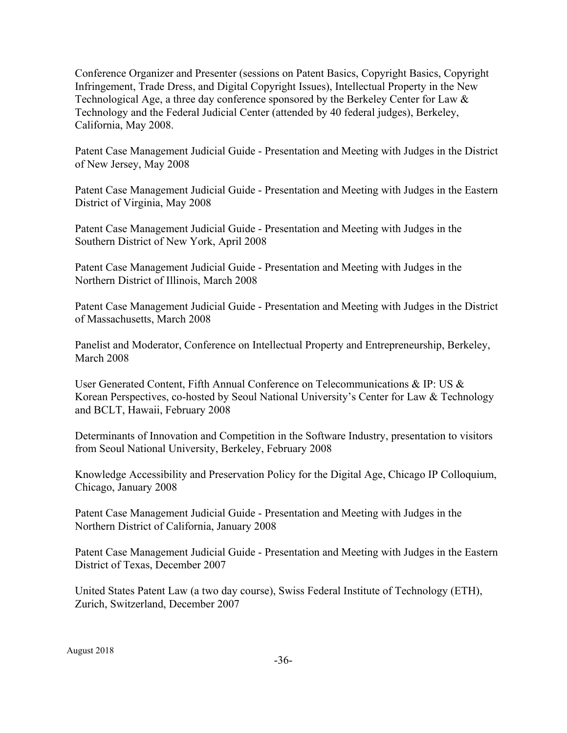Conference Organizer and Presenter (sessions on Patent Basics, Copyright Basics, Copyright Infringement, Trade Dress, and Digital Copyright Issues), Intellectual Property in the New Technological Age, a three day conference sponsored by the Berkeley Center for Law & Technology and the Federal Judicial Center (attended by 40 federal judges), Berkeley, California, May 2008.

Patent Case Management Judicial Guide - Presentation and Meeting with Judges in the District of New Jersey, May 2008

Patent Case Management Judicial Guide - Presentation and Meeting with Judges in the Eastern District of Virginia, May 2008

Patent Case Management Judicial Guide - Presentation and Meeting with Judges in the Southern District of New York, April 2008

Patent Case Management Judicial Guide - Presentation and Meeting with Judges in the Northern District of Illinois, March 2008

Patent Case Management Judicial Guide - Presentation and Meeting with Judges in the District of Massachusetts, March 2008

Panelist and Moderator, Conference on Intellectual Property and Entrepreneurship, Berkeley, March 2008

User Generated Content, Fifth Annual Conference on Telecommunications & IP: US & Korean Perspectives, co-hosted by Seoul National University's Center for Law & Technology and BCLT, Hawaii, February 2008

Determinants of Innovation and Competition in the Software Industry, presentation to visitors from Seoul National University, Berkeley, February 2008

Knowledge Accessibility and Preservation Policy for the Digital Age, Chicago IP Colloquium, Chicago, January 2008

Patent Case Management Judicial Guide - Presentation and Meeting with Judges in the Northern District of California, January 2008

Patent Case Management Judicial Guide - Presentation and Meeting with Judges in the Eastern District of Texas, December 2007

United States Patent Law (a two day course), Swiss Federal Institute of Technology (ETH), Zurich, Switzerland, December 2007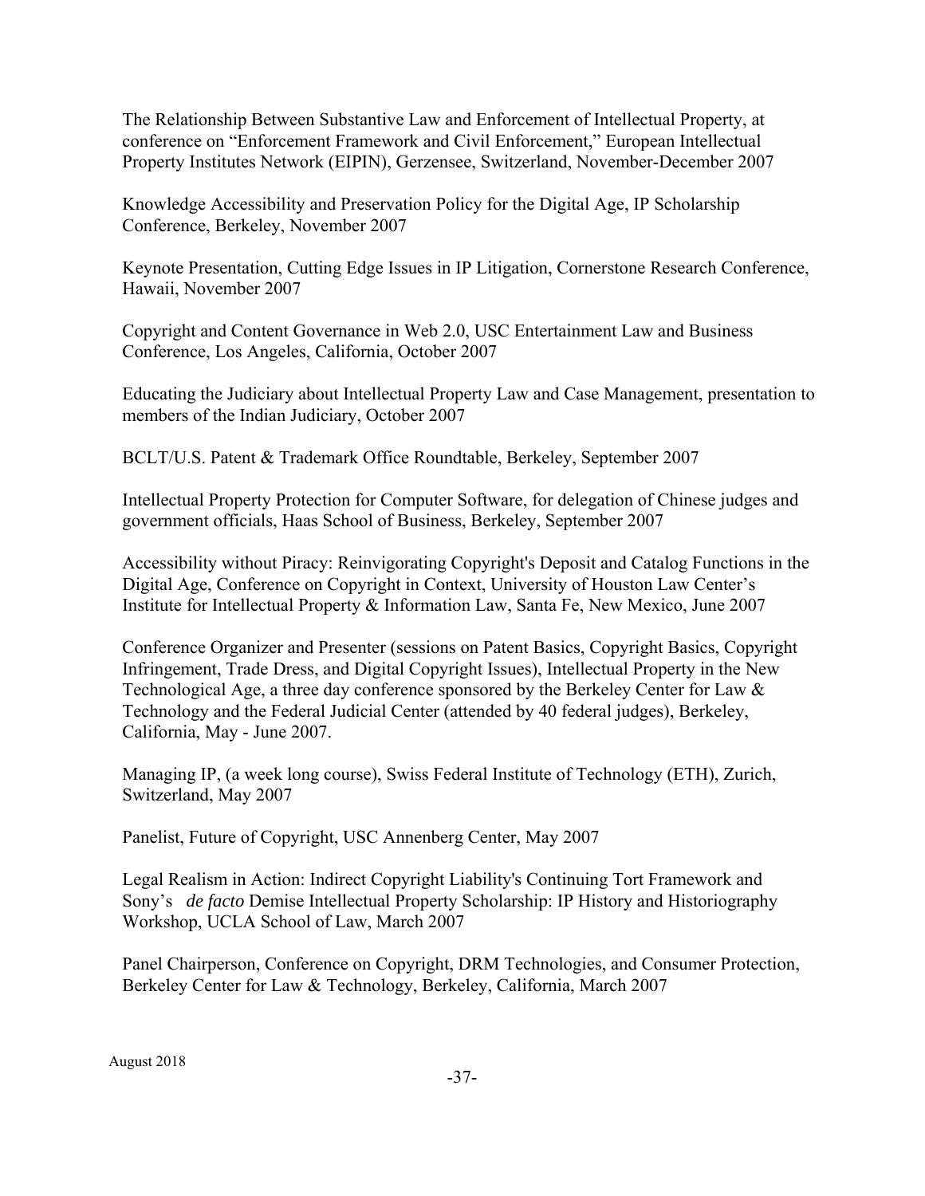The Relationship Between Substantive Law and Enforcement of Intellectual Property, at conference on "Enforcement Framework and Civil Enforcement," European Intellectual Property Institutes Network (EIPIN), Gerzensee, Switzerland, November-December 2007

Knowledge Accessibility and Preservation Policy for the Digital Age, IP Scholarship Conference, Berkeley, November 2007

Keynote Presentation, Cutting Edge Issues in IP Litigation, Cornerstone Research Conference, Hawaii, November 2007

Copyright and Content Governance in Web 2.0, USC Entertainment Law and Business Conference, Los Angeles, California, October 2007

Educating the Judiciary about Intellectual Property Law and Case Management, presentation to members of the Indian Judiciary, October 2007

BCLT/U.S. Patent & Trademark Office Roundtable, Berkeley, September 2007

Intellectual Property Protection for Computer Software, for delegation of Chinese judges and government officials, Haas School of Business, Berkeley, September 2007

Accessibility without Piracy: Reinvigorating Copyright's Deposit and Catalog Functions in the Digital Age, Conference on Copyright in Context, University of Houston Law Center's Institute for Intellectual Property & Information Law, Santa Fe, New Mexico, June 2007

Conference Organizer and Presenter (sessions on Patent Basics, Copyright Basics, Copyright Infringement, Trade Dress, and Digital Copyright Issues), Intellectual Property in the New Technological Age, a three day conference sponsored by the Berkeley Center for Law & Technology and the Federal Judicial Center (attended by 40 federal judges), Berkeley, California, May - June 2007.

Managing IP, (a week long course), Swiss Federal Institute of Technology (ETH), Zurich, Switzerland, May 2007

Panelist, Future of Copyright, USC Annenberg Center, May 2007

Legal Realism in Action: Indirect Copyright Liability's Continuing Tort Framework and Sony's *de facto* Demise Intellectual Property Scholarship: IP History and Historiography Workshop, UCLA School of Law, March 2007

Panel Chairperson, Conference on Copyright, DRM Technologies, and Consumer Protection, Berkeley Center for Law & Technology, Berkeley, California, March 2007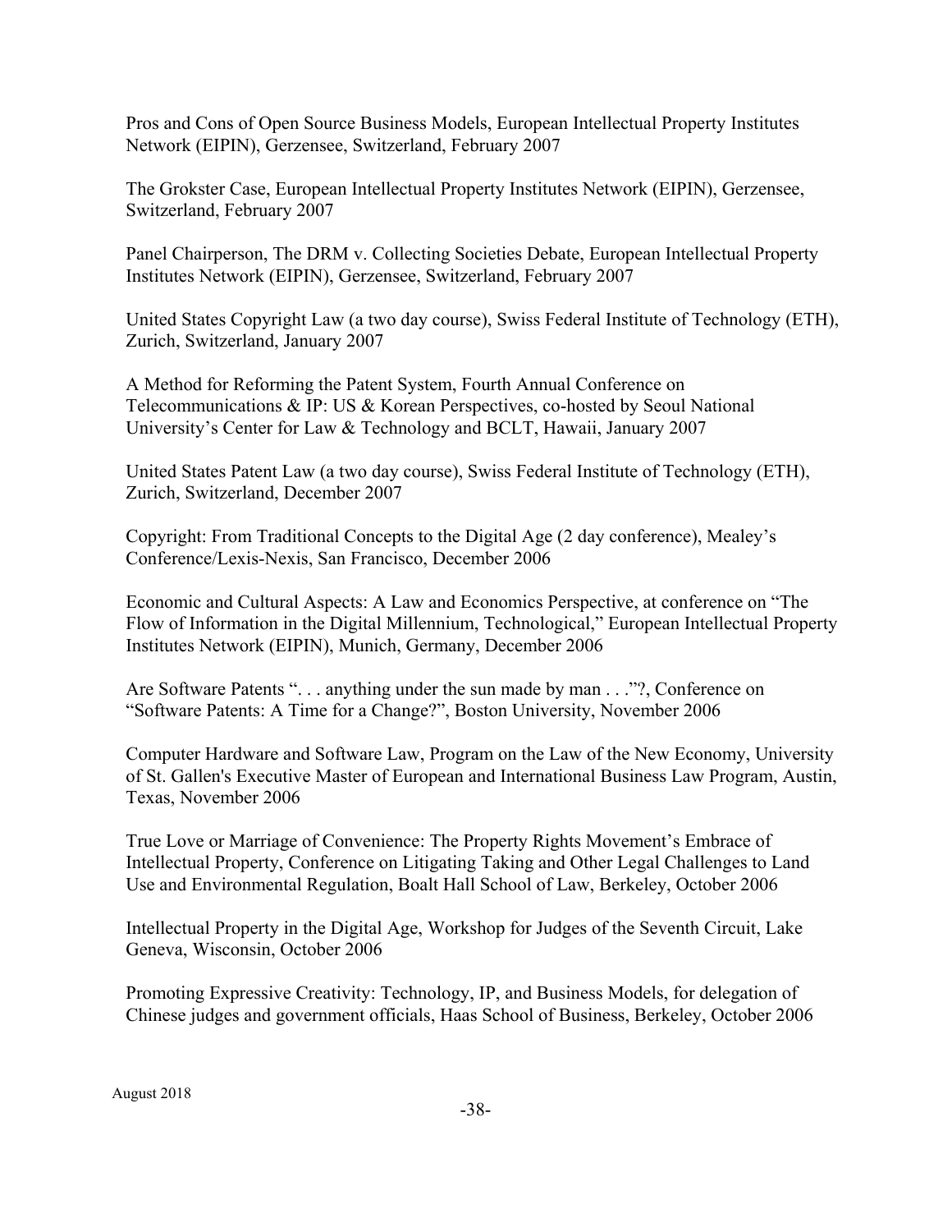Pros and Cons of Open Source Business Models, European Intellectual Property Institutes Network (EIPIN), Gerzensee, Switzerland, February 2007

The Grokster Case, European Intellectual Property Institutes Network (EIPIN), Gerzensee, Switzerland, February 2007

Panel Chairperson, The DRM v. Collecting Societies Debate, European Intellectual Property Institutes Network (EIPIN), Gerzensee, Switzerland, February 2007

United States Copyright Law (a two day course), Swiss Federal Institute of Technology (ETH), Zurich, Switzerland, January 2007

A Method for Reforming the Patent System, Fourth Annual Conference on Telecommunications & IP: US & Korean Perspectives, co-hosted by Seoul National University's Center for Law & Technology and BCLT, Hawaii, January 2007

United States Patent Law (a two day course), Swiss Federal Institute of Technology (ETH), Zurich, Switzerland, December 2007

Copyright: From Traditional Concepts to the Digital Age (2 day conference), Mealey's Conference/Lexis-Nexis, San Francisco, December 2006

Economic and Cultural Aspects: A Law and Economics Perspective, at conference on "The Flow of Information in the Digital Millennium, Technological," European Intellectual Property Institutes Network (EIPIN), Munich, Germany, December 2006

Are Software Patents ". . . anything under the sun made by man . . ."?, Conference on "Software Patents: A Time for a Change?", Boston University, November 2006

Computer Hardware and Software Law, Program on the Law of the New Economy, University of St. Gallen's Executive Master of European and International Business Law Program, Austin, Texas, November 2006

True Love or Marriage of Convenience: The Property Rights Movement's Embrace of Intellectual Property, Conference on Litigating Taking and Other Legal Challenges to Land Use and Environmental Regulation, Boalt Hall School of Law, Berkeley, October 2006

Intellectual Property in the Digital Age, Workshop for Judges of the Seventh Circuit, Lake Geneva, Wisconsin, October 2006

Promoting Expressive Creativity: Technology, IP, and Business Models, for delegation of Chinese judges and government officials, Haas School of Business, Berkeley, October 2006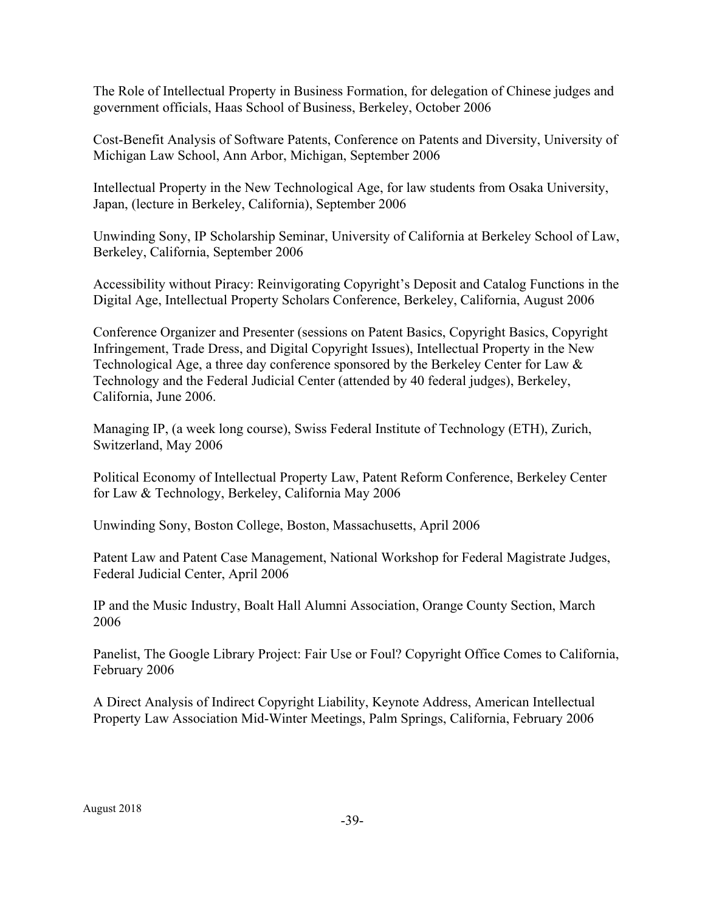The Role of Intellectual Property in Business Formation, for delegation of Chinese judges and government officials, Haas School of Business, Berkeley, October 2006

Cost-Benefit Analysis of Software Patents, Conference on Patents and Diversity, University of Michigan Law School, Ann Arbor, Michigan, September 2006

Intellectual Property in the New Technological Age, for law students from Osaka University, Japan, (lecture in Berkeley, California), September 2006

Unwinding Sony, IP Scholarship Seminar, University of California at Berkeley School of Law, Berkeley, California, September 2006

Accessibility without Piracy: Reinvigorating Copyright's Deposit and Catalog Functions in the Digital Age, Intellectual Property Scholars Conference, Berkeley, California, August 2006

Conference Organizer and Presenter (sessions on Patent Basics, Copyright Basics, Copyright Infringement, Trade Dress, and Digital Copyright Issues), Intellectual Property in the New Technological Age, a three day conference sponsored by the Berkeley Center for Law & Technology and the Federal Judicial Center (attended by 40 federal judges), Berkeley, California, June 2006.

Managing IP, (a week long course), Swiss Federal Institute of Technology (ETH), Zurich, Switzerland, May 2006

Political Economy of Intellectual Property Law, Patent Reform Conference, Berkeley Center for Law & Technology, Berkeley, California May 2006

Unwinding Sony, Boston College, Boston, Massachusetts, April 2006

Patent Law and Patent Case Management, National Workshop for Federal Magistrate Judges, Federal Judicial Center, April 2006

IP and the Music Industry, Boalt Hall Alumni Association, Orange County Section, March 2006

Panelist, The Google Library Project: Fair Use or Foul? Copyright Office Comes to California, February 2006

A Direct Analysis of Indirect Copyright Liability, Keynote Address, American Intellectual Property Law Association Mid-Winter Meetings, Palm Springs, California, February 2006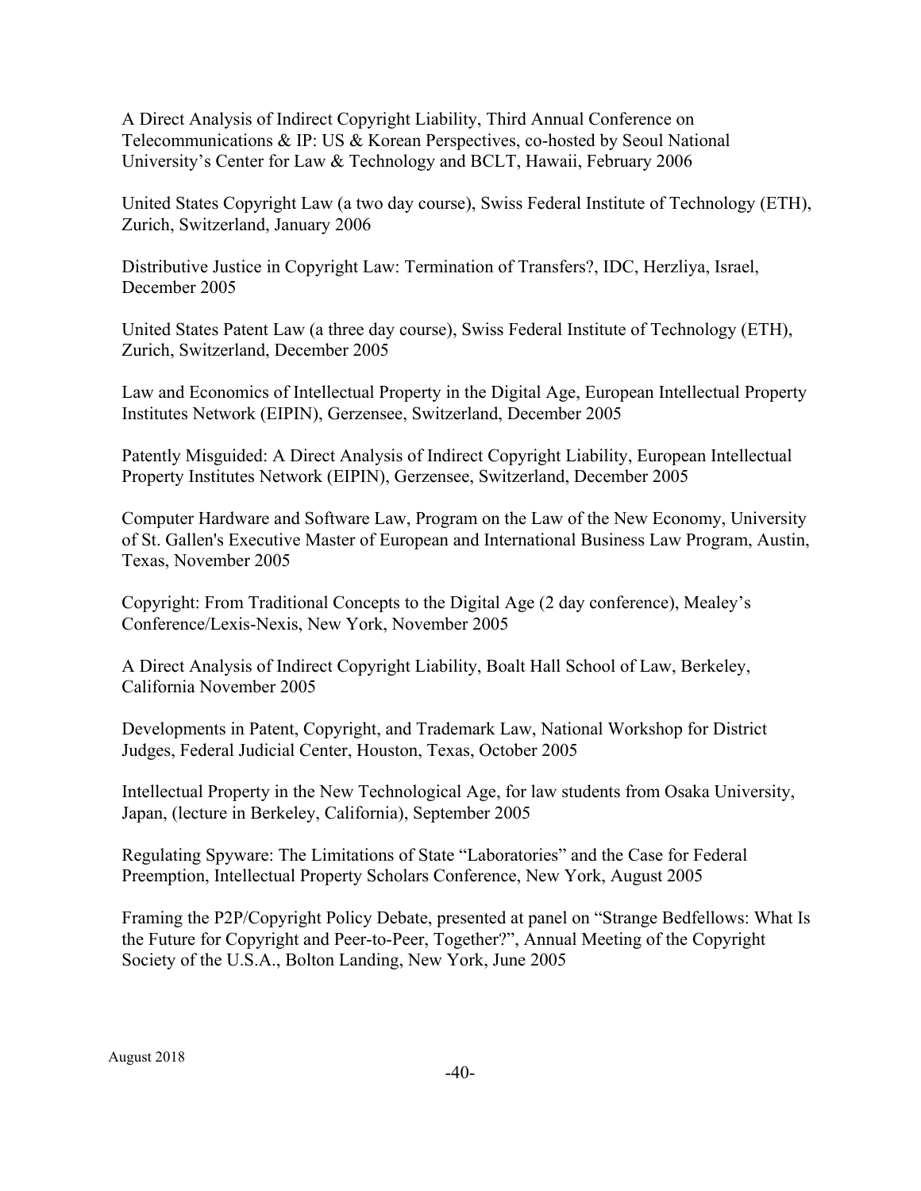A Direct Analysis of Indirect Copyright Liability, Third Annual Conference on Telecommunications & IP: US & Korean Perspectives, co-hosted by Seoul National University's Center for Law & Technology and BCLT, Hawaii, February 2006

United States Copyright Law (a two day course), Swiss Federal Institute of Technology (ETH), Zurich, Switzerland, January 2006

Distributive Justice in Copyright Law: Termination of Transfers?, IDC, Herzliya, Israel, December 2005

United States Patent Law (a three day course), Swiss Federal Institute of Technology (ETH), Zurich, Switzerland, December 2005

Law and Economics of Intellectual Property in the Digital Age, European Intellectual Property Institutes Network (EIPIN), Gerzensee, Switzerland, December 2005

Patently Misguided: A Direct Analysis of Indirect Copyright Liability, European Intellectual Property Institutes Network (EIPIN), Gerzensee, Switzerland, December 2005

Computer Hardware and Software Law, Program on the Law of the New Economy, University of St. Gallen's Executive Master of European and International Business Law Program, Austin, Texas, November 2005

Copyright: From Traditional Concepts to the Digital Age (2 day conference), Mealey's Conference/Lexis-Nexis, New York, November 2005

A Direct Analysis of Indirect Copyright Liability, Boalt Hall School of Law, Berkeley, California November 2005

Developments in Patent, Copyright, and Trademark Law, National Workshop for District Judges, Federal Judicial Center, Houston, Texas, October 2005

Intellectual Property in the New Technological Age, for law students from Osaka University, Japan, (lecture in Berkeley, California), September 2005

Regulating Spyware: The Limitations of State "Laboratories" and the Case for Federal Preemption, Intellectual Property Scholars Conference, New York, August 2005

Framing the P2P/Copyright Policy Debate, presented at panel on "Strange Bedfellows: What Is the Future for Copyright and Peer-to-Peer, Together?", Annual Meeting of the Copyright Society of the U.S.A., Bolton Landing, New York, June 2005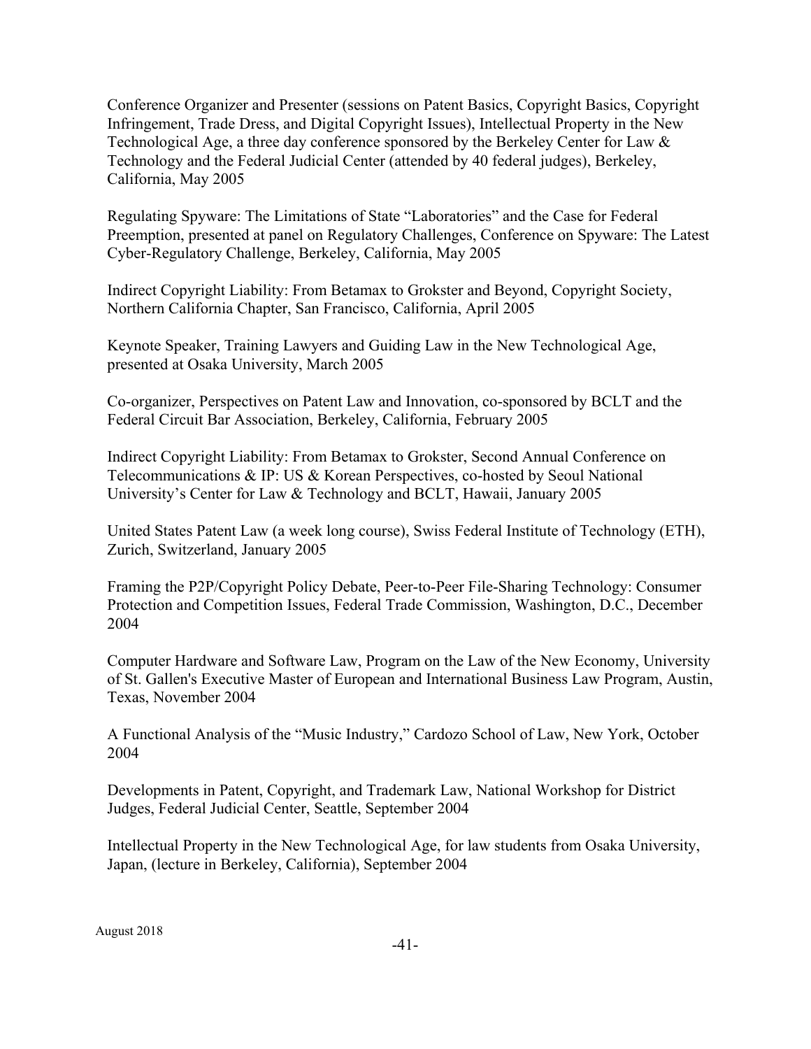Conference Organizer and Presenter (sessions on Patent Basics, Copyright Basics, Copyright Infringement, Trade Dress, and Digital Copyright Issues), Intellectual Property in the New Technological Age, a three day conference sponsored by the Berkeley Center for Law & Technology and the Federal Judicial Center (attended by 40 federal judges), Berkeley, California, May 2005

Regulating Spyware: The Limitations of State "Laboratories" and the Case for Federal Preemption, presented at panel on Regulatory Challenges, Conference on Spyware: The Latest Cyber-Regulatory Challenge, Berkeley, California, May 2005

Indirect Copyright Liability: From Betamax to Grokster and Beyond, Copyright Society, Northern California Chapter, San Francisco, California, April 2005

Keynote Speaker, Training Lawyers and Guiding Law in the New Technological Age, presented at Osaka University, March 2005

Co-organizer, Perspectives on Patent Law and Innovation, co-sponsored by BCLT and the Federal Circuit Bar Association, Berkeley, California, February 2005

Indirect Copyright Liability: From Betamax to Grokster, Second Annual Conference on Telecommunications & IP: US & Korean Perspectives, co-hosted by Seoul National University's Center for Law & Technology and BCLT, Hawaii, January 2005

United States Patent Law (a week long course), Swiss Federal Institute of Technology (ETH), Zurich, Switzerland, January 2005

Framing the P2P/Copyright Policy Debate, Peer-to-Peer File-Sharing Technology: Consumer Protection and Competition Issues, Federal Trade Commission, Washington, D.C., December 2004

Computer Hardware and Software Law, Program on the Law of the New Economy, University of St. Gallen's Executive Master of European and International Business Law Program, Austin, Texas, November 2004

A Functional Analysis of the "Music Industry," Cardozo School of Law, New York, October 2004

Developments in Patent, Copyright, and Trademark Law, National Workshop for District Judges, Federal Judicial Center, Seattle, September 2004

Intellectual Property in the New Technological Age, for law students from Osaka University, Japan, (lecture in Berkeley, California), September 2004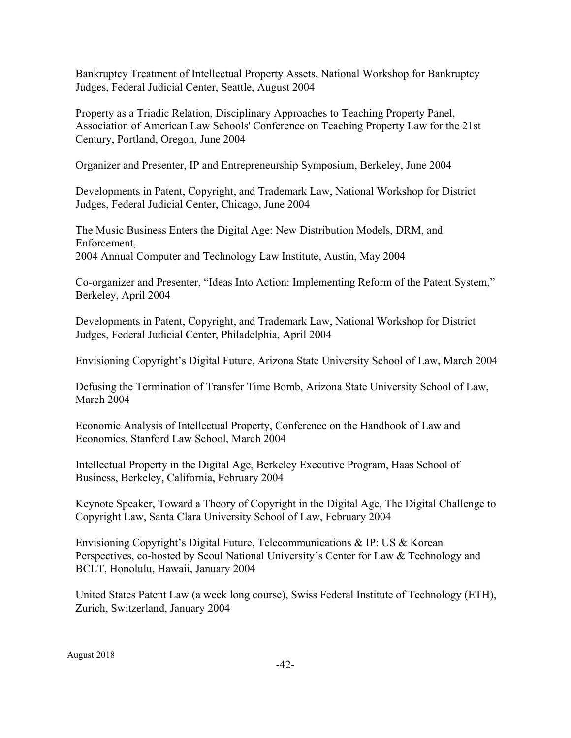Bankruptcy Treatment of Intellectual Property Assets, National Workshop for Bankruptcy Judges, Federal Judicial Center, Seattle, August 2004

Property as a Triadic Relation, Disciplinary Approaches to Teaching Property Panel, Association of American Law Schools' Conference on Teaching Property Law for the 21st Century, Portland, Oregon, June 2004

Organizer and Presenter, IP and Entrepreneurship Symposium, Berkeley, June 2004

Developments in Patent, Copyright, and Trademark Law, National Workshop for District Judges, Federal Judicial Center, Chicago, June 2004

The Music Business Enters the Digital Age: New Distribution Models, DRM, and Enforcement,
2004 Annual Computer and Technology Law Institute, Austin, May 2004

Co-organizer and Presenter, "Ideas Into Action: Implementing Reform of the Patent System," Berkeley, April 2004

Developments in Patent, Copyright, and Trademark Law, National Workshop for District Judges, Federal Judicial Center, Philadelphia, April 2004

Envisioning Copyright's Digital Future, Arizona State University School of Law, March 2004

Defusing the Termination of Transfer Time Bomb, Arizona State University School of Law, March 2004

Economic Analysis of Intellectual Property, Conference on the Handbook of Law and Economics, Stanford Law School, March 2004

Intellectual Property in the Digital Age, Berkeley Executive Program, Haas School of Business, Berkeley, California, February 2004

Keynote Speaker, Toward a Theory of Copyright in the Digital Age, The Digital Challenge to Copyright Law, Santa Clara University School of Law, February 2004

Envisioning Copyright's Digital Future, Telecommunications & IP: US & Korean Perspectives, co-hosted by Seoul National University's Center for Law & Technology and BCLT, Honolulu, Hawaii, January 2004

United States Patent Law (a week long course), Swiss Federal Institute of Technology (ETH), Zurich, Switzerland, January 2004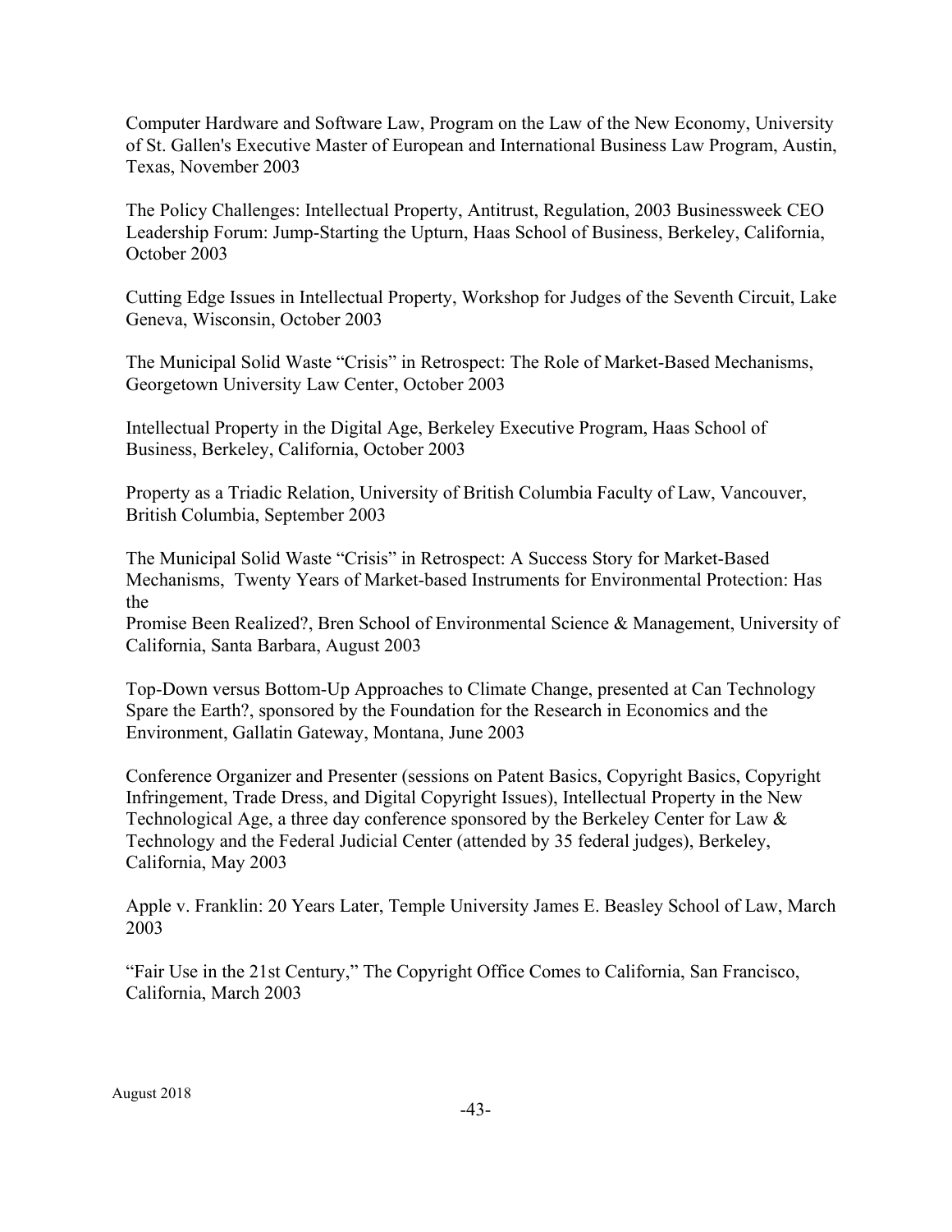Computer Hardware and Software Law, Program on the Law of the New Economy, University of St. Gallen's Executive Master of European and International Business Law Program, Austin, Texas, November 2003

The Policy Challenges: Intellectual Property, Antitrust, Regulation, 2003 Businessweek CEO Leadership Forum: Jump-Starting the Upturn, Haas School of Business, Berkeley, California, October 2003

Cutting Edge Issues in Intellectual Property, Workshop for Judges of the Seventh Circuit, Lake Geneva, Wisconsin, October 2003

The Municipal Solid Waste "Crisis" in Retrospect: The Role of Market-Based Mechanisms, Georgetown University Law Center, October 2003

Intellectual Property in the Digital Age, Berkeley Executive Program, Haas School of Business, Berkeley, California, October 2003

Property as a Triadic Relation, University of British Columbia Faculty of Law, Vancouver, British Columbia, September 2003

The Municipal Solid Waste "Crisis" in Retrospect: A Success Story for Market-Based Mechanisms, Twenty Years of Market-based Instruments for Environmental Protection: Has the Promise Been Realized?, Bren School of Environmental Science & Management, University of California, Santa Barbara, August 2003

Top-Down versus Bottom-Up Approaches to Climate Change, presented at Can Technology Spare the Earth?, sponsored by the Foundation for the Research in Economics and the Environment, Gallatin Gateway, Montana, June 2003

Conference Organizer and Presenter (sessions on Patent Basics, Copyright Basics, Copyright Infringement, Trade Dress, and Digital Copyright Issues), Intellectual Property in the New Technological Age, a three day conference sponsored by the Berkeley Center for Law & Technology and the Federal Judicial Center (attended by 35 federal judges), Berkeley, California, May 2003

Apple v. Franklin: 20 Years Later, Temple University James E. Beasley School of Law, March 2003

"Fair Use in the 21st Century," The Copyright Office Comes to California, San Francisco, California, March 2003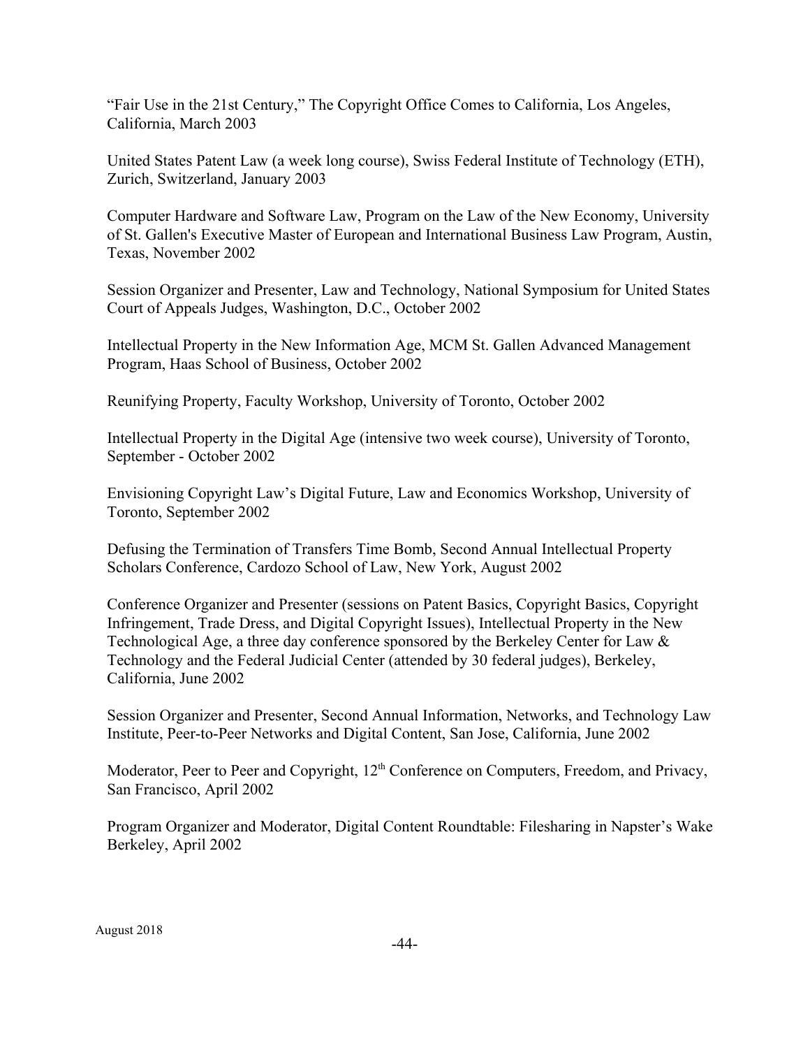"Fair Use in the 21st Century," The Copyright Office Comes to California, Los Angeles, California, March 2003

United States Patent Law (a week long course), Swiss Federal Institute of Technology (ETH), Zurich, Switzerland, January 2003

Computer Hardware and Software Law, Program on the Law of the New Economy, University of St. Gallen's Executive Master of European and International Business Law Program, Austin, Texas, November 2002

Session Organizer and Presenter, Law and Technology, National Symposium for United States Court of Appeals Judges, Washington, D.C., October 2002

Intellectual Property in the New Information Age, MCM St. Gallen Advanced Management Program, Haas School of Business, October 2002

Reunifying Property, Faculty Workshop, University of Toronto, October 2002

Intellectual Property in the Digital Age (intensive two week course), University of Toronto, September - October 2002

Envisioning Copyright Law's Digital Future, Law and Economics Workshop, University of Toronto, September 2002

Defusing the Termination of Transfers Time Bomb, Second Annual Intellectual Property Scholars Conference, Cardozo School of Law, New York, August 2002

Conference Organizer and Presenter (sessions on Patent Basics, Copyright Basics, Copyright Infringement, Trade Dress, and Digital Copyright Issues), Intellectual Property in the New Technological Age, a three day conference sponsored by the Berkeley Center for Law & Technology and the Federal Judicial Center (attended by 30 federal judges), Berkeley, California, June 2002

Session Organizer and Presenter, Second Annual Information, Networks, and Technology Law Institute, Peer-to-Peer Networks and Digital Content, San Jose, California, June 2002

Moderator, Peer to Peer and Copyright, 12th Conference on Computers, Freedom, and Privacy, San Francisco, April 2002

Program Organizer and Moderator, Digital Content Roundtable: Filesharing in Napster's Wake Berkeley, April 2002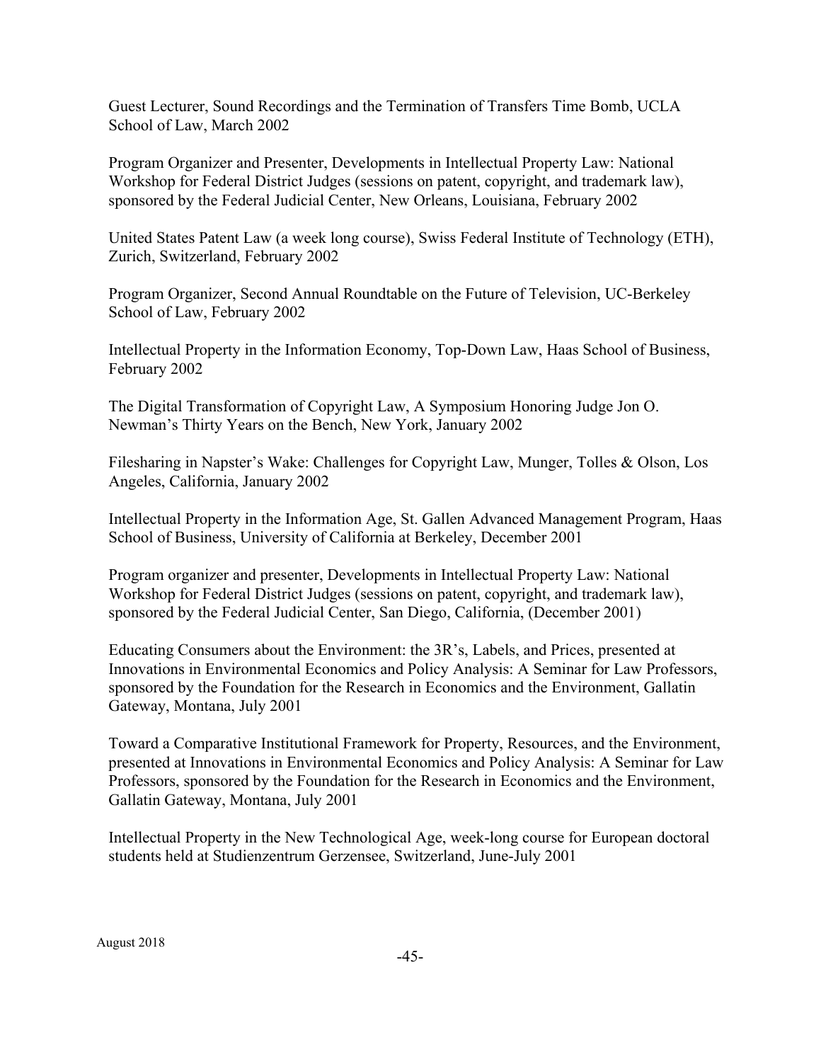Guest Lecturer, Sound Recordings and the Termination of Transfers Time Bomb, UCLA School of Law, March 2002

Program Organizer and Presenter, Developments in Intellectual Property Law: National Workshop for Federal District Judges (sessions on patent, copyright, and trademark law), sponsored by the Federal Judicial Center, New Orleans, Louisiana, February 2002

United States Patent Law (a week long course), Swiss Federal Institute of Technology (ETH), Zurich, Switzerland, February 2002

Program Organizer, Second Annual Roundtable on the Future of Television, UC-Berkeley School of Law, February 2002

Intellectual Property in the Information Economy, Top-Down Law, Haas School of Business, February 2002

The Digital Transformation of Copyright Law, A Symposium Honoring Judge Jon O. Newman's Thirty Years on the Bench, New York, January 2002

Filesharing in Napster's Wake: Challenges for Copyright Law, Munger, Tolles & Olson, Los Angeles, California, January 2002

Intellectual Property in the Information Age, St. Gallen Advanced Management Program, Haas School of Business, University of California at Berkeley, December 2001

Program organizer and presenter, Developments in Intellectual Property Law: National Workshop for Federal District Judges (sessions on patent, copyright, and trademark law), sponsored by the Federal Judicial Center, San Diego, California, (December 2001)

Educating Consumers about the Environment: the 3R's, Labels, and Prices, presented at Innovations in Environmental Economics and Policy Analysis: A Seminar for Law Professors, sponsored by the Foundation for the Research in Economics and the Environment, Gallatin Gateway, Montana, July 2001

Toward a Comparative Institutional Framework for Property, Resources, and the Environment, presented at Innovations in Environmental Economics and Policy Analysis: A Seminar for Law Professors, sponsored by the Foundation for the Research in Economics and the Environment, Gallatin Gateway, Montana, July 2001

Intellectual Property in the New Technological Age, week-long course for European doctoral students held at Studienzentrum Gerzensee, Switzerland, June-July 2001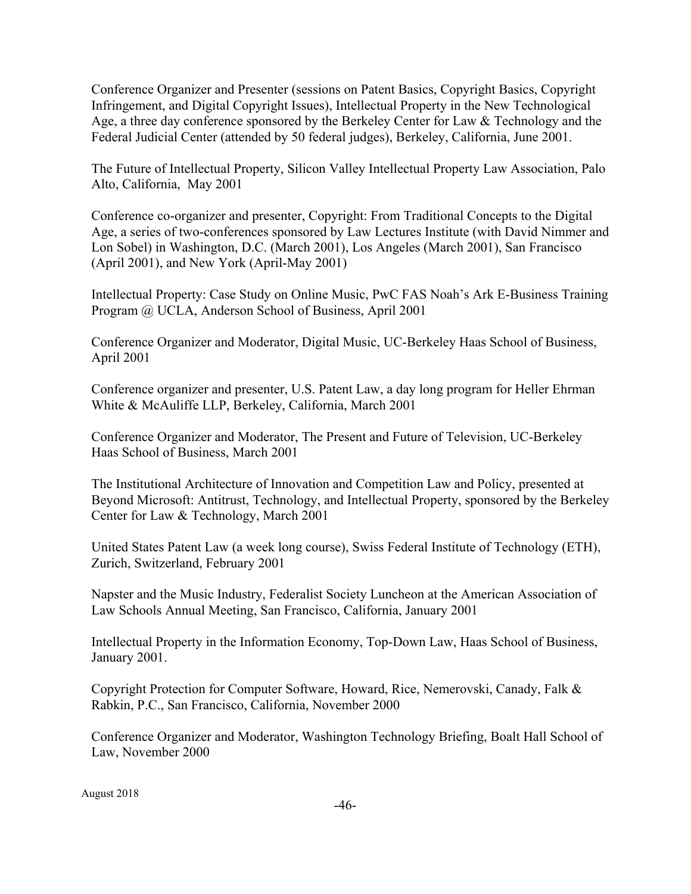Conference Organizer and Presenter (sessions on Patent Basics, Copyright Basics, Copyright Infringement, and Digital Copyright Issues), Intellectual Property in the New Technological Age, a three day conference sponsored by the Berkeley Center for Law & Technology and the Federal Judicial Center (attended by 50 federal judges), Berkeley, California, June 2001.

The Future of Intellectual Property, Silicon Valley Intellectual Property Law Association, Palo Alto, California, May 2001

Conference co-organizer and presenter, Copyright: From Traditional Concepts to the Digital Age, a series of two-conferences sponsored by Law Lectures Institute (with David Nimmer and Lon Sobel) in Washington, D.C. (March 2001), Los Angeles (March 2001), San Francisco (April 2001), and New York (April-May 2001)

Intellectual Property: Case Study on Online Music, PwC FAS Noah's Ark E-Business Training Program @ UCLA, Anderson School of Business, April 2001

Conference Organizer and Moderator, Digital Music, UC-Berkeley Haas School of Business, April 2001

Conference organizer and presenter, U.S. Patent Law, a day long program for Heller Ehrman White & McAuliffe LLP, Berkeley, California, March 2001

Conference Organizer and Moderator, The Present and Future of Television, UC-Berkeley Haas School of Business, March 2001

The Institutional Architecture of Innovation and Competition Law and Policy, presented at Beyond Microsoft: Antitrust, Technology, and Intellectual Property, sponsored by the Berkeley Center for Law & Technology, March 2001

United States Patent Law (a week long course), Swiss Federal Institute of Technology (ETH), Zurich, Switzerland, February 2001

Napster and the Music Industry, Federalist Society Luncheon at the American Association of Law Schools Annual Meeting, San Francisco, California, January 2001

Intellectual Property in the Information Economy, Top-Down Law, Haas School of Business, January 2001.

Copyright Protection for Computer Software, Howard, Rice, Nemerovski, Canady, Falk & Rabkin, P.C., San Francisco, California, November 2000

Conference Organizer and Moderator, Washington Technology Briefing, Boalt Hall School of Law, November 2000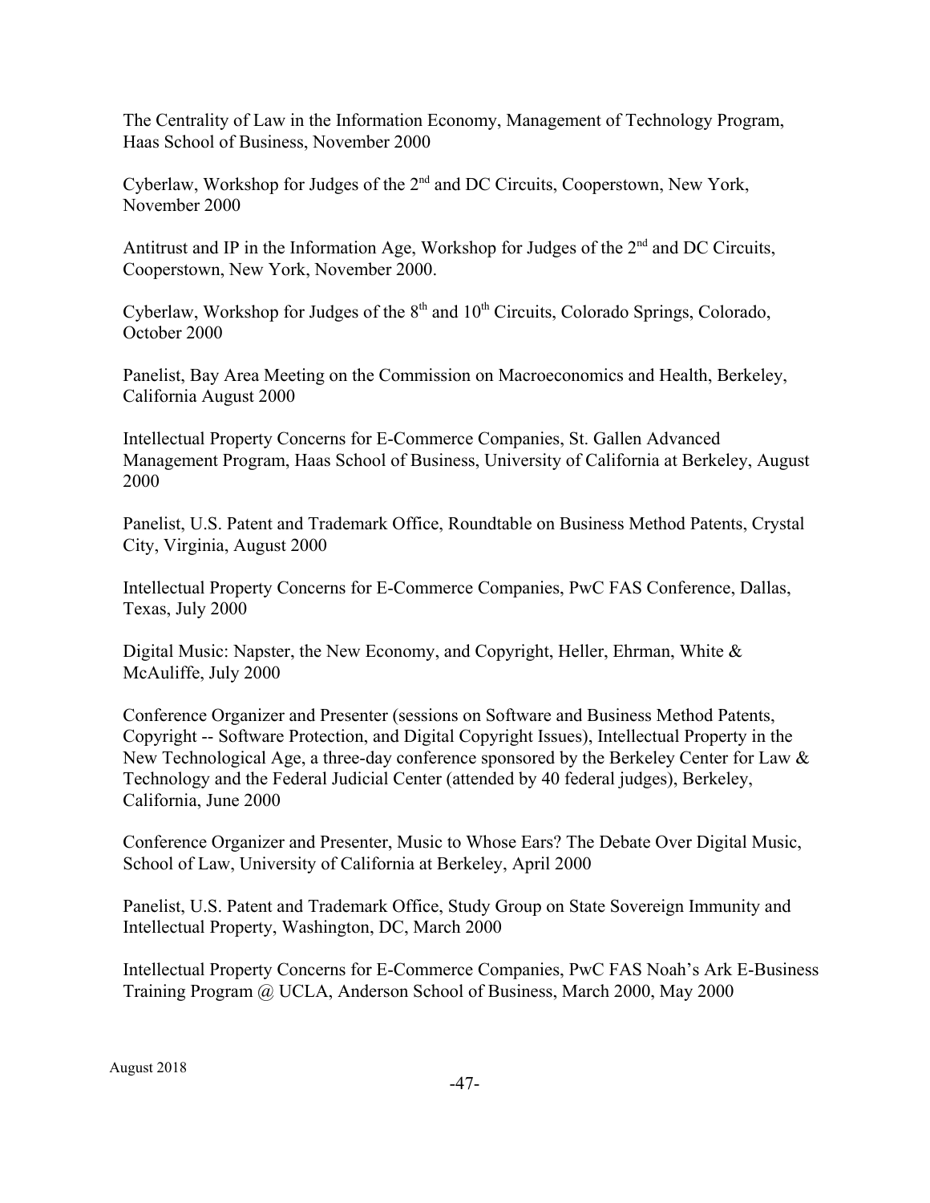The Centrality of Law in the Information Economy, Management of Technology Program, Haas School of Business, November 2000

Cyberlaw, Workshop for Judges of the 2nd and DC Circuits, Cooperstown, New York, November 2000

Antitrust and IP in the Information Age, Workshop for Judges of the 2nd and DC Circuits, Cooperstown, New York, November 2000.

Cyberlaw, Workshop for Judges of the 8th and 10th Circuits, Colorado Springs, Colorado, October 2000

Panelist, Bay Area Meeting on the Commission on Macroeconomics and Health, Berkeley, California August 2000

Intellectual Property Concerns for E-Commerce Companies, St. Gallen Advanced Management Program, Haas School of Business, University of California at Berkeley, August 2000

Panelist, U.S. Patent and Trademark Office, Roundtable on Business Method Patents, Crystal City, Virginia, August 2000

Intellectual Property Concerns for E-Commerce Companies, PwC FAS Conference, Dallas, Texas, July 2000

Digital Music: Napster, the New Economy, and Copyright, Heller, Ehrman, White & McAuliffe, July 2000

Conference Organizer and Presenter (sessions on Software and Business Method Patents, Copyright -- Software Protection, and Digital Copyright Issues), Intellectual Property in the New Technological Age, a three-day conference sponsored by the Berkeley Center for Law & Technology and the Federal Judicial Center (attended by 40 federal judges), Berkeley, California, June 2000

Conference Organizer and Presenter, Music to Whose Ears? The Debate Over Digital Music, School of Law, University of California at Berkeley, April 2000

Panelist, U.S. Patent and Trademark Office, Study Group on State Sovereign Immunity and Intellectual Property, Washington, DC, March 2000

Intellectual Property Concerns for E-Commerce Companies, PwC FAS Noah's Ark E-Business Training Program @ UCLA, Anderson School of Business, March 2000, May 2000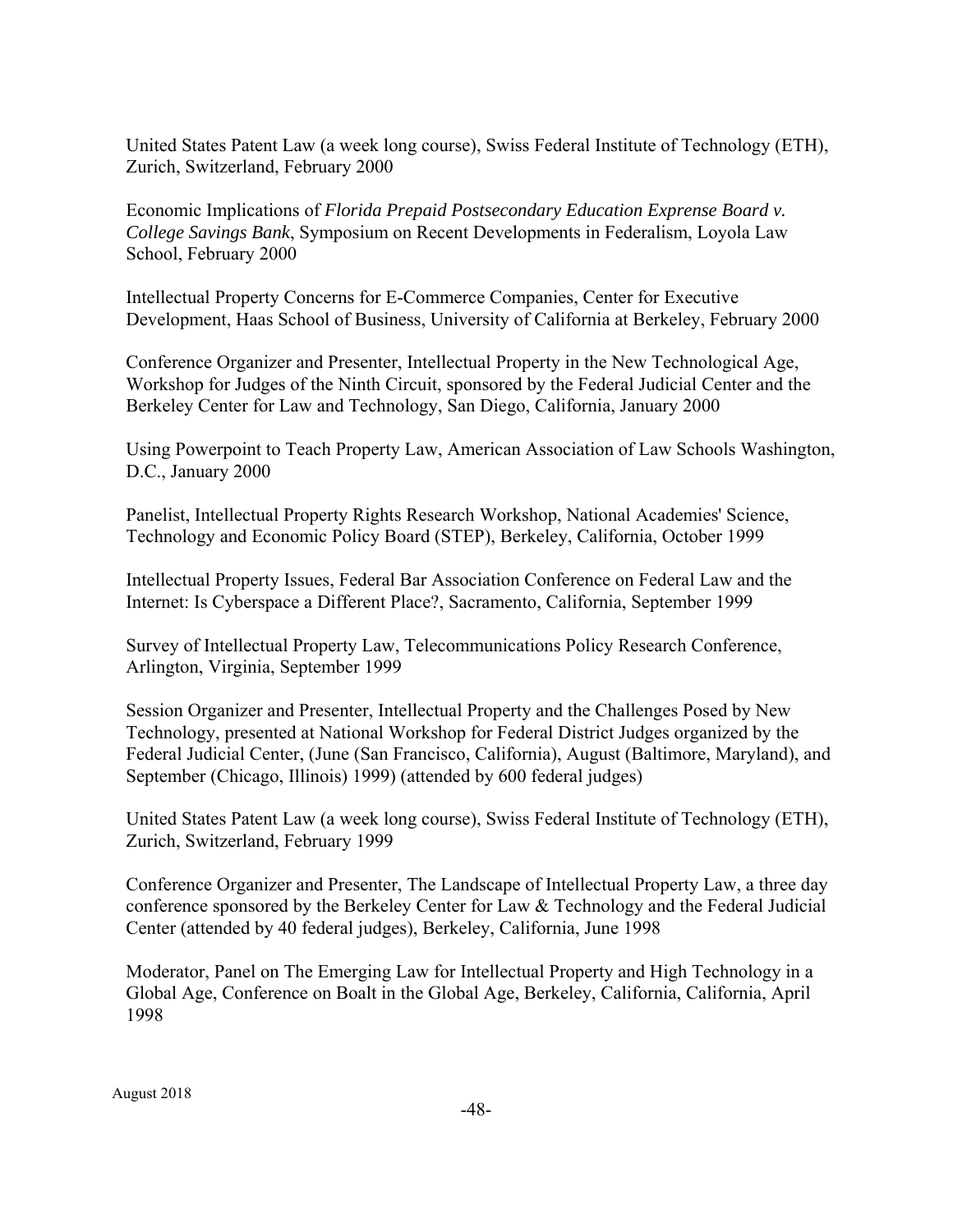United States Patent Law (a week long course), Swiss Federal Institute of Technology (ETH), Zurich, Switzerland, February 2000

Economic Implications of *Florida Prepaid Postsecondary Education Exprense Board v. College Savings Bank*, Symposium on Recent Developments in Federalism, Loyola Law School, February 2000

Intellectual Property Concerns for E-Commerce Companies, Center for Executive Development, Haas School of Business, University of California at Berkeley, February 2000

Conference Organizer and Presenter, Intellectual Property in the New Technological Age, Workshop for Judges of the Ninth Circuit, sponsored by the Federal Judicial Center and the Berkeley Center for Law and Technology, San Diego, California, January 2000

Using Powerpoint to Teach Property Law, American Association of Law Schools Washington, D.C., January 2000

Panelist, Intellectual Property Rights Research Workshop, National Academies' Science, Technology and Economic Policy Board (STEP), Berkeley, California, October 1999

Intellectual Property Issues, Federal Bar Association Conference on Federal Law and the Internet: Is Cyberspace a Different Place?, Sacramento, California, September 1999

Survey of Intellectual Property Law, Telecommunications Policy Research Conference, Arlington, Virginia, September 1999

Session Organizer and Presenter, Intellectual Property and the Challenges Posed by New Technology, presented at National Workshop for Federal District Judges organized by the Federal Judicial Center, (June (San Francisco, California), August (Baltimore, Maryland), and September (Chicago, Illinois) 1999) (attended by 600 federal judges)

United States Patent Law (a week long course), Swiss Federal Institute of Technology (ETH), Zurich, Switzerland, February 1999

Conference Organizer and Presenter, The Landscape of Intellectual Property Law, a three day conference sponsored by the Berkeley Center for Law & Technology and the Federal Judicial Center (attended by 40 federal judges), Berkeley, California, June 1998

Moderator, Panel on The Emerging Law for Intellectual Property and High Technology in a Global Age, Conference on Boalt in the Global Age, Berkeley, California, California, April 1998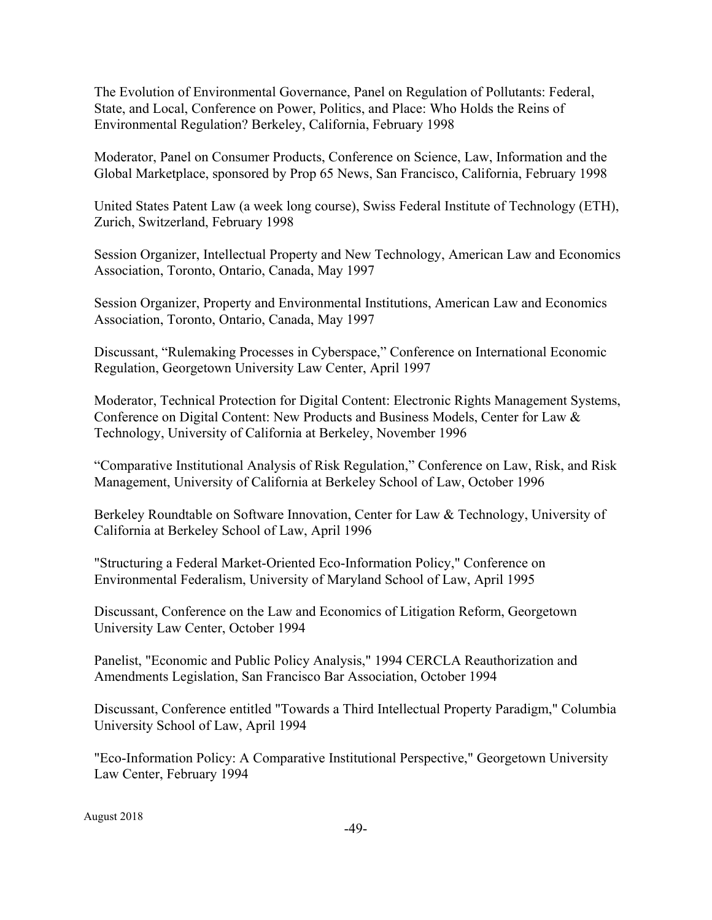The Evolution of Environmental Governance, Panel on Regulation of Pollutants: Federal, State, and Local, Conference on Power, Politics, and Place: Who Holds the Reins of Environmental Regulation? Berkeley, California, February 1998

Moderator, Panel on Consumer Products, Conference on Science, Law, Information and the Global Marketplace, sponsored by Prop 65 News, San Francisco, California, February 1998

United States Patent Law (a week long course), Swiss Federal Institute of Technology (ETH), Zurich, Switzerland, February 1998

Session Organizer, Intellectual Property and New Technology, American Law and Economics Association, Toronto, Ontario, Canada, May 1997

Session Organizer, Property and Environmental Institutions, American Law and Economics Association, Toronto, Ontario, Canada, May 1997

Discussant, "Rulemaking Processes in Cyberspace," Conference on International Economic Regulation, Georgetown University Law Center, April 1997

Moderator, Technical Protection for Digital Content: Electronic Rights Management Systems, Conference on Digital Content: New Products and Business Models, Center for Law & Technology, University of California at Berkeley, November 1996

"Comparative Institutional Analysis of Risk Regulation," Conference on Law, Risk, and Risk Management, University of California at Berkeley School of Law, October 1996

Berkeley Roundtable on Software Innovation, Center for Law & Technology, University of California at Berkeley School of Law, April 1996

"Structuring a Federal Market-Oriented Eco-Information Policy," Conference on Environmental Federalism, University of Maryland School of Law, April 1995

Discussant, Conference on the Law and Economics of Litigation Reform, Georgetown University Law Center, October 1994

Panelist, "Economic and Public Policy Analysis," 1994 CERCLA Reauthorization and Amendments Legislation, San Francisco Bar Association, October 1994

Discussant, Conference entitled "Towards a Third Intellectual Property Paradigm," Columbia University School of Law, April 1994

"Eco-Information Policy: A Comparative Institutional Perspective," Georgetown University Law Center, February 1994

August 2018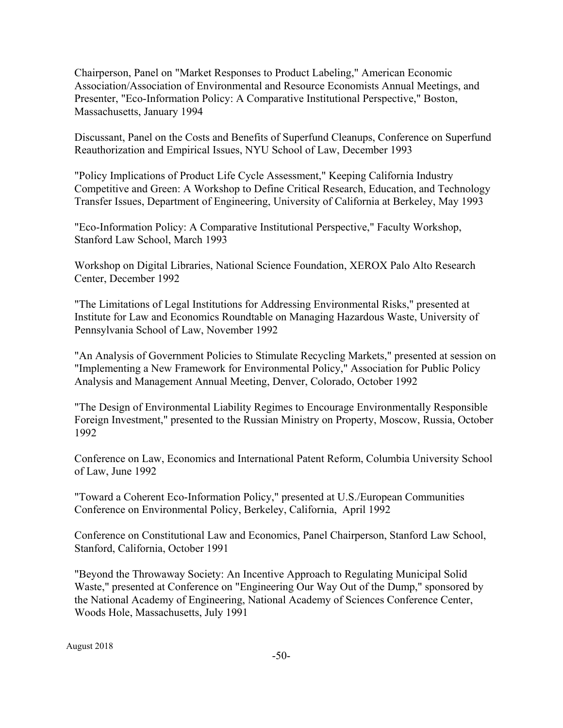Chairperson, Panel on "Market Responses to Product Labeling," American Economic Association/Association of Environmental and Resource Economists Annual Meetings, and Presenter, "Eco-Information Policy: A Comparative Institutional Perspective," Boston, Massachusetts, January 1994

Discussant, Panel on the Costs and Benefits of Superfund Cleanups, Conference on Superfund Reauthorization and Empirical Issues, NYU School of Law, December 1993

"Policy Implications of Product Life Cycle Assessment," Keeping California Industry Competitive and Green: A Workshop to Define Critical Research, Education, and Technology Transfer Issues, Department of Engineering, University of California at Berkeley, May 1993

"Eco-Information Policy: A Comparative Institutional Perspective," Faculty Workshop, Stanford Law School, March 1993

Workshop on Digital Libraries, National Science Foundation, XEROX Palo Alto Research Center, December 1992

"The Limitations of Legal Institutions for Addressing Environmental Risks," presented at Institute for Law and Economics Roundtable on Managing Hazardous Waste, University of Pennsylvania School of Law, November 1992

"An Analysis of Government Policies to Stimulate Recycling Markets," presented at session on "Implementing a New Framework for Environmental Policy," Association for Public Policy Analysis and Management Annual Meeting, Denver, Colorado, October 1992

"The Design of Environmental Liability Regimes to Encourage Environmentally Responsible Foreign Investment," presented to the Russian Ministry on Property, Moscow, Russia, October 1992

Conference on Law, Economics and International Patent Reform, Columbia University School of Law, June 1992

"Toward a Coherent Eco-Information Policy," presented at U.S./European Communities Conference on Environmental Policy, Berkeley, California, April 1992

Conference on Constitutional Law and Economics, Panel Chairperson, Stanford Law School, Stanford, California, October 1991

"Beyond the Throwaway Society: An Incentive Approach to Regulating Municipal Solid Waste," presented at Conference on "Engineering Our Way Out of the Dump," sponsored by the National Academy of Engineering, National Academy of Sciences Conference Center, Woods Hole, Massachusetts, July 1991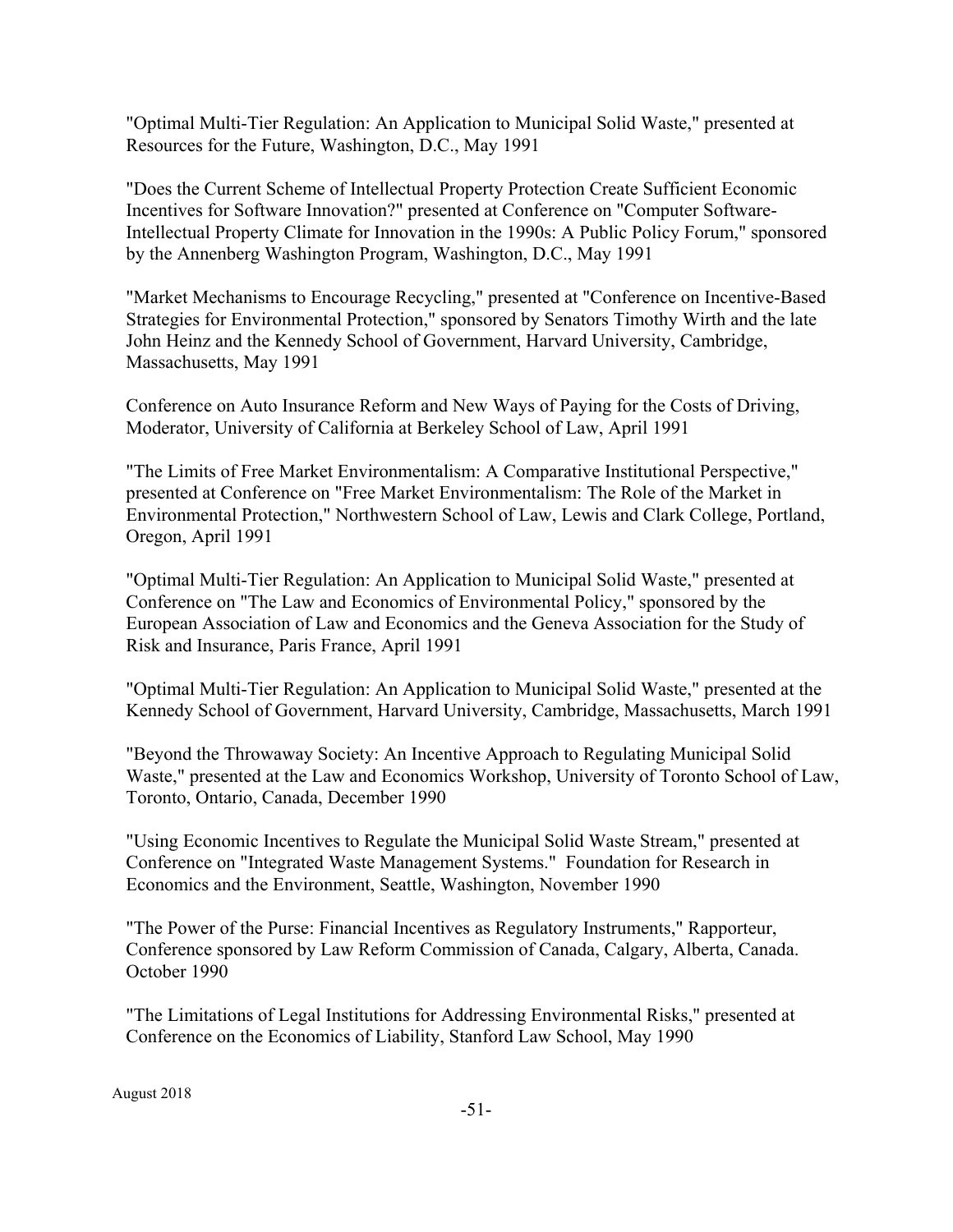"Optimal Multi-Tier Regulation: An Application to Municipal Solid Waste," presented at Resources for the Future, Washington, D.C., May 1991

"Does the Current Scheme of Intellectual Property Protection Create Sufficient Economic Incentives for Software Innovation?" presented at Conference on "Computer Software-Intellectual Property Climate for Innovation in the 1990s: A Public Policy Forum," sponsored by the Annenberg Washington Program, Washington, D.C., May 1991

"Market Mechanisms to Encourage Recycling," presented at "Conference on Incentive-Based Strategies for Environmental Protection," sponsored by Senators Timothy Wirth and the late John Heinz and the Kennedy School of Government, Harvard University, Cambridge, Massachusetts, May 1991

Conference on Auto Insurance Reform and New Ways of Paying for the Costs of Driving, Moderator, University of California at Berkeley School of Law, April 1991

"The Limits of Free Market Environmentalism: A Comparative Institutional Perspective," presented at Conference on "Free Market Environmentalism: The Role of the Market in Environmental Protection," Northwestern School of Law, Lewis and Clark College, Portland, Oregon, April 1991

"Optimal Multi-Tier Regulation: An Application to Municipal Solid Waste," presented at Conference on "The Law and Economics of Environmental Policy," sponsored by the European Association of Law and Economics and the Geneva Association for the Study of Risk and Insurance, Paris France, April 1991

"Optimal Multi-Tier Regulation: An Application to Municipal Solid Waste," presented at the Kennedy School of Government, Harvard University, Cambridge, Massachusetts, March 1991

"Beyond the Throwaway Society: An Incentive Approach to Regulating Municipal Solid Waste," presented at the Law and Economics Workshop, University of Toronto School of Law, Toronto, Ontario, Canada, December 1990

"Using Economic Incentives to Regulate the Municipal Solid Waste Stream," presented at Conference on "Integrated Waste Management Systems." Foundation for Research in Economics and the Environment, Seattle, Washington, November 1990

"The Power of the Purse: Financial Incentives as Regulatory Instruments," Rapporteur, Conference sponsored by Law Reform Commission of Canada, Calgary, Alberta, Canada. October 1990

"The Limitations of Legal Institutions for Addressing Environmental Risks," presented at Conference on the Economics of Liability, Stanford Law School, May 1990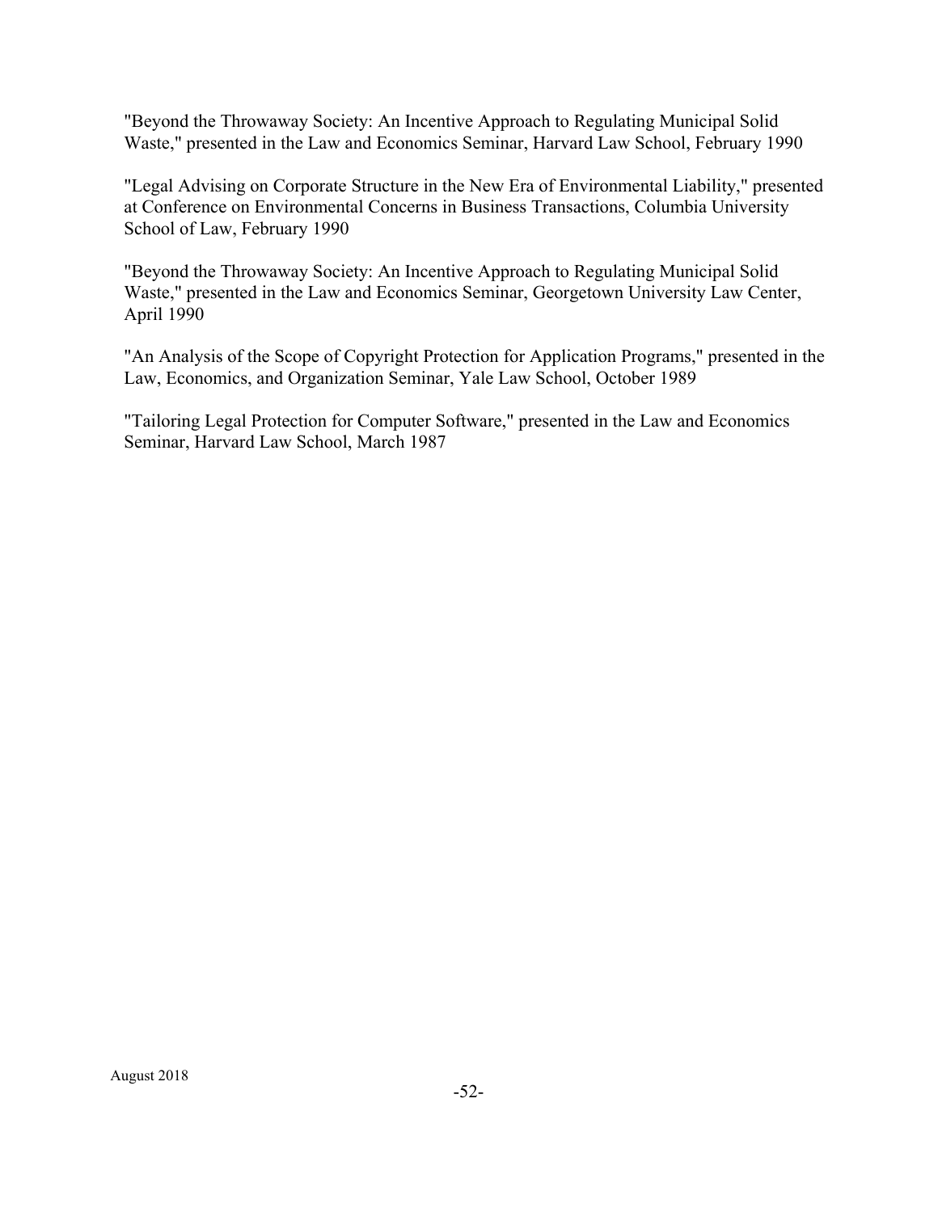"Beyond the Throwaway Society: An Incentive Approach to Regulating Municipal Solid Waste," presented in the Law and Economics Seminar, Harvard Law School, February 1990

"Legal Advising on Corporate Structure in the New Era of Environmental Liability," presented at Conference on Environmental Concerns in Business Transactions, Columbia University School of Law, February 1990

"Beyond the Throwaway Society: An Incentive Approach to Regulating Municipal Solid Waste," presented in the Law and Economics Seminar, Georgetown University Law Center, April 1990

"An Analysis of the Scope of Copyright Protection for Application Programs," presented in the Law, Economics, and Organization Seminar, Yale Law School, October 1989

"Tailoring Legal Protection for Computer Software," presented in the Law and Economics Seminar, Harvard Law School, March 1987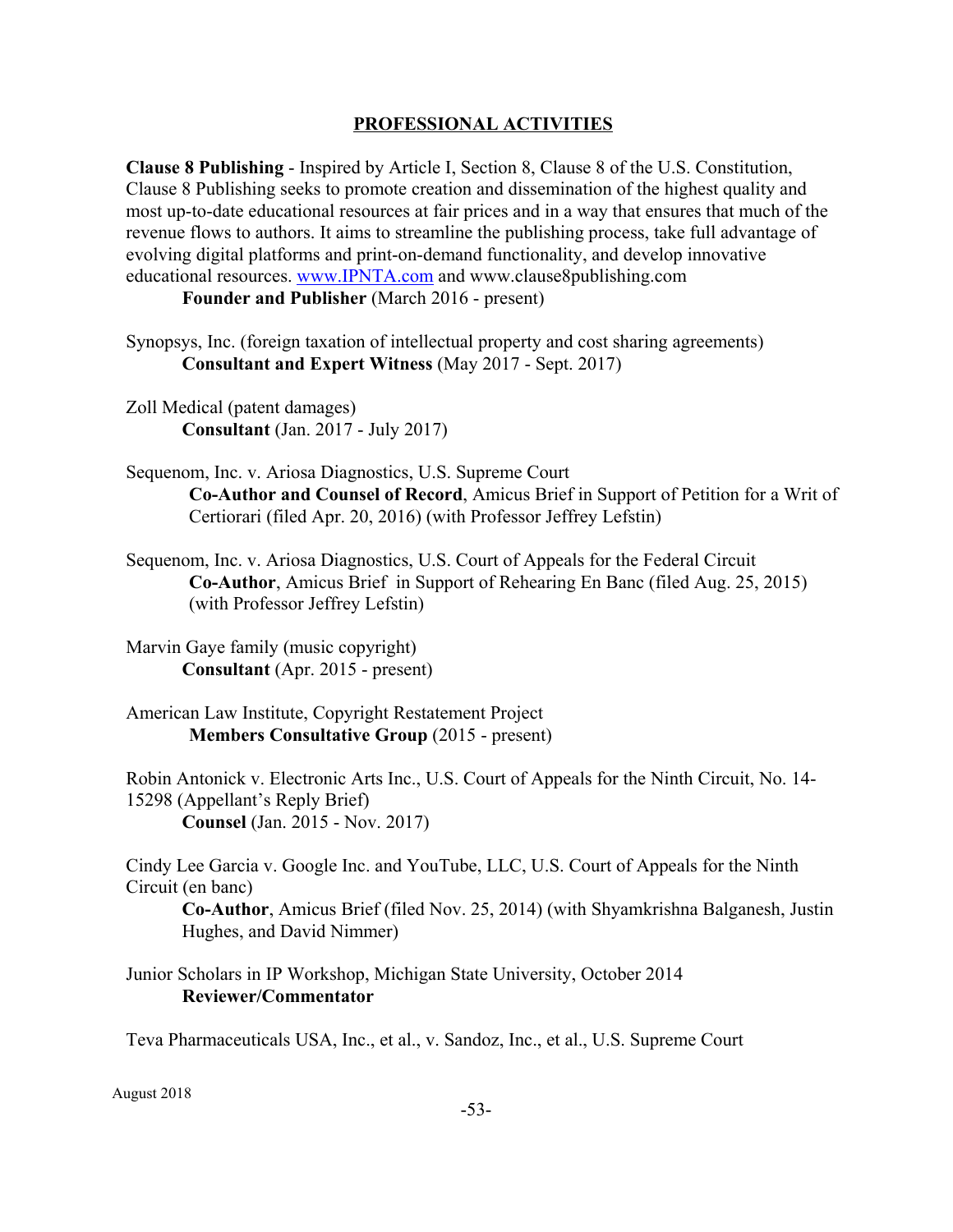## PROFESSIONAL ACTIVITIES

**Clause 8 Publishing** - Inspired by Article I, Section 8, Clause 8 of the U.S. Constitution, Clause 8 Publishing seeks to promote creation and dissemination of the highest quality and most up-to-date educational resources at fair prices and in a way that ensures that much of the revenue flows to authors. It aims to streamline the publishing process, take full advantage of evolving digital platforms and print-on-demand functionality, and develop innovative educational resources. www.IPNTA.com and www.clause8publishing.com
  **Founder and Publisher** (March 2016 - present)

Synopsys, Inc. (foreign taxation of intellectual property and cost sharing agreements)
  **Consultant and Expert Witness** (May 2017 - Sept. 2017)

Zoll Medical (patent damages)
  **Consultant** (Jan. 2017 - July 2017)

Sequenom, Inc. v. Ariosa Diagnostics, U.S. Supreme Court
  **Co-Author and Counsel of Record**, Amicus Brief in Support of Petition for a Writ of Certiorari (filed Apr. 20, 2016) (with Professor Jeffrey Lefstin)

Sequenom, Inc. v. Ariosa Diagnostics, U.S. Court of Appeals for the Federal Circuit
  **Co-Author**, Amicus Brief in Support of Rehearing En Banc (filed Aug. 25, 2015) (with Professor Jeffrey Lefstin)

Marvin Gaye family (music copyright)
  **Consultant** (Apr. 2015 - present)

American Law Institute, Copyright Restatement Project
  **Members Consultative Group** (2015 - present)

Robin Antonick v. Electronic Arts Inc., U.S. Court of Appeals for the Ninth Circuit, No. 14-15298 (Appellant's Reply Brief)
  **Counsel** (Jan. 2015 - Nov. 2017)

Cindy Lee Garcia v. Google Inc. and YouTube, LLC, U.S. Court of Appeals for the Ninth Circuit (en banc)
  **Co-Author**, Amicus Brief (filed Nov. 25, 2014) (with Shyamkrishna Balganesh, Justin Hughes, and David Nimmer)

Junior Scholars in IP Workshop, Michigan State University, October 2014
  **Reviewer/Commentator**

Teva Pharmaceuticals USA, Inc., et al., v. Sandoz, Inc., et al., U.S. Supreme Court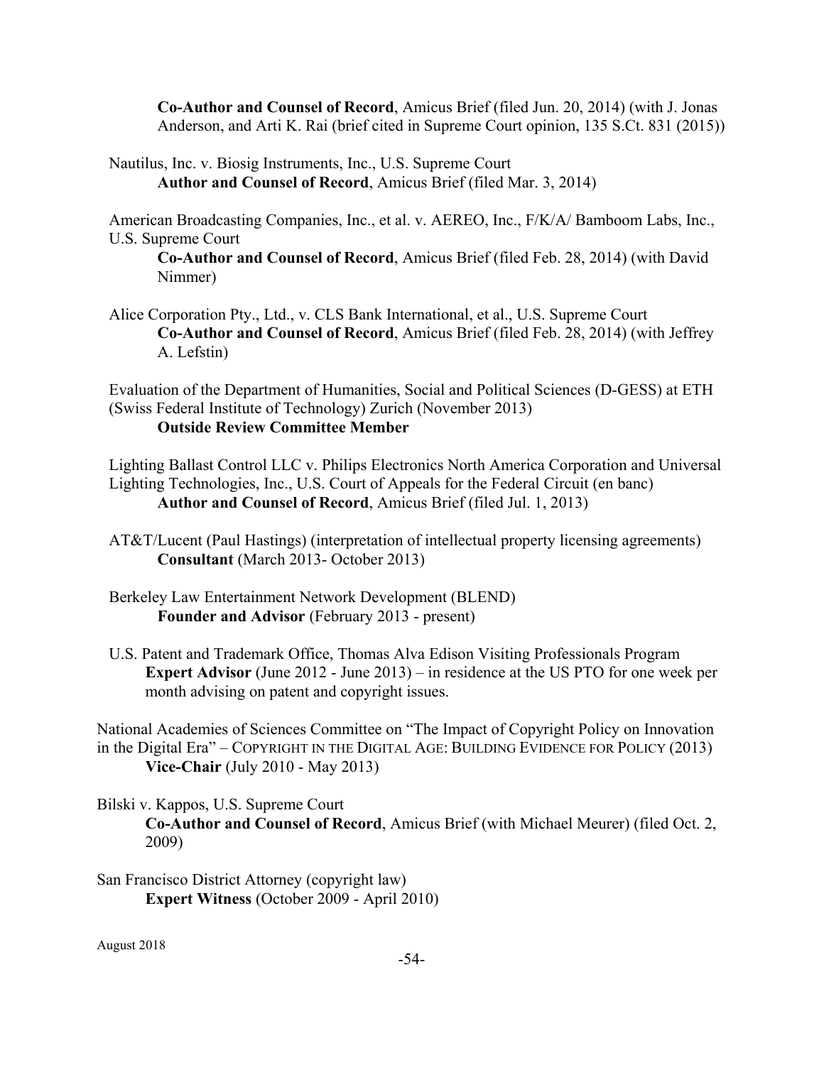**Co-Author and Counsel of Record**, Amicus Brief (filed Jun. 20, 2014) (with J. Jonas Anderson, and Arti K. Rai (brief cited in Supreme Court opinion, 135 S.Ct. 831 (2015))

Nautilus, Inc. v. Biosig Instruments, Inc., U.S. Supreme Court
**Author and Counsel of Record**, Amicus Brief (filed Mar. 3, 2014)

American Broadcasting Companies, Inc., et al. v. AEREO, Inc., F/K/A/ Bamboom Labs, Inc., U.S. Supreme Court
**Co-Author and Counsel of Record**, Amicus Brief (filed Feb. 28, 2014) (with David Nimmer)

Alice Corporation Pty., Ltd., v. CLS Bank International, et al., U.S. Supreme Court
**Co-Author and Counsel of Record**, Amicus Brief (filed Feb. 28, 2014) (with Jeffrey A. Lefstin)

Evaluation of the Department of Humanities, Social and Political Sciences (D-GESS) at ETH (Swiss Federal Institute of Technology) Zurich (November 2013)
**Outside Review Committee Member**

Lighting Ballast Control LLC v. Philips Electronics North America Corporation and Universal Lighting Technologies, Inc., U.S. Court of Appeals for the Federal Circuit (en banc)
**Author and Counsel of Record**, Amicus Brief (filed Jul. 1, 2013)

AT&T/Lucent (Paul Hastings) (interpretation of intellectual property licensing agreements)
**Consultant** (March 2013- October 2013)

Berkeley Law Entertainment Network Development (BLEND)
**Founder and Advisor** (February 2013 - present)

U.S. Patent and Trademark Office, Thomas Alva Edison Visiting Professionals Program
**Expert Advisor** (June 2012 - June 2013) – in residence at the US PTO for one week per month advising on patent and copyright issues.

National Academies of Sciences Committee on "The Impact of Copyright Policy on Innovation in the Digital Era" – COPYRIGHT IN THE DIGITAL AGE: BUILDING EVIDENCE FOR POLICY (2013)
**Vice-Chair** (July 2010 - May 2013)

Bilski v. Kappos, U.S. Supreme Court
**Co-Author and Counsel of Record**, Amicus Brief (with Michael Meurer) (filed Oct. 2, 2009)

San Francisco District Attorney (copyright law)
**Expert Witness** (October 2009 - April 2010)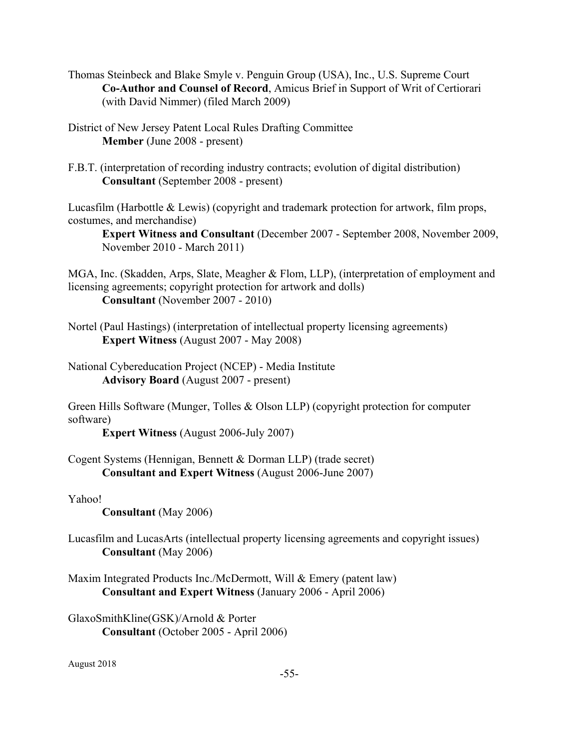Thomas Steinbeck and Blake Smyle v. Penguin Group (USA), Inc., U.S. Supreme Court
**Co-Author and Counsel of Record**, Amicus Brief in Support of Writ of Certiorari (with David Nimmer) (filed March 2009)

District of New Jersey Patent Local Rules Drafting Committee
**Member** (June 2008 - present)

F.B.T. (interpretation of recording industry contracts; evolution of digital distribution)
**Consultant** (September 2008 - present)

Lucasfilm (Harbottle & Lewis) (copyright and trademark protection for artwork, film props, costumes, and merchandise)
**Expert Witness and Consultant** (December 2007 - September 2008, November 2009, November 2010 - March 2011)

MGA, Inc. (Skadden, Arps, Slate, Meagher & Flom, LLP), (interpretation of employment and licensing agreements; copyright protection for artwork and dolls)
**Consultant** (November 2007 - 2010)

Nortel (Paul Hastings) (interpretation of intellectual property licensing agreements)
**Expert Witness** (August 2007 - May 2008)

National Cybereducation Project (NCEP) - Media Institute
**Advisory Board** (August 2007 - present)

Green Hills Software (Munger, Tolles & Olson LLP) (copyright protection for computer software)
**Expert Witness** (August 2006-July 2007)

Cogent Systems (Hennigan, Bennett & Dorman LLP) (trade secret)
**Consultant and Expert Witness** (August 2006-June 2007)

Yahoo!
**Consultant** (May 2006)

Lucasfilm and LucasArts (intellectual property licensing agreements and copyright issues)
**Consultant** (May 2006)

Maxim Integrated Products Inc./McDermott, Will & Emery (patent law)
**Consultant and Expert Witness** (January 2006 - April 2006)

GlaxoSmithKline(GSK)/Arnold & Porter
**Consultant** (October 2005 - April 2006)

August 2018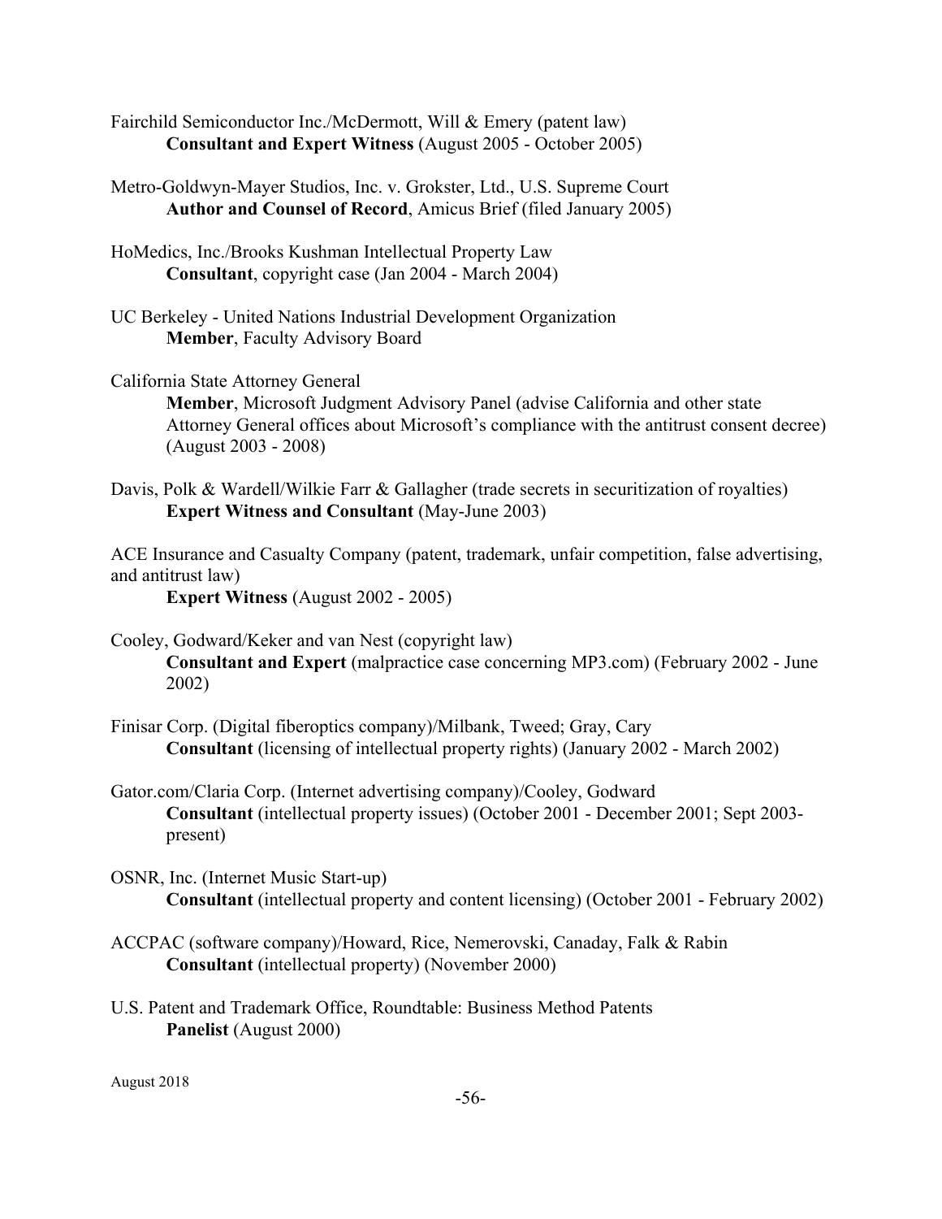Fairchild Semiconductor Inc./McDermott, Will & Emery (patent law)
**Consultant and Expert Witness** (August 2005 - October 2005)

Metro-Goldwyn-Mayer Studios, Inc. v. Grokster, Ltd., U.S. Supreme Court
**Author and Counsel of Record**, Amicus Brief (filed January 2005)

HoMedics, Inc./Brooks Kushman Intellectual Property Law
**Consultant**, copyright case (Jan 2004 - March 2004)

UC Berkeley - United Nations Industrial Development Organization
**Member**, Faculty Advisory Board

California State Attorney General
**Member**, Microsoft Judgment Advisory Panel (advise California and other state Attorney General offices about Microsoft's compliance with the antitrust consent decree) (August 2003 - 2008)

Davis, Polk & Wardell/Wilkie Farr & Gallagher (trade secrets in securitization of royalties)
**Expert Witness and Consultant** (May-June 2003)

ACE Insurance and Casualty Company (patent, trademark, unfair competition, false advertising, and antitrust law)
**Expert Witness** (August 2002 - 2005)

Cooley, Godward/Keker and van Nest (copyright law)
**Consultant and Expert** (malpractice case concerning MP3.com) (February 2002 - June 2002)

Finisar Corp. (Digital fiberoptics company)/Milbank, Tweed; Gray, Cary
**Consultant** (licensing of intellectual property rights) (January 2002 - March 2002)

Gator.com/Claria Corp. (Internet advertising company)/Cooley, Godward
**Consultant** (intellectual property issues) (October 2001 - December 2001; Sept 2003-present)

OSNR, Inc. (Internet Music Start-up)
**Consultant** (intellectual property and content licensing) (October 2001 - February 2002)

ACCPAC (software company)/Howard, Rice, Nemerovski, Canaday, Falk & Rabin
**Consultant** (intellectual property) (November 2000)

U.S. Patent and Trademark Office, Roundtable: Business Method Patents
**Panelist** (August 2000)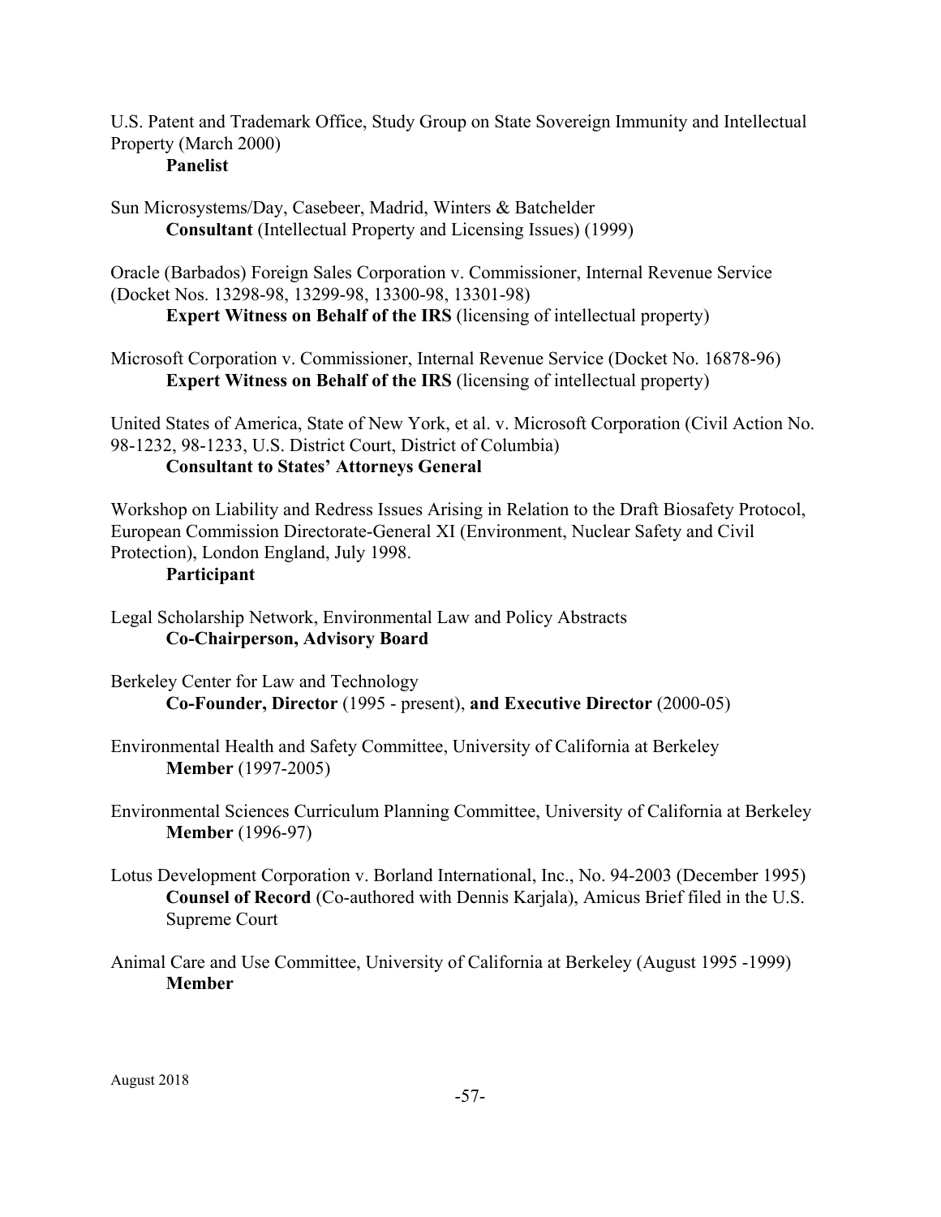U.S. Patent and Trademark Office, Study Group on State Sovereign Immunity and Intellectual Property (March 2000)
 **Panelist**

Sun Microsystems/Day, Casebeer, Madrid, Winters & Batchelder
 **Consultant** (Intellectual Property and Licensing Issues) (1999)

Oracle (Barbados) Foreign Sales Corporation v. Commissioner, Internal Revenue Service (Docket Nos. 13298-98, 13299-98, 13300-98, 13301-98)
 **Expert Witness on Behalf of the IRS** (licensing of intellectual property)

Microsoft Corporation v. Commissioner, Internal Revenue Service (Docket No. 16878-96)
 **Expert Witness on Behalf of the IRS** (licensing of intellectual property)

United States of America, State of New York, et al. v. Microsoft Corporation (Civil Action No. 98-1232, 98-1233, U.S. District Court, District of Columbia)
 **Consultant to States' Attorneys General**

Workshop on Liability and Redress Issues Arising in Relation to the Draft Biosafety Protocol, European Commission Directorate-General XI (Environment, Nuclear Safety and Civil Protection), London England, July 1998.
 **Participant**

Legal Scholarship Network, Environmental Law and Policy Abstracts
 **Co-Chairperson, Advisory Board**

Berkeley Center for Law and Technology
 **Co-Founder, Director** (1995 - present), **and Executive Director** (2000-05)

Environmental Health and Safety Committee, University of California at Berkeley
 **Member** (1997-2005)

Environmental Sciences Curriculum Planning Committee, University of California at Berkeley
 **Member** (1996-97)

Lotus Development Corporation v. Borland International, Inc., No. 94-2003 (December 1995)
 **Counsel of Record** (Co-authored with Dennis Karjala), Amicus Brief filed in the U.S. Supreme Court

Animal Care and Use Committee, University of California at Berkeley (August 1995 -1999)
 **Member**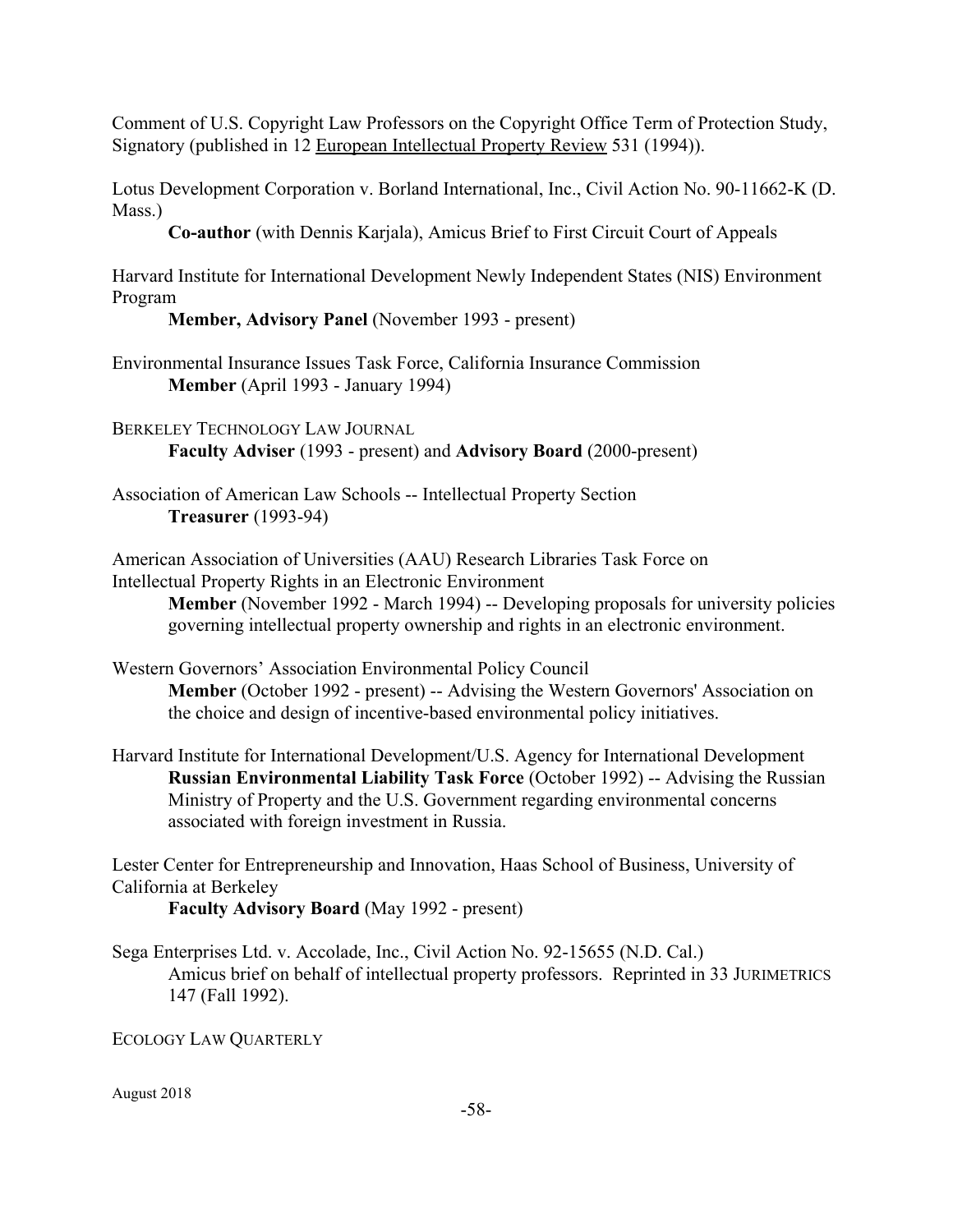Comment of U.S. Copyright Law Professors on the Copyright Office Term of Protection Study, Signatory (published in 12 European Intellectual Property Review 531 (1994)).

Lotus Development Corporation v. Borland International, Inc., Civil Action No. 90-11662-K (D. Mass.)

> **Co-author** (with Dennis Karjala), Amicus Brief to First Circuit Court of Appeals

Harvard Institute for International Development Newly Independent States (NIS) Environment Program

> **Member, Advisory Panel** (November 1993 - present)

Environmental Insurance Issues Task Force, California Insurance Commission

> **Member** (April 1993 - January 1994)

BERKELEY TECHNOLOGY LAW JOURNAL

> **Faculty Adviser** (1993 - present) and **Advisory Board** (2000-present)

Association of American Law Schools -- Intellectual Property Section

> **Treasurer** (1993-94)

American Association of Universities (AAU) Research Libraries Task Force on Intellectual Property Rights in an Electronic Environment

> **Member** (November 1992 - March 1994) -- Developing proposals for university policies governing intellectual property ownership and rights in an electronic environment.

Western Governors' Association Environmental Policy Council

> **Member** (October 1992 - present) -- Advising the Western Governors' Association on the choice and design of incentive-based environmental policy initiatives.

Harvard Institute for International Development/U.S. Agency for International Development

> **Russian Environmental Liability Task Force** (October 1992) -- Advising the Russian Ministry of Property and the U.S. Government regarding environmental concerns associated with foreign investment in Russia.

Lester Center for Entrepreneurship and Innovation, Haas School of Business, University of California at Berkeley

> **Faculty Advisory Board** (May 1992 - present)

Sega Enterprises Ltd. v. Accolade, Inc., Civil Action No. 92-15655 (N.D. Cal.)

> Amicus brief on behalf of intellectual property professors. Reprinted in 33 JURIMETRICS 147 (Fall 1992).

ECOLOGY LAW QUARTERLY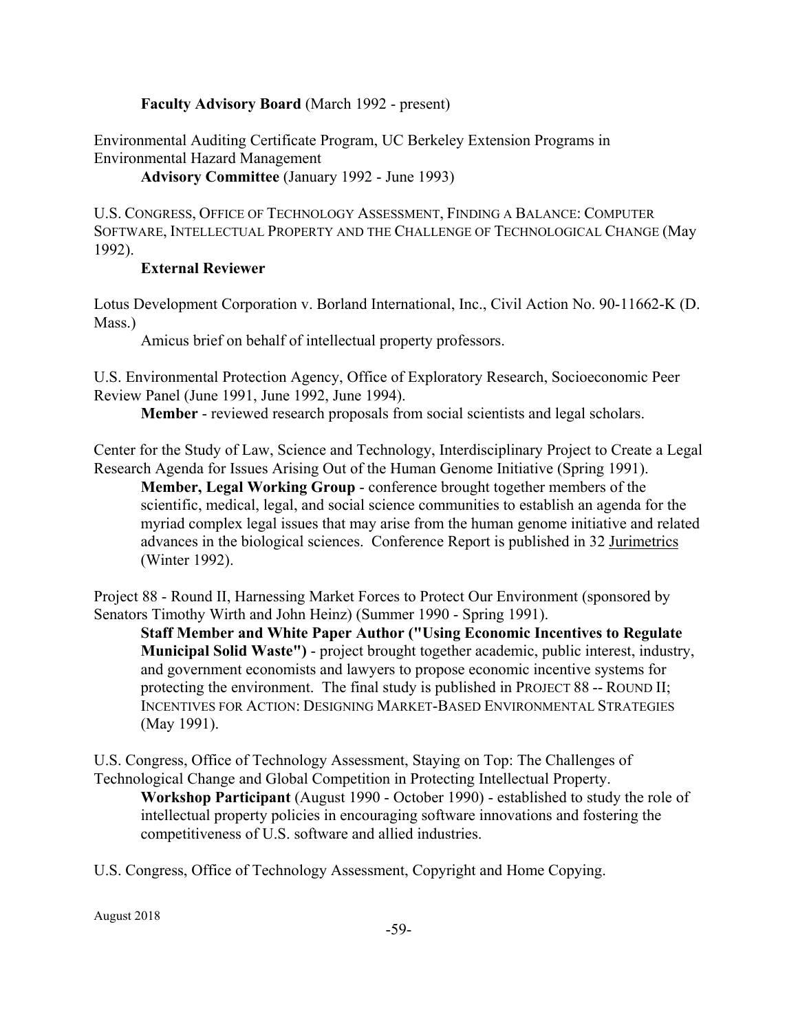**Faculty Advisory Board** (March 1992 - present)

Environmental Auditing Certificate Program, UC Berkeley Extension Programs in Environmental Hazard Management

**Advisory Committee** (January 1992 - June 1993)

U.S. CONGRESS, OFFICE OF TECHNOLOGY ASSESSMENT, FINDING A BALANCE: COMPUTER SOFTWARE, INTELLECTUAL PROPERTY AND THE CHALLENGE OF TECHNOLOGICAL CHANGE (May 1992).

**External Reviewer**

Lotus Development Corporation v. Borland International, Inc., Civil Action No. 90-11662-K (D. Mass.)

Amicus brief on behalf of intellectual property professors.

U.S. Environmental Protection Agency, Office of Exploratory Research, Socioeconomic Peer Review Panel (June 1991, June 1992, June 1994).

**Member** - reviewed research proposals from social scientists and legal scholars.

Center for the Study of Law, Science and Technology, Interdisciplinary Project to Create a Legal Research Agenda for Issues Arising Out of the Human Genome Initiative (Spring 1991).

**Member, Legal Working Group** - conference brought together members of the scientific, medical, legal, and social science communities to establish an agenda for the myriad complex legal issues that may arise from the human genome initiative and related advances in the biological sciences. Conference Report is published in 32 Jurimetrics (Winter 1992).

Project 88 - Round II, Harnessing Market Forces to Protect Our Environment (sponsored by Senators Timothy Wirth and John Heinz) (Summer 1990 - Spring 1991).

**Staff Member and White Paper Author ("Using Economic Incentives to Regulate Municipal Solid Waste")** - project brought together academic, public interest, industry, and government economists and lawyers to propose economic incentive systems for protecting the environment. The final study is published in PROJECT 88 -- ROUND II; INCENTIVES FOR ACTION: DESIGNING MARKET-BASED ENVIRONMENTAL STRATEGIES (May 1991).

U.S. Congress, Office of Technology Assessment, Staying on Top: The Challenges of Technological Change and Global Competition in Protecting Intellectual Property.

**Workshop Participant** (August 1990 - October 1990) - established to study the role of intellectual property policies in encouraging software innovations and fostering the competitiveness of U.S. software and allied industries.

U.S. Congress, Office of Technology Assessment, Copyright and Home Copying.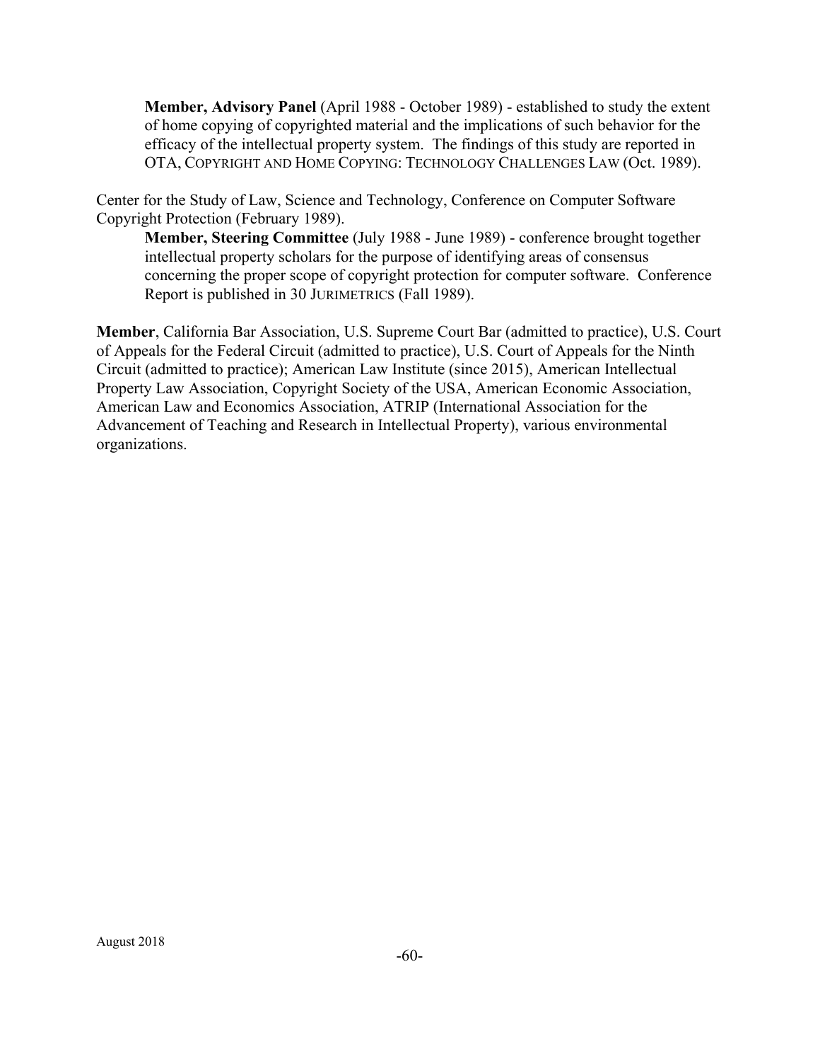**Member, Advisory Panel** (April 1988 - October 1989) - established to study the extent of home copying of copyrighted material and the implications of such behavior for the efficacy of the intellectual property system. The findings of this study are reported in OTA, COPYRIGHT AND HOME COPYING: TECHNOLOGY CHALLENGES LAW (Oct. 1989).

Center for the Study of Law, Science and Technology, Conference on Computer Software Copyright Protection (February 1989).

**Member, Steering Committee** (July 1988 - June 1989) - conference brought together intellectual property scholars for the purpose of identifying areas of consensus concerning the proper scope of copyright protection for computer software. Conference Report is published in 30 JURIMETRICS (Fall 1989).

**Member**, California Bar Association, U.S. Supreme Court Bar (admitted to practice), U.S. Court of Appeals for the Federal Circuit (admitted to practice), U.S. Court of Appeals for the Ninth Circuit (admitted to practice); American Law Institute (since 2015), American Intellectual Property Law Association, Copyright Society of the USA, American Economic Association, American Law and Economics Association, ATRIP (International Association for the Advancement of Teaching and Research in Intellectual Property), various environmental organizations.